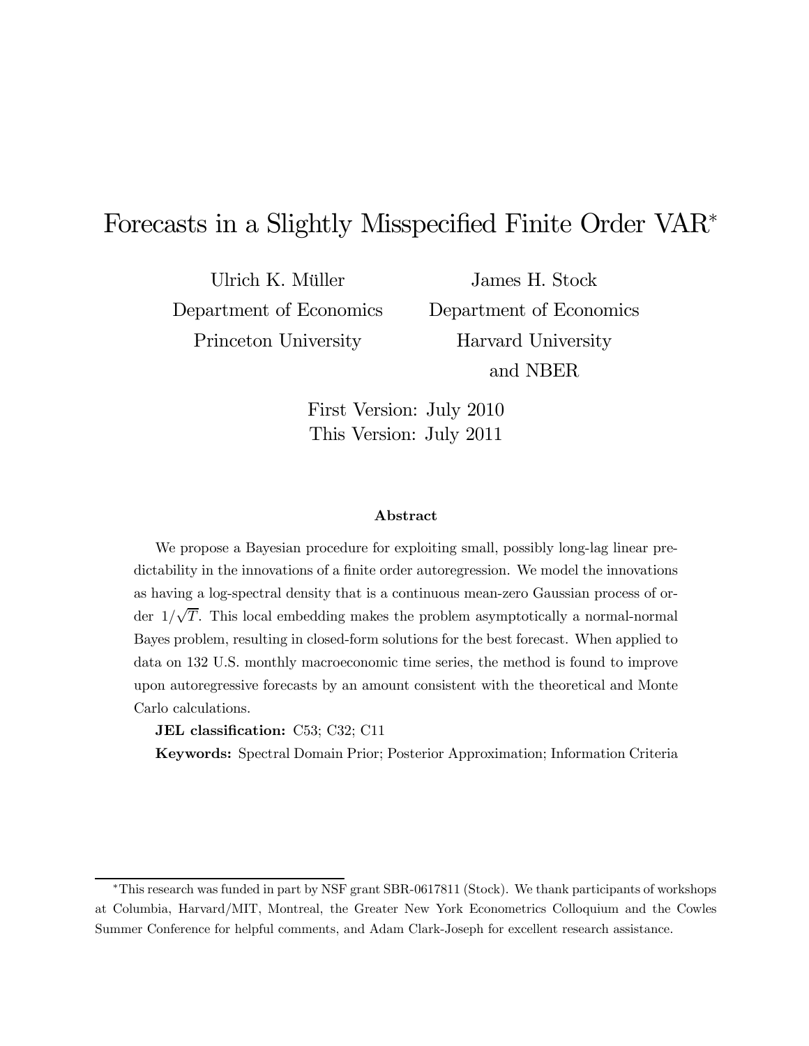# Forecasts in a Slightly Misspecified Finite Order VAR[*]

Ulrich K. Müller
Department of Economics
Princeton University

James H. Stock
Department of Economics
Harvard University
and NBER

First Version: July 2010
This Version: July 2011

### Abstract

We propose a Bayesian procedure for exploiting small, possibly long-lag linear predictability in the innovations of a finite order autoregression. We model the innovations as having a log-spectral density that is a continuous mean-zero Gaussian process of order $1/\sqrt{T}$. This local embedding makes the problem asymptotically a normal-normal Bayes problem, resulting in closed-form solutions for the best forecast. When applied to data on 132 U.S. monthly macroeconomic time series, the method is found to improve upon autoregressive forecasts by an amount consistent with the theoretical and Monte Carlo calculations.

**JEL classification:** C53; C32; C11

**Keywords:** Spectral Domain Prior; Posterior Approximation; Information Criteria

---

[*] This research was funded in part by NSF grant SBR-0617811 (Stock). We thank participants of workshops at Columbia, Harvard/MIT, Montreal, the Greater New York Econometrics Colloquium and the Cowles Summer Conference for helpful comments, and Adam Clark-Joseph for excellent research assistance.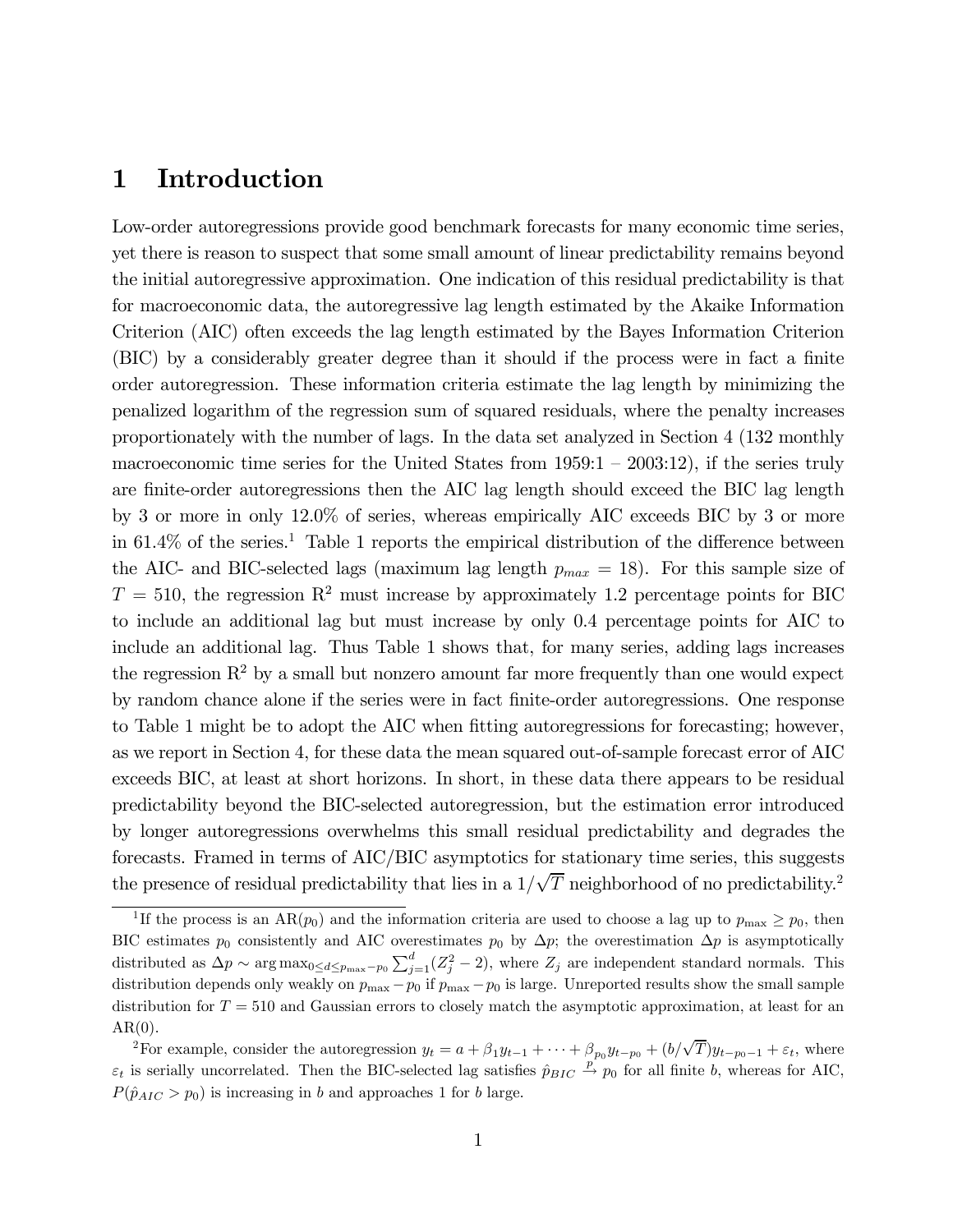# 1 Introduction

Low-order autoregressions provide good benchmark forecasts for many economic time series, yet there is reason to suspect that some small amount of linear predictability remains beyond the initial autoregressive approximation. One indication of this residual predictability is that for macroeconomic data, the autoregressive lag length estimated by the Akaike Information Criterion (AIC) often exceeds the lag length estimated by the Bayes Information Criterion (BIC) by a considerably greater degree than it should if the process were in fact a finite order autoregression. These information criteria estimate the lag length by minimizing the penalized logarithm of the regression sum of squared residuals, where the penalty increases proportionately with the number of lags. In the data set analyzed in Section 4 (132 monthly macroeconomic time series for the United States from 1959:1 – 2003:12), if the series truly are finite-order autoregressions then the AIC lag length should exceed the BIC lag length by 3 or more in only 12.0% of series, whereas empirically AIC exceeds BIC by 3 or more in 61.4% of the series.[1] Table 1 reports the empirical distribution of the difference between the AIC- and BIC-selected lags (maximum lag length $p_{max} = 18$). For this sample size of $T = 510$, the regression $R^2$ must increase by approximately 1.2 percentage points for BIC to include an additional lag but must increase by only 0.4 percentage points for AIC to include an additional lag. Thus Table 1 shows that, for many series, adding lags increases the regression $R^2$ by a small but nonzero amount far more frequently than one would expect by random chance alone if the series were in fact finite-order autoregressions. One response to Table 1 might be to adopt the AIC when fitting autoregressions for forecasting; however, as we report in Section 4, for these data the mean squared out-of-sample forecast error of AIC exceeds BIC, at least at short horizons. In short, in these data there appears to be residual predictability beyond the BIC-selected autoregression, but the estimation error introduced by longer autoregressions overwhelms this small residual predictability and degrades the forecasts. Framed in terms of AIC/BIC asymptotics for stationary time series, this suggests the presence of residual predictability that lies in a $1/\sqrt{T}$ neighborhood of no predictability.[2]

---

[1] If the process is an AR($p_0$) and the information criteria are used to choose a lag up to $p_{\max} \geq p_0$, then BIC estimates $p_0$ consistently and AIC overestimates $p_0$ by $\Delta p$; the overestimation $\Delta p$ is asymptotically distributed as $\Delta p \sim \arg\max_{0 \leq d \leq p_{\max} - p_0} \sum_{j=1}^{d} (Z_j^2 - 2)$, where $Z_j$ are independent standard normals. This distribution depends only weakly on $p_{\max} - p_0$ if $p_{\max} - p_0$ is large. Unreported results show the small sample distribution for $T = 510$ and Gaussian errors to closely match the asymptotic approximation, at least for an AR(0).

[2] For example, consider the autoregression $y_t = a + \beta_1 y_{t-1} + \cdots + \beta_{p_0} y_{t-p_0} + (b/\sqrt{T}) y_{t-p_0-1} + \varepsilon_t$, where $\varepsilon_t$ is serially uncorrelated. Then the BIC-selected lag satisfies $\hat{p}_{BIC} \xrightarrow{p} p_0$ for all finite $b$, whereas for AIC, $P(\hat{p}_{AIC} > p_0)$ is increasing in $b$ and approaches 1 for $b$ large.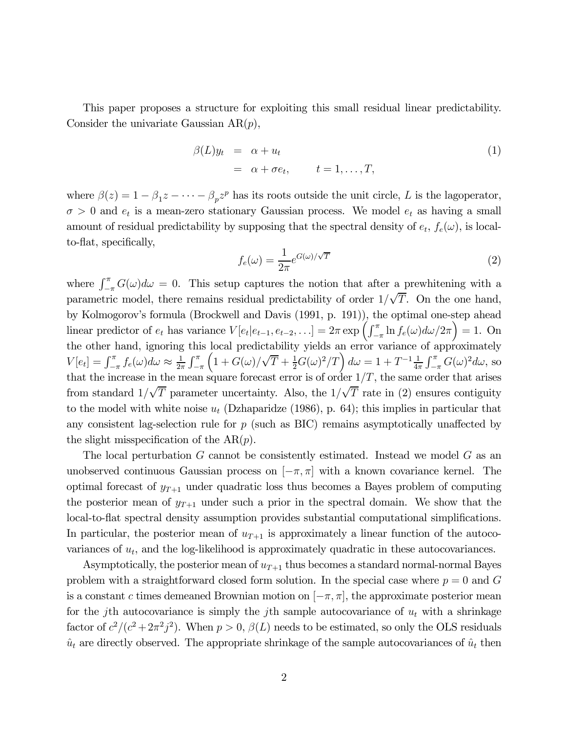This paper proposes a structure for exploiting this small residual linear predictability. Consider the univariate Gaussian AR($p$),

$$
\begin{aligned}
\beta(L)y_t &= \alpha + u_t \\
&= \alpha + \sigma e_t, \qquad t = 1, \ldots, T,
\end{aligned}
\tag{1}
$$

where $\beta(z) = 1 - \beta_1 z - \cdots - \beta_p z^p$ has its roots outside the unit circle, $L$ is the lagoperator, $\sigma > 0$ and $e_t$ is a mean-zero stationary Gaussian process. We model $e_t$ as having a small amount of residual predictability by supposing that the spectral density of $e_t$, $f_e(\omega)$, is local-to-flat, specifically,

$$
f_e(\omega) = \frac{1}{2\pi} e^{G(\omega)/\sqrt{T}}
\tag{2}
$$

where $\int_{-\pi}^{\pi} G(\omega) d\omega = 0$. This setup captures the notion that after a prewhitening with a parametric model, there remains residual predictability of order $1/\sqrt{T}$. On the one hand, by Kolmogorov's formula (Brockwell and Davis (1991, p. 191)), the optimal one-step ahead linear predictor of $e_t$ has variance $V[e_t | e_{t-1}, e_{t-2}, \ldots] = 2\pi \exp\left(\int_{-\pi}^{\pi} \ln f_e(\omega) d\omega / 2\pi\right) = 1$. On the other hand, ignoring this local predictability yields an error variance of approximately $V[e_t] = \int_{-\pi}^{\pi} f_e(\omega) d\omega \approx \frac{1}{2\pi} \int_{-\pi}^{\pi} \left(1 + G(\omega)/\sqrt{T} + \frac{1}{2} G(\omega)^2 / T\right) d\omega = 1 + T^{-1} \frac{1}{4\pi} \int_{-\pi}^{\pi} G(\omega)^2 d\omega$, so that the increase in the mean square forecast error is of order $1/T$, the same order that arises from standard $1/\sqrt{T}$ parameter uncertainty. Also, the $1/\sqrt{T}$ rate in (2) ensures contiguity to the model with white noise $u_t$ (Dzhaparidze (1986), p. 64); this implies in particular that any consistent lag-selection rule for $p$ (such as BIC) remains asymptotically unaffected by the slight misspecification of the AR($p$).

The local perturbation $G$ cannot be consistently estimated. Instead we model $G$ as an unobserved continuous Gaussian process on $[-\pi, \pi]$ with a known covariance kernel. The optimal forecast of $y_{T+1}$ under quadratic loss thus becomes a Bayes problem of computing the posterior mean of $y_{T+1}$ under such a prior in the spectral domain. We show that the local-to-flat spectral density assumption provides substantial computational simplifications. In particular, the posterior mean of $u_{T+1}$ is approximately a linear function of the autocovariances of $u_t$, and the log-likelihood is approximately quadratic in these autocovariances.

Asymptotically, the posterior mean of $u_{T+1}$ thus becomes a standard normal-normal Bayes problem with a straightforward closed form solution. In the special case where $p = 0$ and $G$ is a constant $c$ times demeaned Brownian motion on $[-\pi, \pi]$, the approximate posterior mean for the $j$th autocovariance is simply the $j$th sample autocovariance of $u_t$ with a shrinkage factor of $c^2/(c^2 + 2\pi^2 j^2)$. When $p > 0$, $\beta(L)$ needs to be estimated, so only the OLS residuals $\hat{u}_t$ are directly observed. The appropriate shrinkage of the sample autocovariances of $\hat{u}_t$ then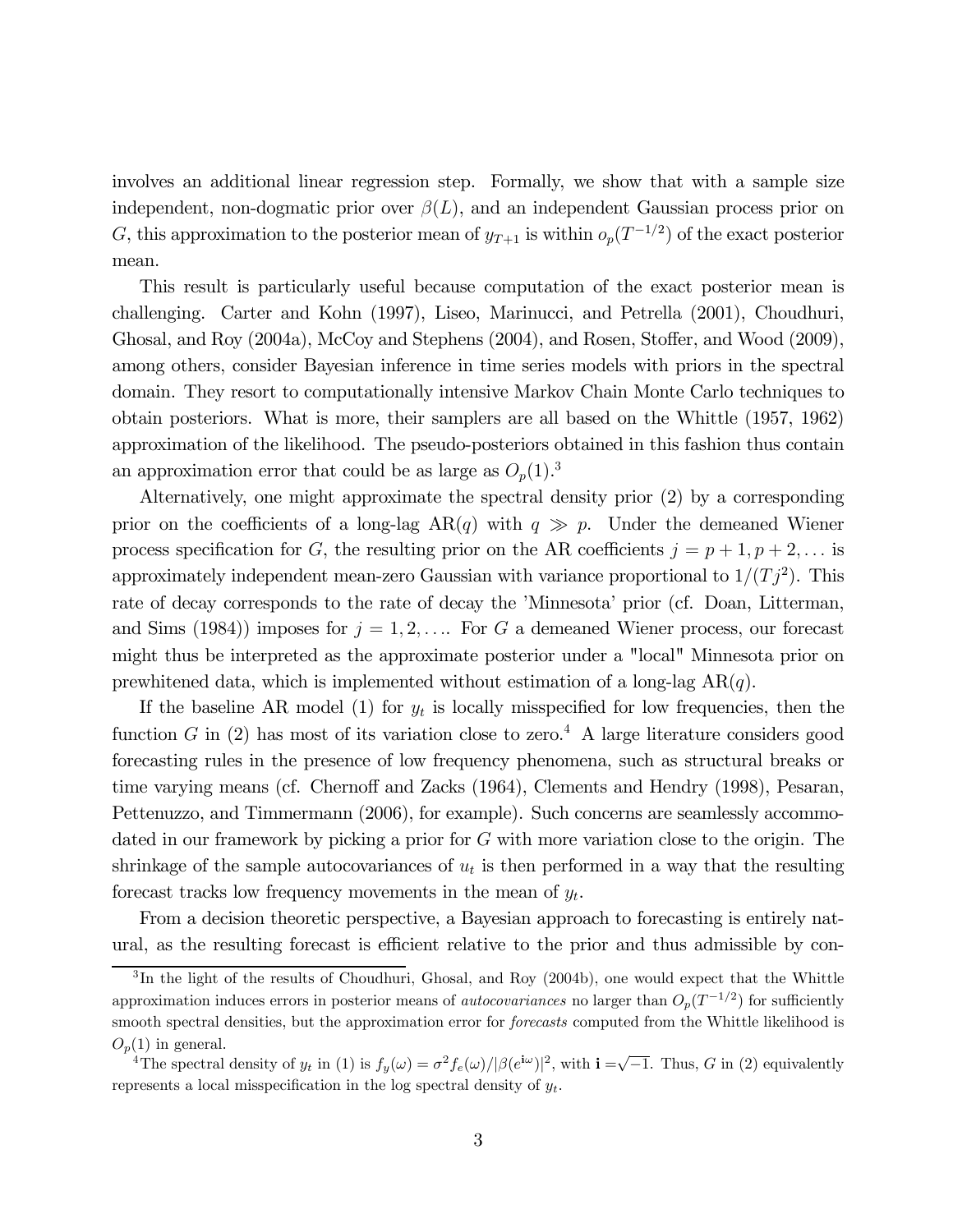involves an additional linear regression step. Formally, we show that with a sample size independent, non-dogmatic prior over $\beta(L)$, and an independent Gaussian process prior on $G$, this approximation to the posterior mean of $y_{T+1}$ is within $o_p(T^{-1/2})$ of the exact posterior mean.

This result is particularly useful because computation of the exact posterior mean is challenging. Carter and Kohn (1997), Liseo, Marinucci, and Petrella (2001), Choudhuri, Ghosal, and Roy (2004a), McCoy and Stephens (2004), and Rosen, Stoffer, and Wood (2009), among others, consider Bayesian inference in time series models with priors in the spectral domain. They resort to computationally intensive Markov Chain Monte Carlo techniques to obtain posteriors. What is more, their samplers are all based on the Whittle (1957, 1962) approximation of the likelihood. The pseudo-posteriors obtained in this fashion thus contain an approximation error that could be as large as $O_p(1)$.[3]

Alternatively, one might approximate the spectral density prior (2) by a corresponding prior on the coefficients of a long-lag AR($q$) with $q \gg p$. Under the demeaned Wiener process specification for $G$, the resulting prior on the AR coefficients $j = p+1, p+2, \ldots$ is approximately independent mean-zero Gaussian with variance proportional to $1/(Tj^2)$. This rate of decay corresponds to the rate of decay the 'Minnesota' prior (cf. Doan, Litterman, and Sims (1984)) imposes for $j = 1, 2, \ldots$. For $G$ a demeaned Wiener process, our forecast might thus be interpreted as the approximate posterior under a "local" Minnesota prior on prewhitened data, which is implemented without estimation of a long-lag AR($q$).

If the baseline AR model (1) for $y_t$ is locally misspecified for low frequencies, then the function $G$ in (2) has most of its variation close to zero.[4] A large literature considers good forecasting rules in the presence of low frequency phenomena, such as structural breaks or time varying means (cf. Chernoff and Zacks (1964), Clements and Hendry (1998), Pesaran, Pettenuzzo, and Timmermann (2006), for example). Such concerns are seamlessly accommodated in our framework by picking a prior for $G$ with more variation close to the origin. The shrinkage of the sample autocovariances of $u_t$ is then performed in a way that the resulting forecast tracks low frequency movements in the mean of $y_t$.

From a decision theoretic perspective, a Bayesian approach to forecasting is entirely natural, as the resulting forecast is efficient relative to the prior and thus admissible by con-

---

[3] In the light of the results of Choudhuri, Ghosal, and Roy (2004b), one would expect that the Whittle approximation induces errors in posterior means of *autocovariances* no larger than $O_p(T^{-1/2})$ for sufficiently smooth spectral densities, but the approximation error for *forecasts* computed from the Whittle likelihood is $O_p(1)$ in general.

[4] The spectral density of $y_t$ in (1) is $f_y(\omega) = \sigma^2 f_e(\omega)/|\beta(e^{\mathbf{i}\omega})|^2$, with $\mathbf{i} = \sqrt{-1}$. Thus, $G$ in (2) equivalently represents a local misspecification in the log spectral density of $y_t$.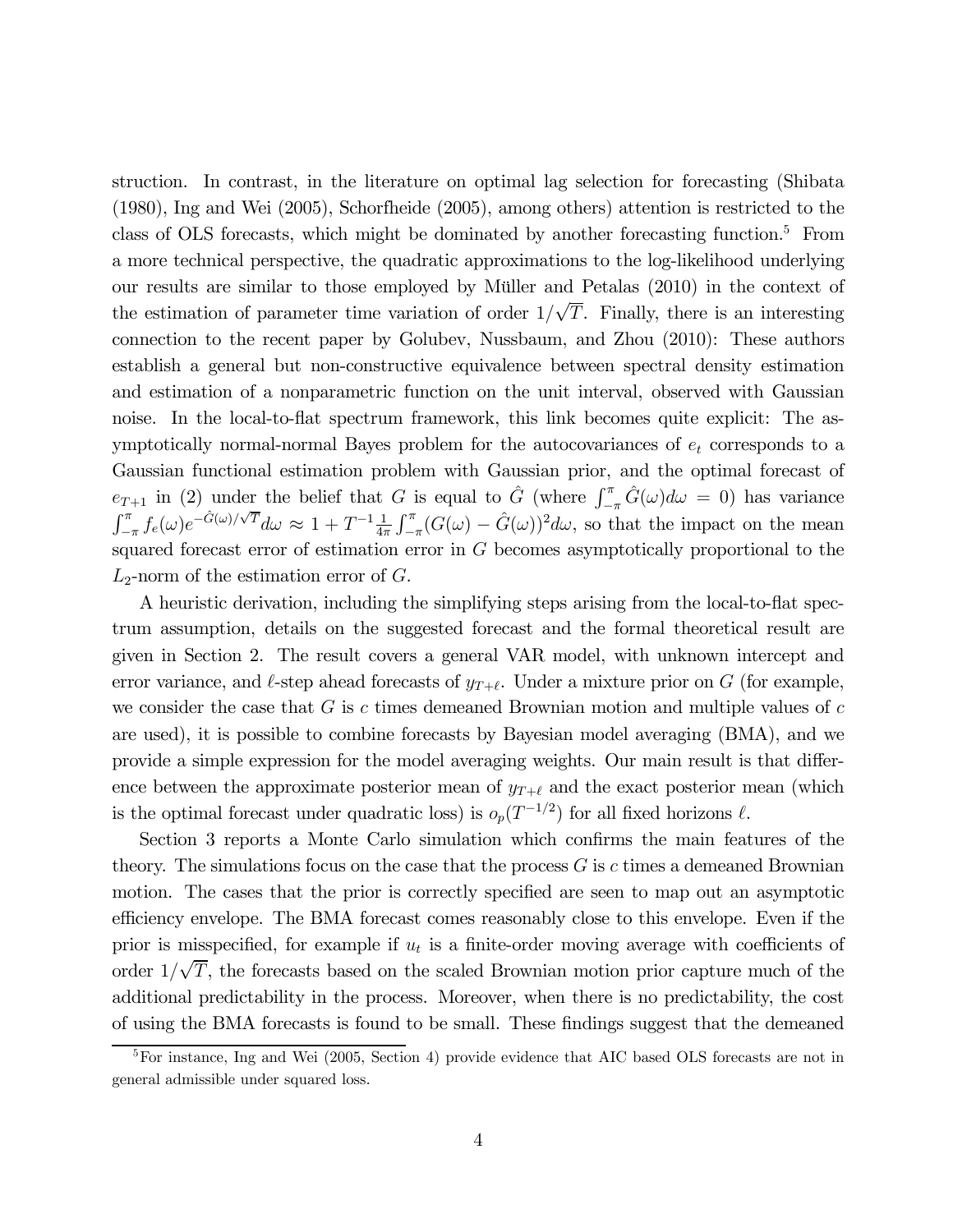struction. In contrast, in the literature on optimal lag selection for forecasting (Shibata (1980), Ing and Wei (2005), Schorfheide (2005), among others) attention is restricted to the class of OLS forecasts, which might be dominated by another forecasting function.[5] From a more technical perspective, the quadratic approximations to the log-likelihood underlying our results are similar to those employed by Müller and Petalas (2010) in the context of the estimation of parameter time variation of order $1/\sqrt{T}$. Finally, there is an interesting connection to the recent paper by Golubev, Nussbaum, and Zhou (2010): These authors establish a general but non-constructive equivalence between spectral density estimation and estimation of a nonparametric function on the unit interval, observed with Gaussian noise. In the local-to-flat spectrum framework, this link becomes quite explicit: The asymptotically normal-normal Bayes problem for the autocovariances of $e_t$ corresponds to a Gaussian functional estimation problem with Gaussian prior, and the optimal forecast of $e_{T+1}$ in (2) under the belief that $G$ is equal to $\hat{G}$ (where $\int_{-\pi}^{\pi} \hat{G}(\omega)d\omega = 0$) has variance $\int_{-\pi}^{\pi} f_e(\omega)e^{-\hat{G}(\omega)/\sqrt{T}}d\omega \approx 1 + T^{-1}\frac{1}{4\pi}\int_{-\pi}^{\pi}(G(\omega) - \hat{G}(\omega))^2 d\omega$, so that the impact on the mean squared forecast error of estimation error in $G$ becomes asymptotically proportional to the $L_2$-norm of the estimation error of $G$.

A heuristic derivation, including the simplifying steps arising from the local-to-flat spectrum assumption, details on the suggested forecast and the formal theoretical result are given in Section 2. The result covers a general VAR model, with unknown intercept and error variance, and $\ell$-step ahead forecasts of $y_{T+\ell}$. Under a mixture prior on $G$ (for example, we consider the case that $G$ is $c$ times demeaned Brownian motion and multiple values of $c$ are used), it is possible to combine forecasts by Bayesian model averaging (BMA), and we provide a simple expression for the model averaging weights. Our main result is that difference between the approximate posterior mean of $y_{T+\ell}$ and the exact posterior mean (which is the optimal forecast under quadratic loss) is $o_p(T^{-1/2})$ for all fixed horizons $\ell$.

Section 3 reports a Monte Carlo simulation which confirms the main features of the theory. The simulations focus on the case that the process $G$ is $c$ times a demeaned Brownian motion. The cases that the prior is correctly specified are seen to map out an asymptotic efficiency envelope. The BMA forecast comes reasonably close to this envelope. Even if the prior is misspecified, for example if $u_t$ is a finite-order moving average with coefficients of order $1/\sqrt{T}$, the forecasts based on the scaled Brownian motion prior capture much of the additional predictability in the process. Moreover, when there is no predictability, the cost of using the BMA forecasts is found to be small. These findings suggest that the demeaned

[5] For instance, Ing and Wei (2005, Section 4) provide evidence that AIC based OLS forecasts are not in general admissible under squared loss.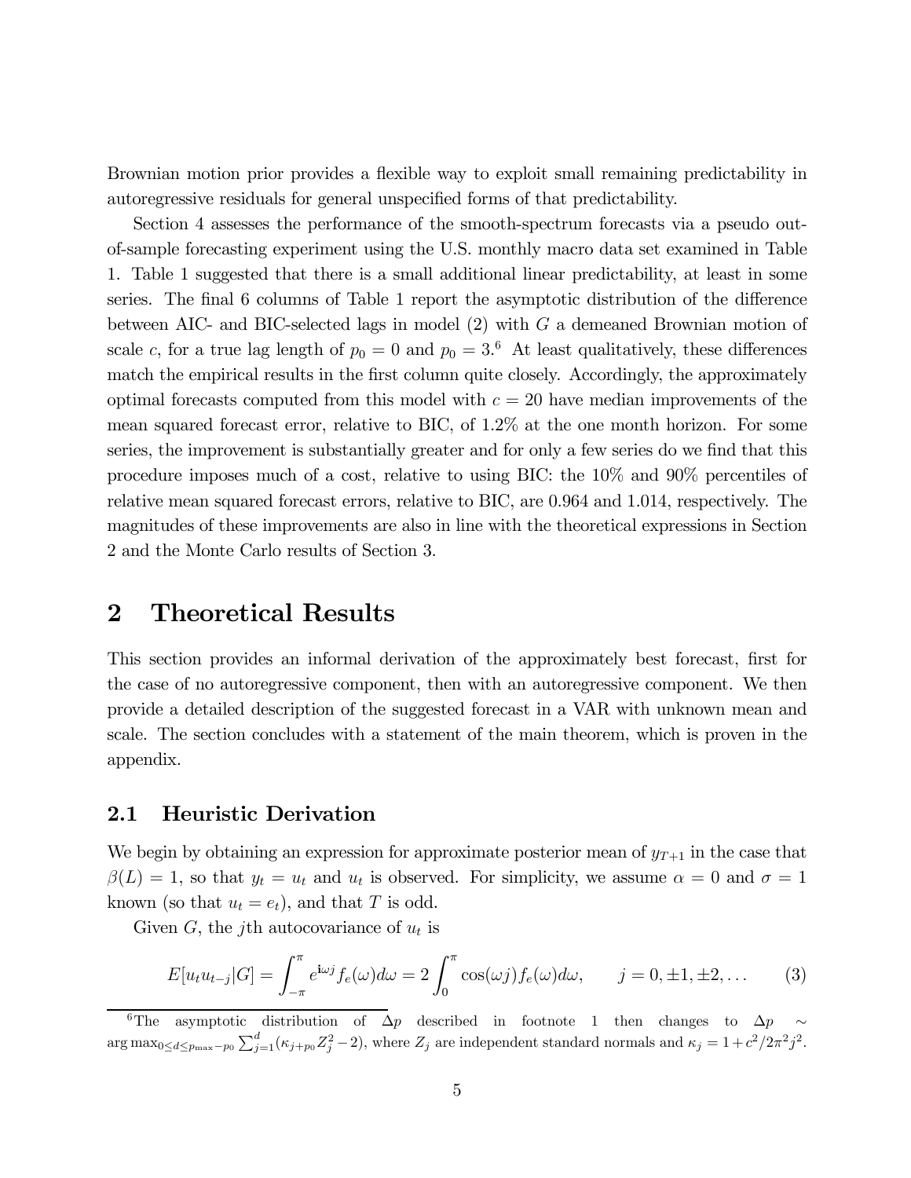Brownian motion prior provides a flexible way to exploit small remaining predictability in autoregressive residuals for general unspecified forms of that predictability.

Section 4 assesses the performance of the smooth-spectrum forecasts via a pseudo out-of-sample forecasting experiment using the U.S. monthly macro data set examined in Table 1. Table 1 suggested that there is a small additional linear predictability, at least in some series. The final 6 columns of Table 1 report the asymptotic distribution of the difference between AIC- and BIC-selected lags in model (2) with $G$ a demeaned Brownian motion of scale $c$, for a true lag length of $p_0 = 0$ and $p_0 = 3$.[6] At least qualitatively, these differences match the empirical results in the first column quite closely. Accordingly, the approximately optimal forecasts computed from this model with $c = 20$ have median improvements of the mean squared forecast error, relative to BIC, of 1.2% at the one month horizon. For some series, the improvement is substantially greater and for only a few series do we find that this procedure imposes much of a cost, relative to using BIC: the 10% and 90% percentiles of relative mean squared forecast errors, relative to BIC, are 0.964 and 1.014, respectively. The magnitudes of these improvements are also in line with the theoretical expressions in Section 2 and the Monte Carlo results of Section 3.

# 2 Theoretical Results

This section provides an informal derivation of the approximately best forecast, first for the case of no autoregressive component, then with an autoregressive component. We then provide a detailed description of the suggested forecast in a VAR with unknown mean and scale. The section concludes with a statement of the main theorem, which is proven in the appendix.

## 2.1 Heuristic Derivation

We begin by obtaining an expression for approximate posterior mean of $y_{T+1}$ in the case that $\beta(L) = 1$, so that $y_t = u_t$ and $u_t$ is observed. For simplicity, we assume $\alpha = 0$ and $\sigma = 1$ known (so that $u_t = e_t$), and that $T$ is odd.

Given $G$, the $j$th autocovariance of $u_t$ is

$$E[u_t u_{t-j}|G] = \int_{-\pi}^{\pi} e^{\mathbf{i}\omega j} f_e(\omega) d\omega = 2\int_0^{\pi} \cos(\omega j) f_e(\omega) d\omega, \qquad j = 0, \pm 1, \pm 2, \ldots \tag{3}$$

[6] The asymptotic distribution of $\Delta p$ described in footnote 1 then changes to $\Delta p \sim \arg\max_{0 \leq d \leq p_{\max} - p_0} \sum_{j=1}^{d} (\kappa_{j+p_0} Z_j^2 - 2)$, where $Z_j$ are independent standard normals and $\kappa_j = 1 + c^2/2\pi^2 j^2$.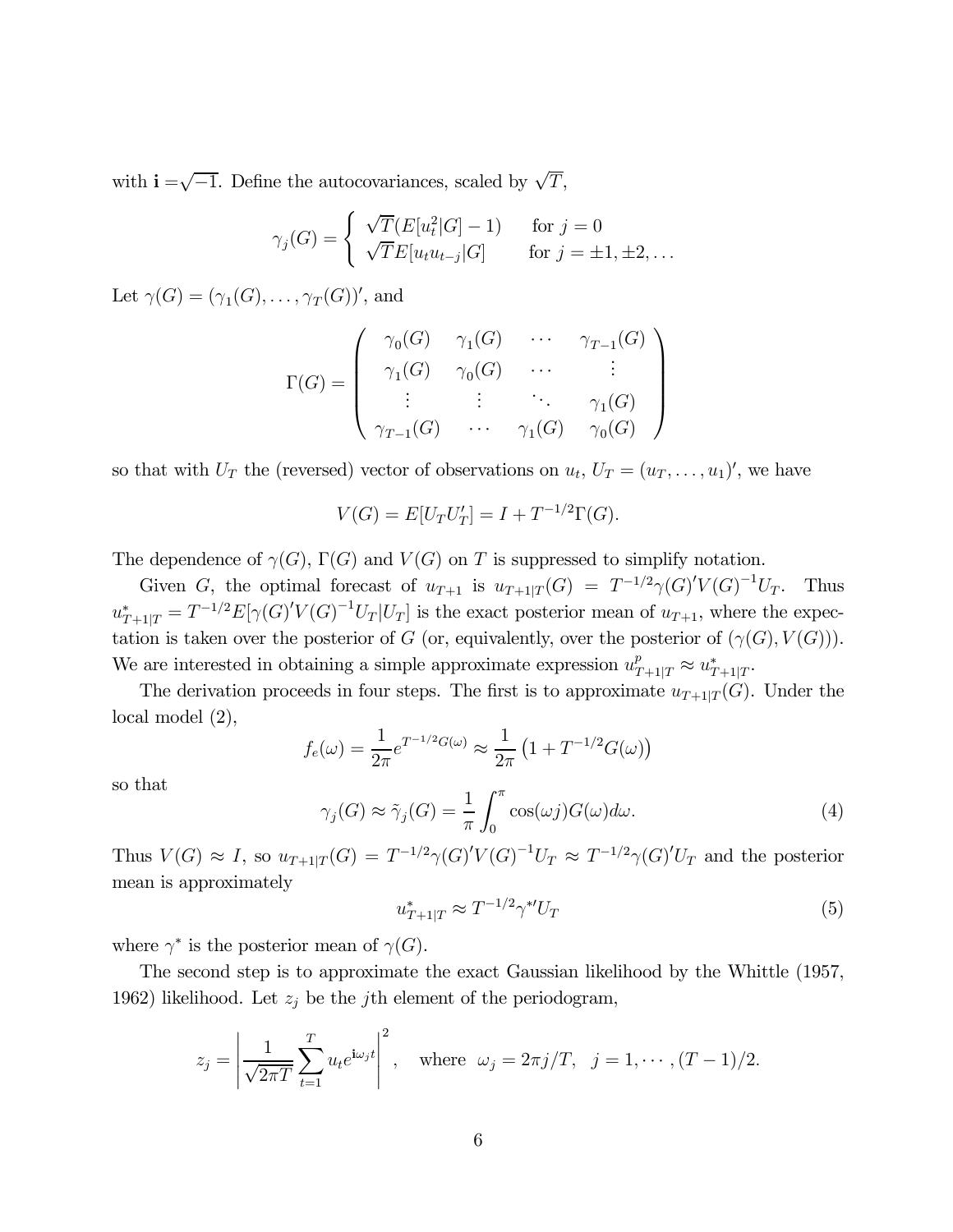with $\mathbf{i} = \sqrt{-1}$. Define the autocovariances, scaled by $\sqrt{T}$,

$$\gamma_j(G) = \begin{cases} \sqrt{T}(E[u_t^2|G] - 1) & \text{for } j = 0 \\ \sqrt{T}E[u_t u_{t-j}|G] & \text{for } j = \pm 1, \pm 2, \ldots \end{cases}$$

Let $\gamma(G) = (\gamma_1(G), \ldots, \gamma_T(G))'$, and

$$\Gamma(G) = \begin{pmatrix} \gamma_0(G) & \gamma_1(G) & \cdots & \gamma_{T-1}(G) \\ \gamma_1(G) & \gamma_0(G) & \cdots & \vdots \\ \vdots & \vdots & \ddots & \gamma_1(G) \\ \gamma_{T-1}(G) & \cdots & \gamma_1(G) & \gamma_0(G) \end{pmatrix}$$

so that with $U_T$ the (reversed) vector of observations on $u_t$, $U_T = (u_T, \ldots, u_1)'$, we have

$$V(G) = E[U_T U_T'] = I + T^{-1/2}\Gamma(G).$$

The dependence of $\gamma(G)$, $\Gamma(G)$ and $V(G)$ on $T$ is suppressed to simplify notation.

Given $G$, the optimal forecast of $u_{T+1}$ is $u_{T+1|T}(G) = T^{-1/2}\gamma(G)'V(G)^{-1}U_T$. Thus $u^*_{T+1|T} = T^{-1/2}E[\gamma(G)'V(G)^{-1}U_T|U_T]$ is the exact posterior mean of $u_{T+1}$, where the expectation is taken over the posterior of $G$ (or, equivalently, over the posterior of $(\gamma(G), V(G))$). We are interested in obtaining a simple approximate expression $u^p_{T+1|T} \approx u^*_{T+1|T}$.

The derivation proceeds in four steps. The first is to approximate $u_{T+1|T}(G)$. Under the local model (2),

$$f_e(\omega) = \frac{1}{2\pi}e^{T^{-1/2}G(\omega)} \approx \frac{1}{2\pi}\left(1 + T^{-1/2}G(\omega)\right)$$

so that

$$\gamma_j(G) \approx \tilde{\gamma}_j(G) = \frac{1}{\pi}\int_0^\pi \cos(\omega j)G(\omega)d\omega. \tag{4}$$

Thus $V(G) \approx I$, so $u_{T+1|T}(G) = T^{-1/2}\gamma(G)'V(G)^{-1}U_T \approx T^{-1/2}\gamma(G)'U_T$ and the posterior mean is approximately

$$u^*_{T+1|T} \approx T^{-1/2}\gamma^{*\prime}U_T \tag{5}$$

where $\gamma^*$ is the posterior mean of $\gamma(G)$.

The second step is to approximate the exact Gaussian likelihood by the Whittle (1957, 1962) likelihood. Let $z_j$ be the $j$th element of the periodogram,

$$z_j = \left|\frac{1}{\sqrt{2\pi T}}\sum_{t=1}^T u_t e^{\mathbf{i}\omega_j t}\right|^2, \quad \text{where } \omega_j = 2\pi j/T, \quad j = 1, \cdots, (T-1)/2.$$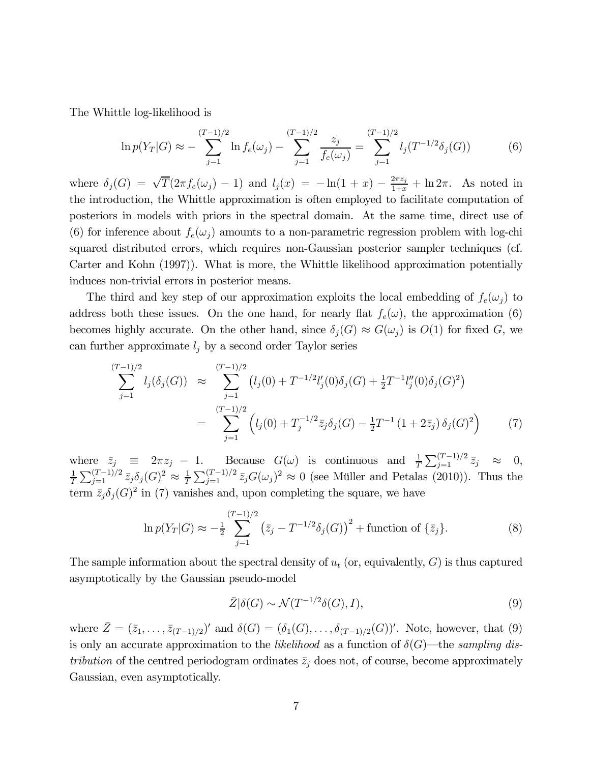The Whittle log-likelihood is

$$\ln p(Y_T|G) \approx -\sum_{j=1}^{(T-1)/2} \ln f_e(\omega_j) - \sum_{j=1}^{(T-1)/2} \frac{z_j}{f_e(\omega_j)} = \sum_{j=1}^{(T-1)/2} l_j(T^{-1/2}\delta_j(G)) \tag{6}$$

where $\delta_j(G) = \sqrt{T}(2\pi f_e(\omega_j) - 1)$ and $l_j(x) = -\ln(1+x) - \frac{2\pi z_j}{1+x} + \ln 2\pi$. As noted in the introduction, the Whittle approximation is often employed to facilitate computation of posteriors in models with priors in the spectral domain. At the same time, direct use of (6) for inference about $f_e(\omega_j)$ amounts to a non-parametric regression problem with log-chi squared distributed errors, which requires non-Gaussian posterior sampler techniques (cf. Carter and Kohn (1997)). What is more, the Whittle likelihood approximation potentially induces non-trivial errors in posterior means.

The third and key step of our approximation exploits the local embedding of $f_e(\omega_j)$ to address both these issues. On the one hand, for nearly flat $f_e(\omega)$, the approximation (6) becomes highly accurate. On the other hand, since $\delta_j(G) \approx G(\omega_j)$ is $O(1)$ for fixed $G$, we can further approximate $l_j$ by a second order Taylor series

$$\begin{aligned}
\sum_{j=1}^{(T-1)/2} l_j(\delta_j(G)) &\approx \sum_{j=1}^{(T-1)/2} \left( l_j(0) + T^{-1/2} l_j'(0)\delta_j(G) + \tfrac{1}{2} T^{-1} l_j''(0)\delta_j(G)^2 \right) \\
&= \sum_{j=1}^{(T-1)/2} \left( l_j(0) + T_j^{-1/2} \bar{z}_j \delta_j(G) - \tfrac{1}{2} T^{-1} \left(1 + 2\bar{z}_j\right) \delta_j(G)^2 \right)
\end{aligned} \tag{7}$$

where $\bar{z}_j \equiv 2\pi z_j - 1$. Because $G(\omega)$ is continuous and $\frac{1}{T}\sum_{j=1}^{(T-1)/2} \bar{z}_j \approx 0$, $\frac{1}{T}\sum_{j=1}^{(T-1)/2} \bar{z}_j \delta_j(G)^2 \approx \frac{1}{T}\sum_{j=1}^{(T-1)/2} \bar{z}_j G(\omega_j)^2 \approx 0$ (see Müller and Petalas (2010)). Thus the term $\bar{z}_j \delta_j(G)^2$ in (7) vanishes and, upon completing the square, we have

$$\ln p(Y_T|G) \approx -\tfrac{1}{2} \sum_{j=1}^{(T-1)/2} \left( \bar{z}_j - T^{-1/2}\delta_j(G) \right)^2 + \text{function of } \{\bar{z}_j\}. \tag{8}$$

The sample information about the spectral density of $u_t$ (or, equivalently, $G$) is thus captured asymptotically by the Gaussian pseudo-model

$$\bar{Z}|\delta(G) \sim \mathcal{N}(T^{-1/2}\delta(G), I), \tag{9}$$

where $\bar{Z} = (\bar{z}_1, \ldots, \bar{z}_{(T-1)/2})'$ and $\delta(G) = (\delta_1(G), \ldots, \delta_{(T-1)/2}(G))'$. Note, however, that (9) is only an accurate approximation to the *likelihood* as a function of $\delta(G)$—the *sampling distribution* of the centred periodogram ordinates $\bar{z}_j$ does not, of course, become approximately Gaussian, even asymptotically.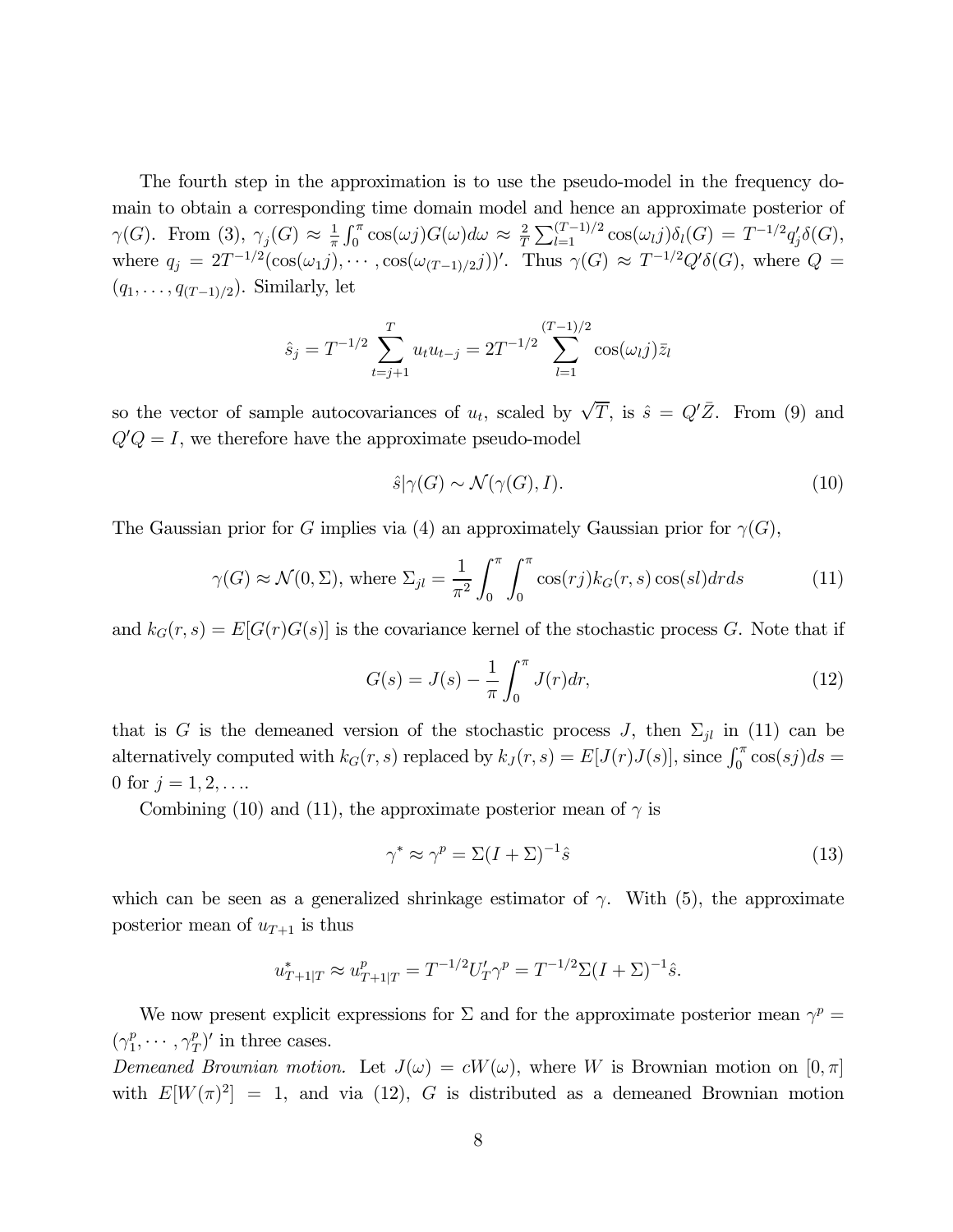The fourth step in the approximation is to use the pseudo-model in the frequency domain to obtain a corresponding time domain model and hence an approximate posterior of $\gamma(G)$. From (3), $\gamma_j(G) \approx \frac{1}{\pi}\int_0^\pi \cos(\omega j) G(\omega) d\omega \approx \frac{2}{T}\sum_{l=1}^{(T-1)/2} \cos(\omega_l j)\delta_l(G) = T^{-1/2} q_j' \delta(G)$, where $q_j = 2T^{-1/2}(\cos(\omega_1 j), \cdots, \cos(\omega_{(T-1)/2} j))'$. Thus $\gamma(G) \approx T^{-1/2} Q' \delta(G)$, where $Q = (q_1, \ldots, q_{(T-1)/2})$. Similarly, let

$$\hat{s}_j = T^{-1/2} \sum_{t=j+1}^{T} u_t u_{t-j} = 2T^{-1/2} \sum_{l=1}^{(T-1)/2} \cos(\omega_l j) \bar{z}_l$$

so the vector of sample autocovariances of $u_t$, scaled by $\sqrt{T}$, is $\hat{s} = Q'\bar{Z}$. From (9) and $Q'Q = I$, we therefore have the approximate pseudo-model

$$\hat{s} | \gamma(G) \sim \mathcal{N}(\gamma(G), I). \tag{10}$$

The Gaussian prior for $G$ implies via (4) an approximately Gaussian prior for $\gamma(G)$,

$$\gamma(G) \approx \mathcal{N}(0, \Sigma), \text{ where } \Sigma_{jl} = \frac{1}{\pi^2} \int_0^\pi \int_0^\pi \cos(rj) k_G(r,s) \cos(sl) dr ds \tag{11}$$

and $k_G(r,s) = E[G(r)G(s)]$ is the covariance kernel of the stochastic process $G$. Note that if

$$G(s) = J(s) - \frac{1}{\pi}\int_0^\pi J(r) dr, \tag{12}$$

that is $G$ is the demeaned version of the stochastic process $J$, then $\Sigma_{jl}$ in (11) can be alternatively computed with $k_G(r,s)$ replaced by $k_J(r,s) = E[J(r)J(s)]$, since $\int_0^\pi \cos(sj)ds = 0$ for $j = 1, 2, \ldots$.

Combining (10) and (11), the approximate posterior mean of $\gamma$ is

$$\gamma^* \approx \gamma^p = \Sigma(I + \Sigma)^{-1}\hat{s} \tag{13}$$

which can be seen as a generalized shrinkage estimator of $\gamma$. With (5), the approximate posterior mean of $u_{T+1}$ is thus

$$u^*_{T+1|T} \approx u^p_{T+1|T} = T^{-1/2} U_T' \gamma^p = T^{-1/2} \Sigma(I + \Sigma)^{-1} \hat{s}.$$

We now present explicit expressions for $\Sigma$ and for the approximate posterior mean $\gamma^p = (\gamma_1^p, \cdots, \gamma_T^p)'$ in three cases.

*Demeaned Brownian motion.* Let $J(\omega) = cW(\omega)$, where $W$ is Brownian motion on $[0, \pi]$ with $E[W(\pi)^2] = 1$, and via (12), $G$ is distributed as a demeaned Brownian motion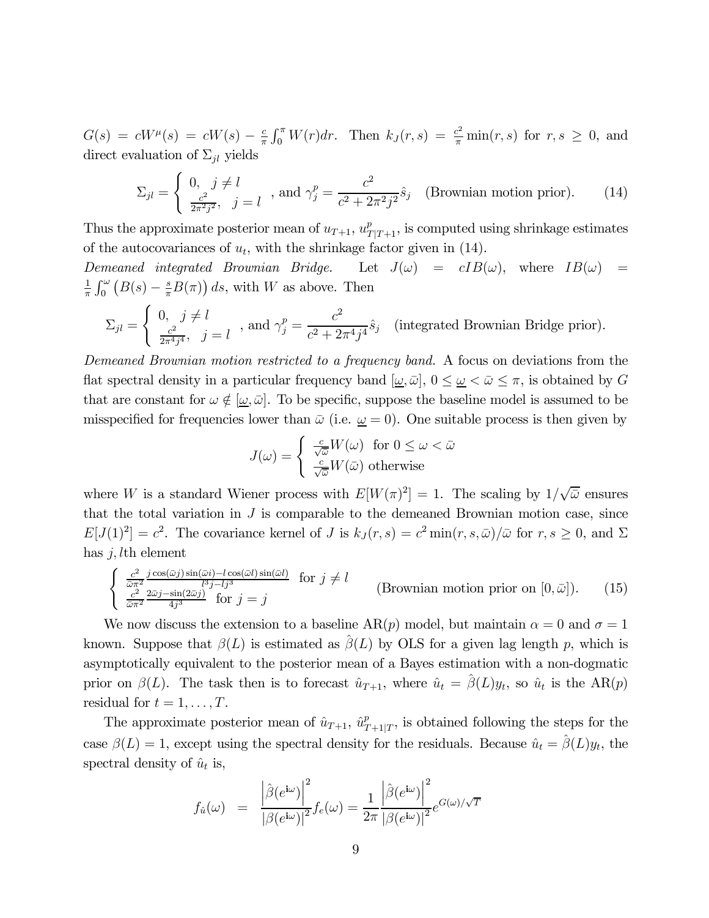$G(s) = cW^{\mu}(s) = cW(s) - \frac{c}{\pi}\int_0^{\pi} W(r)dr$. Then $k_J(r,s) = \frac{c^2}{\pi}\min(r,s)$ for $r,s \geq 0$, and direct evaluation of $\Sigma_{jl}$ yields

$$\Sigma_{jl} = \begin{cases} 0, & j \neq l \\ \frac{c^2}{2\pi^2 j^2}, & j = l \end{cases}, \text{ and } \gamma_j^p = \frac{c^2}{c^2 + 2\pi^2 j^2}\hat{s}_j \quad \text{(Brownian motion prior).} \tag{14}$$

Thus the approximate posterior mean of $u_{T+1}$, $u^p_{T|T+1}$, is computed using shrinkage estimates of the autocovariances of $u_t$, with the shrinkage factor given in (14).

*Demeaned integrated Brownian Bridge.* Let $J(\omega) = cIB(\omega)$, where $IB(\omega) = \frac{1}{\pi}\int_0^{\omega}\left(B(s) - \frac{s}{\pi}B(\pi)\right)ds$, with $W$ as above. Then

$$\Sigma_{jl} = \begin{cases} 0, & j \neq l \\ \frac{c^2}{2\pi^4 j^4}, & j = l \end{cases}, \text{ and } \gamma_j^p = \frac{c^2}{c^2 + 2\pi^4 j^4}\hat{s}_j \quad \text{(integrated Brownian Bridge prior).}$$

*Demeaned Brownian motion restricted to a frequency band.* A focus on deviations from the flat spectral density in a particular frequency band $[\underline{\omega}, \bar{\omega}]$, $0 \leq \underline{\omega} < \bar{\omega} \leq \pi$, is obtained by $G$ that are constant for $\omega \notin [\underline{\omega}, \bar{\omega}]$. To be specific, suppose the baseline model is assumed to be misspecified for frequencies lower than $\bar{\omega}$ (i.e. $\underline{\omega} = 0$). One suitable process is then given by

$$J(\omega) = \begin{cases} \frac{c}{\sqrt{\bar{\omega}}}W(\omega) & \text{for } 0 \leq \omega < \bar{\omega} \\ \frac{c}{\sqrt{\bar{\omega}}}W(\bar{\omega}) & \text{otherwise} \end{cases}$$

where $W$ is a standard Wiener process with $E[W(\pi)^2] = 1$. The scaling by $1/\sqrt{\bar{\omega}}$ ensures that the total variation in $J$ is comparable to the demeaned Brownian motion case, since $E[J(1)^2] = c^2$. The covariance kernel of $J$ is $k_J(r,s) = c^2\min(r,s,\bar{\omega})/\bar{\omega}$ for $r,s \geq 0$, and $\Sigma$ has $j,l$th element

$$\begin{cases} \frac{c^2}{\bar{\omega}\pi^2}\frac{j\cos(\bar{\omega}j)\sin(\bar{\omega}i) - l\cos(\bar{\omega}l)\sin(\bar{\omega}l)}{l^3 j - l j^3} & \text{for } j \neq l \\ \frac{c^2}{\bar{\omega}\pi^2}\frac{2\bar{\omega}j - \sin(2\bar{\omega}j)}{4j^3} & \text{for } j = j \end{cases} \quad \text{(Brownian motion prior on } [0,\bar{\omega}]\text{).} \tag{15}$$

We now discuss the extension to a baseline AR($p$) model, but maintain $\alpha = 0$ and $\sigma = 1$ known. Suppose that $\beta(L)$ is estimated as $\hat{\beta}(L)$ by OLS for a given lag length $p$, which is asymptotically equivalent to the posterior mean of a Bayes estimation with a non-dogmatic prior on $\beta(L)$. The task then is to forecast $\hat{u}_{T+1}$, where $\hat{u}_t = \hat{\beta}(L)y_t$, so $\hat{u}_t$ is the AR($p$) residual for $t = 1, \ldots, T$.

The approximate posterior mean of $\hat{u}_{T+1}$, $\hat{u}^p_{T+1|T}$, is obtained following the steps for the case $\beta(L) = 1$, except using the spectral density for the residuals. Because $\hat{u}_t = \hat{\beta}(L)y_t$, the spectral density of $\hat{u}_t$ is,

$$f_{\hat{u}}(\omega) = \frac{\left|\hat{\beta}(e^{\mathbf{i}\omega})\right|^2}{\left|\beta(e^{\mathbf{i}\omega})\right|^2}f_e(\omega) = \frac{1}{2\pi}\frac{\left|\hat{\beta}(e^{\mathbf{i}\omega})\right|^2}{\left|\beta(e^{\mathbf{i}\omega})\right|^2}e^{G(\omega)/\sqrt{T}}$$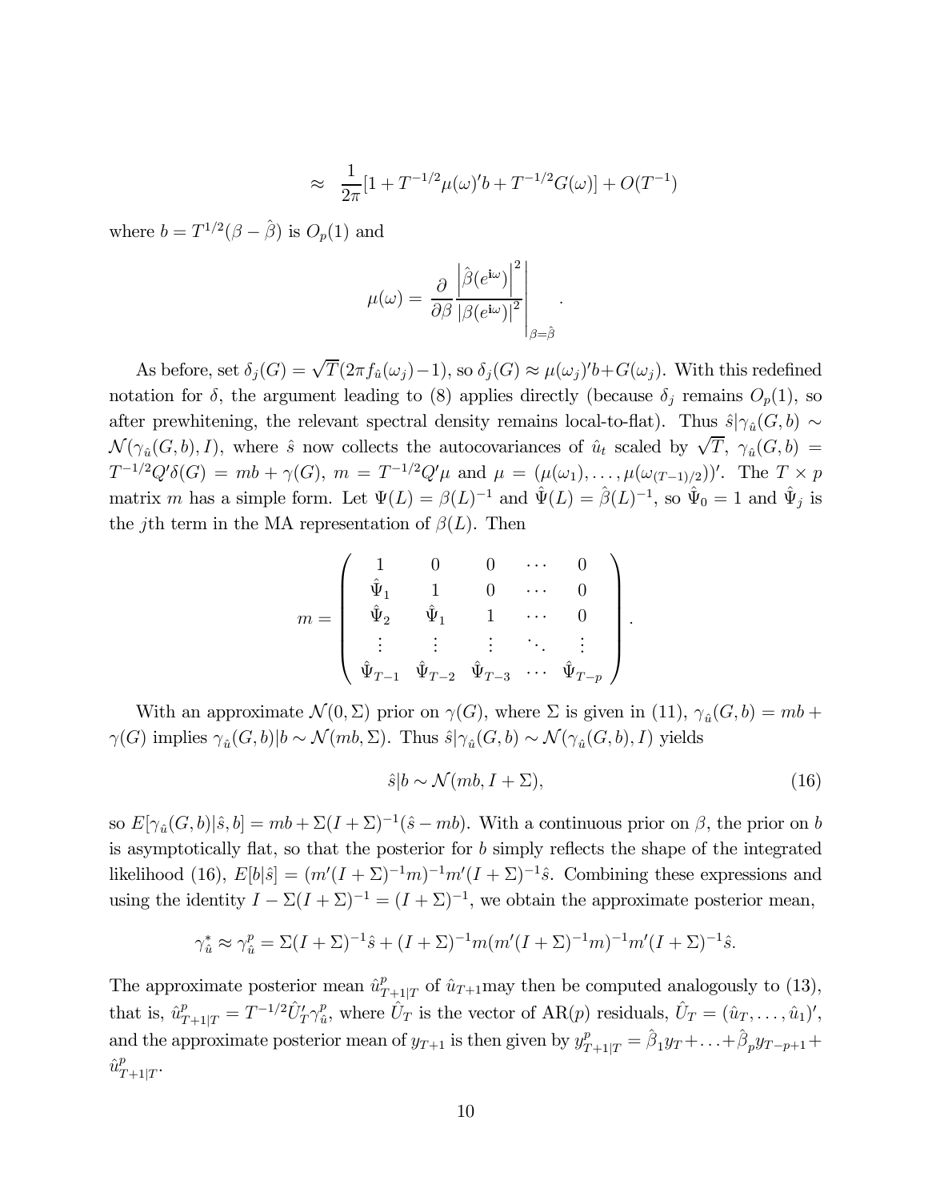$$\approx \quad \frac{1}{2\pi}[1 + T^{-1/2}\mu(\omega)'b + T^{-1/2}G(\omega)] + O(T^{-1})$$

where $b = T^{1/2}(\beta - \hat{\beta})$ is $O_p(1)$ and

$$\mu(\omega) = \left.\frac{\partial}{\partial \beta} \frac{\left|\hat{\beta}(e^{\mathbf{i}\omega})\right|^2}{\left|\beta(e^{\mathbf{i}\omega})\right|^2}\right|_{\beta = \hat{\beta}}.$$

As before, set $\delta_j(G) = \sqrt{T}(2\pi f_{\hat{u}}(\omega_j) - 1)$, so $\delta_j(G) \approx \mu(\omega_j)'b + G(\omega_j)$. With this redefined notation for $\delta$, the argument leading to (8) applies directly (because $\delta_j$ remains $O_p(1)$, so after prewhitening, the relevant spectral density remains local-to-flat). Thus $\hat{s}|\gamma_{\hat{u}}(G,b) \sim \mathcal{N}(\gamma_{\hat{u}}(G,b), I)$, where $\hat{s}$ now collects the autocovariances of $\hat{u}_t$ scaled by $\sqrt{T}$, $\gamma_{\hat{u}}(G,b) = T^{-1/2}Q'\delta(G) = mb + \gamma(G)$, $m = T^{-1/2}Q'\mu$ and $\mu = (\mu(\omega_1), \ldots, \mu(\omega_{(T-1)/2}))'$. The $T \times p$ matrix $m$ has a simple form. Let $\Psi(L) = \beta(L)^{-1}$ and $\hat{\Psi}(L) = \hat{\beta}(L)^{-1}$, so $\hat{\Psi}_0 = 1$ and $\hat{\Psi}_j$ is the $j$th term in the MA representation of $\beta(L)$. Then

$$m = \begin{pmatrix} 1 & 0 & 0 & \cdots & 0 \\ \hat{\Psi}_1 & 1 & 0 & \cdots & 0 \\ \hat{\Psi}_2 & \hat{\Psi}_1 & 1 & \cdots & 0 \\ \vdots & \vdots & \vdots & \ddots & \vdots \\ \hat{\Psi}_{T-1} & \hat{\Psi}_{T-2} & \hat{\Psi}_{T-3} & \cdots & \hat{\Psi}_{T-p} \end{pmatrix}.$$

With an approximate $\mathcal{N}(0, \Sigma)$ prior on $\gamma(G)$, where $\Sigma$ is given in (11), $\gamma_{\hat{u}}(G,b) = mb + \gamma(G)$ implies $\gamma_{\hat{u}}(G,b)|b \sim \mathcal{N}(mb, \Sigma)$. Thus $\hat{s}|\gamma_{\hat{u}}(G,b) \sim \mathcal{N}(\gamma_{\hat{u}}(G,b), I)$ yields

$$\hat{s}|b \sim \mathcal{N}(mb, I + \Sigma), \tag{16}$$

so $E[\gamma_{\hat{u}}(G,b)|\hat{s}, b] = mb + \Sigma(I+\Sigma)^{-1}(\hat{s} - mb)$. With a continuous prior on $\beta$, the prior on $b$ is asymptotically flat, so that the posterior for $b$ simply reflects the shape of the integrated likelihood (16), $E[b|\hat{s}] = (m'(I+\Sigma)^{-1}m)^{-1}m'(I+\Sigma)^{-1}\hat{s}$. Combining these expressions and using the identity $I - \Sigma(I+\Sigma)^{-1} = (I+\Sigma)^{-1}$, we obtain the approximate posterior mean,

$$\gamma^*_{\hat{u}} \approx \gamma^p_{\hat{u}} = \Sigma(I+\Sigma)^{-1}\hat{s} + (I+\Sigma)^{-1}m(m'(I+\Sigma)^{-1}m)^{-1}m'(I+\Sigma)^{-1}\hat{s}.$$

The approximate posterior mean $\hat{u}^p_{T+1|T}$ of $\hat{u}_{T+1}$may then be computed analogously to (13), that is, $\hat{u}^p_{T+1|T} = T^{-1/2}\hat{U}_T'\gamma^p_{\hat{u}}$, where $\hat{U}_T$ is the vector of AR($p$) residuals, $\hat{U}_T = (\hat{u}_T, \ldots, \hat{u}_1)'$, and the approximate posterior mean of $y_{T+1}$ is then given by $y^p_{T+1|T} = \hat{\beta}_1 y_T + \ldots + \hat{\beta}_p y_{T-p+1} + \hat{u}^p_{T+1|T}$.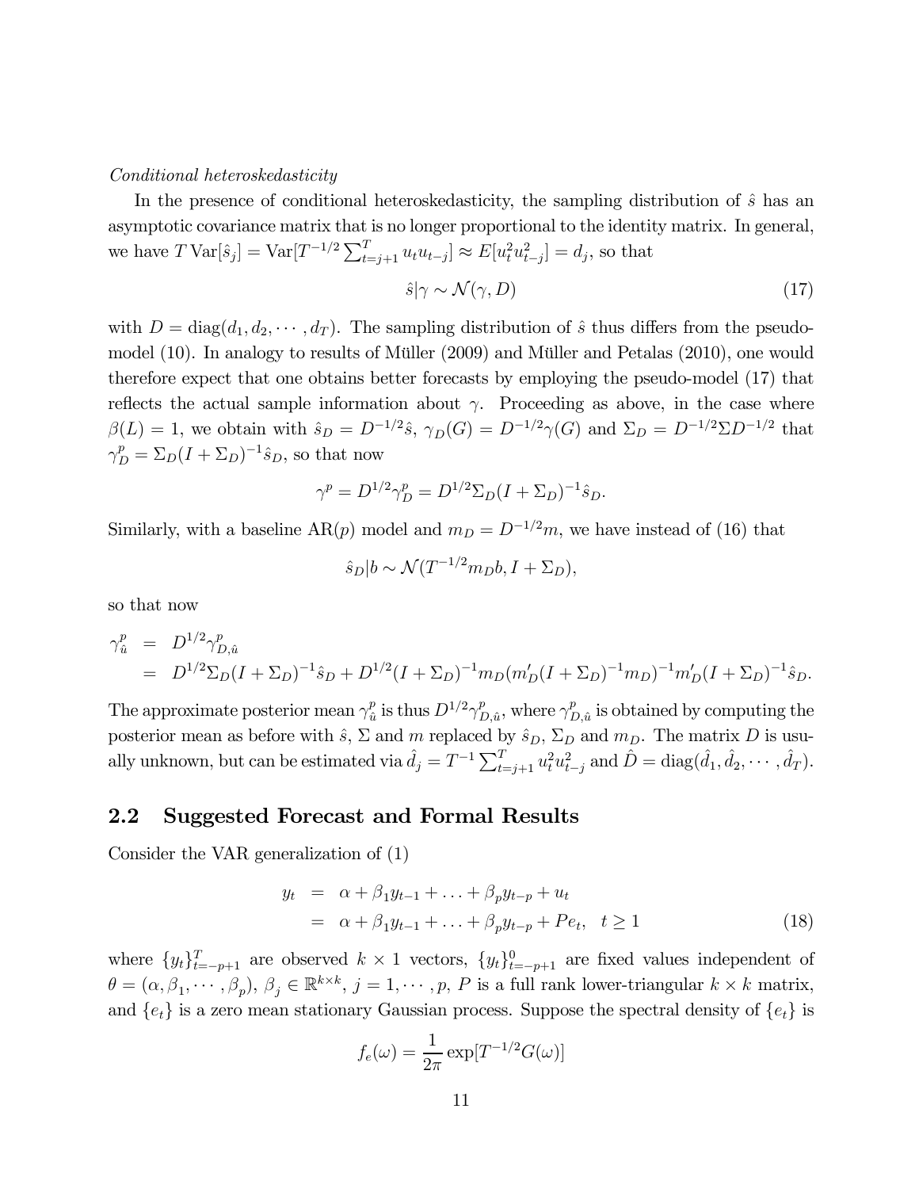*Conditional heteroskedasticity*

In the presence of conditional heteroskedasticity, the sampling distribution of $\hat{s}$ has an asymptotic covariance matrix that is no longer proportional to the identity matrix. In general, we have $T\,\mathrm{Var}[\hat{s}_j] = \mathrm{Var}[T^{-1/2}\sum_{t=j+1}^{T} u_t u_{t-j}] \approx E[u_t^2 u_{t-j}^2] = d_j$, so that

$$\hat{s}|\gamma \sim \mathcal{N}(\gamma, D) \tag{17}$$

with $D = \mathrm{diag}(d_1, d_2, \cdots, d_T)$. The sampling distribution of $\hat{s}$ thus differs from the pseudo-model (10). In analogy to results of Müller (2009) and Müller and Petalas (2010), one would therefore expect that one obtains better forecasts by employing the pseudo-model (17) that reflects the actual sample information about $\gamma$. Proceeding as above, in the case where $\beta(L) = 1$, we obtain with $\hat{s}_D = D^{-1/2}\hat{s}$, $\gamma_D(G) = D^{-1/2}\gamma(G)$ and $\Sigma_D = D^{-1/2}\Sigma D^{-1/2}$ that $\gamma_D^p = \Sigma_D(I + \Sigma_D)^{-1}\hat{s}_D$, so that now

$$\gamma^p = D^{1/2}\gamma_D^p = D^{1/2}\Sigma_D(I + \Sigma_D)^{-1}\hat{s}_D.$$

Similarly, with a baseline AR($p$) model and $m_D = D^{-1/2}m$, we have instead of (16) that

$$\hat{s}_D|b \sim \mathcal{N}(T^{-1/2}m_D b, I + \Sigma_D),$$

so that now

$$\begin{aligned}
\gamma_{\hat{u}}^p &= D^{1/2}\gamma_{D,\hat{u}}^p \\
&= D^{1/2}\Sigma_D(I + \Sigma_D)^{-1}\hat{s}_D + D^{1/2}(I + \Sigma_D)^{-1}m_D(m_D'(I + \Sigma_D)^{-1}m_D)^{-1}m_D'(I + \Sigma_D)^{-1}\hat{s}_D.
\end{aligned}$$

The approximate posterior mean $\gamma_{\hat{u}}^p$ is thus $D^{1/2}\gamma_{D,\hat{u}}^p$, where $\gamma_{D,\hat{u}}^p$ is obtained by computing the posterior mean as before with $\hat{s}$, $\Sigma$ and $m$ replaced by $\hat{s}_D$, $\Sigma_D$ and $m_D$. The matrix $D$ is usually unknown, but can be estimated via $\hat{d}_j = T^{-1}\sum_{t=j+1}^{T} u_t^2 u_{t-j}^2$ and $\hat{D} = \mathrm{diag}(\hat{d}_1, \hat{d}_2, \cdots, \hat{d}_T)$.

## 2.2 Suggested Forecast and Formal Results

Consider the VAR generalization of (1)

$$\begin{aligned}
y_t &= \alpha + \beta_1 y_{t-1} + \ldots + \beta_p y_{t-p} + u_t \\
&= \alpha + \beta_1 y_{t-1} + \ldots + \beta_p y_{t-p} + Pe_t, \quad t \geq 1
\end{aligned} \tag{18}$$

where $\{y_t\}_{t=-p+1}^{T}$ are observed $k \times 1$ vectors, $\{y_t\}_{t=-p+1}^{0}$ are fixed values independent of $\theta = (\alpha, \beta_1, \cdots, \beta_p)$, $\beta_j \in \mathbb{R}^{k \times k}$, $j = 1, \cdots, p$, $P$ is a full rank lower-triangular $k \times k$ matrix, and $\{e_t\}$ is a zero mean stationary Gaussian process. Suppose the spectral density of $\{e_t\}$ is

$$f_e(\omega) = \frac{1}{2\pi}\exp[T^{-1/2}G(\omega)]$$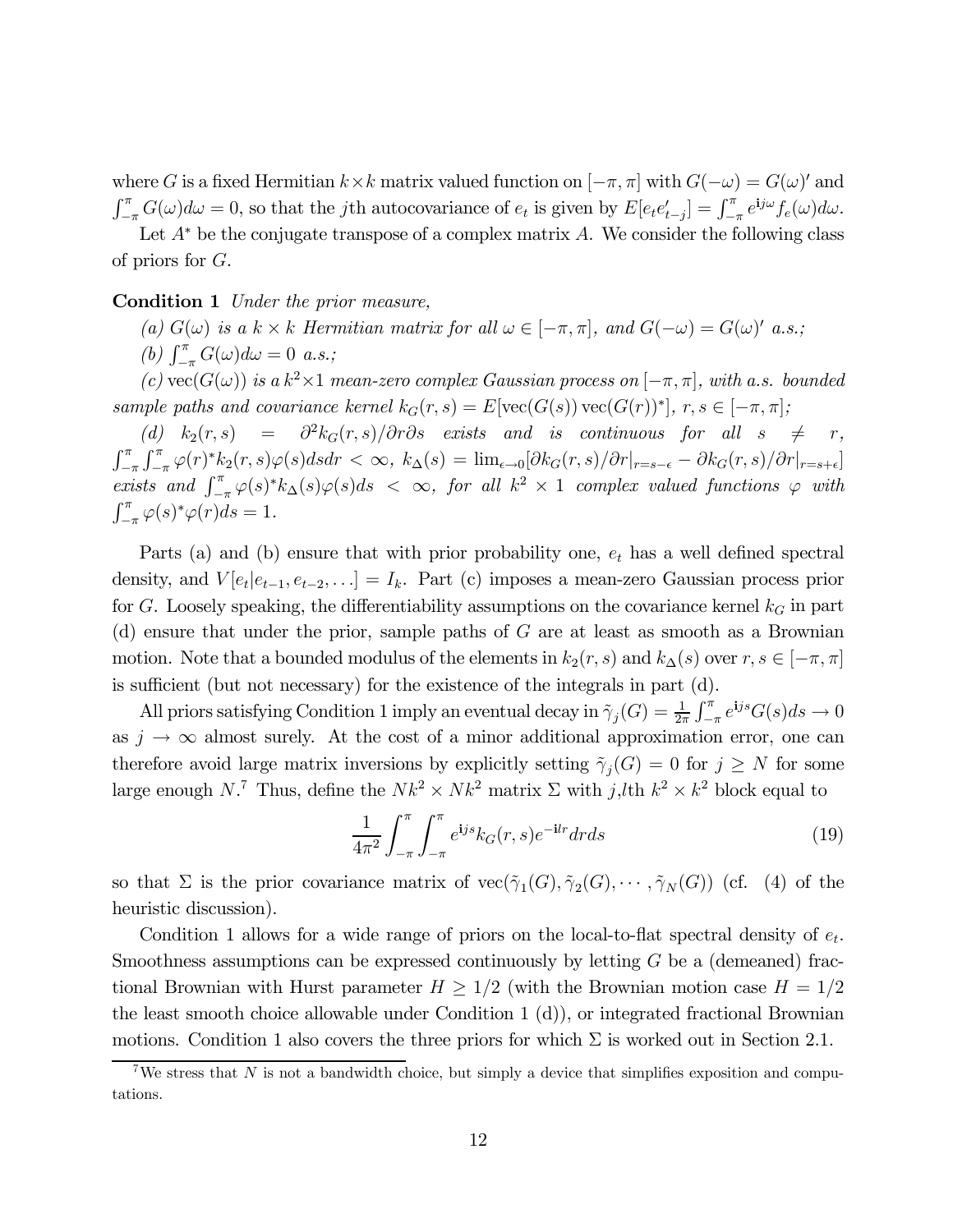where $G$ is a fixed Hermitian $k \times k$ matrix valued function on $[-\pi, \pi]$ with $G(-\omega) = G(\omega)'$ and $\int_{-\pi}^{\pi} G(\omega) d\omega = 0$, so that the $j$th autocovariance of $e_t$ is given by $E[e_t e_{t-j}'] = \int_{-\pi}^{\pi} e^{\mathbf{i}j\omega} f_e(\omega) d\omega$.

Let $A^*$ be the conjugate transpose of a complex matrix $A$. We consider the following class of priors for $G$.

**Condition 1** *Under the prior measure,*

*(a)* $G(\omega)$ *is a* $k \times k$ *Hermitian matrix for all* $\omega \in [-\pi, \pi]$*, and* $G(-\omega) = G(\omega)'$ *a.s.;*

*(b)* $\int_{-\pi}^{\pi} G(\omega) d\omega = 0$ *a.s.;*

*(c)* $\text{vec}(G(\omega))$ *is a* $k^2 \times 1$ *mean-zero complex Gaussian process on* $[-\pi, \pi]$*, with a.s. bounded sample paths and covariance kernel* $k_G(r, s) = E[\text{vec}(G(s)) \text{vec}(G(r))^*]$*,* $r, s \in [-\pi, \pi]$*;*

*(d)* $k_2(r, s) = \partial^2 k_G(r, s)/\partial r \partial s$ *exists and is continuous for all* $s \neq r$*,* $\int_{-\pi}^{\pi} \int_{-\pi}^{\pi} \varphi(r)^* k_2(r, s) \varphi(s) ds dr < \infty$*,* $k_\Delta(s) = \lim_{\epsilon \to 0} [\partial k_G(r, s)/\partial r|_{r=s-\epsilon} - \partial k_G(r, s)/\partial r|_{r=s+\epsilon}]$ *exists and* $\int_{-\pi}^{\pi} \varphi(s)^* k_\Delta(s) \varphi(s) ds < \infty$*, for all* $k^2 \times 1$ *complex valued functions* $\varphi$ *with* $\int_{-\pi}^{\pi} \varphi(s)^* \varphi(r) ds = 1$*.*

Parts (a) and (b) ensure that with prior probability one, $e_t$ has a well defined spectral density, and $V[e_t | e_{t-1}, e_{t-2}, \ldots] = I_k$. Part (c) imposes a mean-zero Gaussian process prior for $G$. Loosely speaking, the differentiability assumptions on the covariance kernel $k_G$ in part (d) ensure that under the prior, sample paths of $G$ are at least as smooth as a Brownian motion. Note that a bounded modulus of the elements in $k_2(r, s)$ and $k_\Delta(s)$ over $r, s \in [-\pi, \pi]$ is sufficient (but not necessary) for the existence of the integrals in part (d).

All priors satisfying Condition 1 imply an eventual decay in $\tilde{\gamma}_j(G) = \frac{1}{2\pi} \int_{-\pi}^{\pi} e^{\mathbf{i}js} G(s) ds \to 0$ as $j \to \infty$ almost surely. At the cost of a minor additional approximation error, one can therefore avoid large matrix inversions by explicitly setting $\tilde{\gamma}_j(G) = 0$ for $j \geq N$ for some large enough $N$.[7] Thus, define the $Nk^2 \times Nk^2$ matrix $\Sigma$ with $j$,$l$th $k^2 \times k^2$ block equal to

$$\frac{1}{4\pi^2} \int_{-\pi}^{\pi} \int_{-\pi}^{\pi} e^{\mathbf{i}js} k_G(r, s) e^{-\mathbf{i}lr} dr ds \tag{19}$$

so that $\Sigma$ is the prior covariance matrix of $\text{vec}(\tilde{\gamma}_1(G), \tilde{\gamma}_2(G), \cdots, \tilde{\gamma}_N(G))$ (cf. (4) of the heuristic discussion).

Condition 1 allows for a wide range of priors on the local-to-flat spectral density of $e_t$. Smoothness assumptions can be expressed continuously by letting $G$ be a (demeaned) fractional Brownian with Hurst parameter $H \geq 1/2$ (with the Brownian motion case $H = 1/2$ the least smooth choice allowable under Condition 1 (d)), or integrated fractional Brownian motions. Condition 1 also covers the three priors for which $\Sigma$ is worked out in Section 2.1.

[7] We stress that $N$ is not a bandwidth choice, but simply a device that simplifies exposition and computations.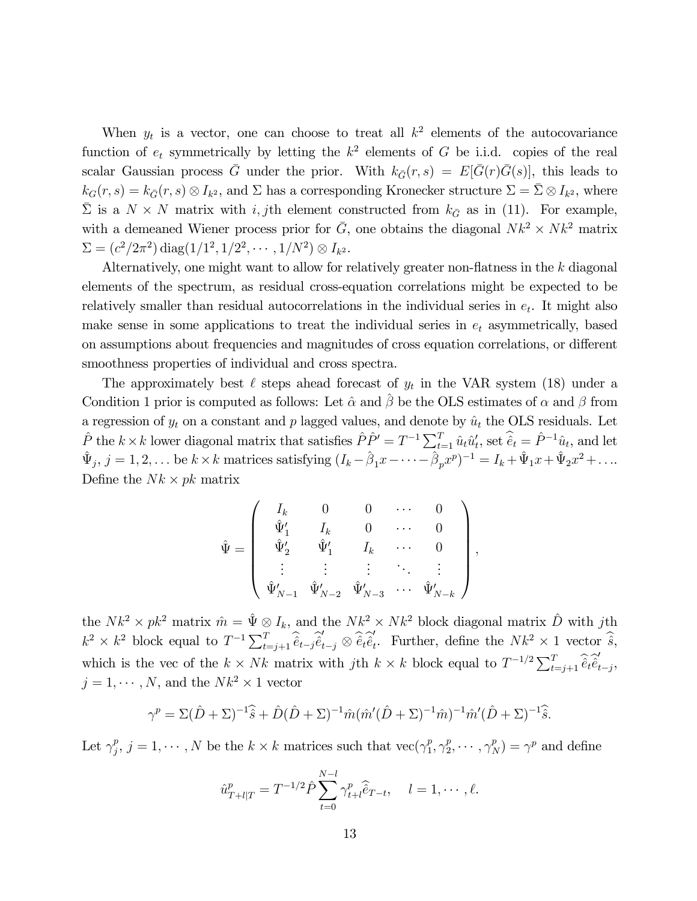When $y_t$ is a vector, one can choose to treat all $k^2$ elements of the autocovariance function of $e_t$ symmetrically by letting the $k^2$ elements of $G$ be i.i.d. copies of the real scalar Gaussian process $\bar{G}$ under the prior. With $k_{\bar{G}}(r,s) = E[\bar{G}(r)\bar{G}(s)]$, this leads to $k_G(r,s) = k_{\bar{G}}(r,s) \otimes I_{k^2}$, and $\Sigma$ has a corresponding Kronecker structure $\Sigma = \bar{\Sigma} \otimes I_{k^2}$, where $\bar{\Sigma}$ is a $N \times N$ matrix with $i,j$th element constructed from $k_{\bar{G}}$ as in (11). For example, with a demeaned Wiener process prior for $\bar{G}$, one obtains the diagonal $Nk^2 \times Nk^2$ matrix $\Sigma = (c^2/2\pi^2)\,\mathrm{diag}(1/1^2, 1/2^2, \cdots, 1/N^2) \otimes I_{k^2}$.

Alternatively, one might want to allow for relatively greater non-flatness in the $k$ diagonal elements of the spectrum, as residual cross-equation correlations might be expected to be relatively smaller than residual autocorrelations in the individual series in $e_t$. It might also make sense in some applications to treat the individual series in $e_t$ asymmetrically, based on assumptions about frequencies and magnitudes of cross equation correlations, or different smoothness properties of individual and cross spectra.

The approximately best $\ell$ steps ahead forecast of $y_t$ in the VAR system (18) under a Condition 1 prior is computed as follows: Let $\hat{\alpha}$ and $\hat{\beta}$ be the OLS estimates of $\alpha$ and $\beta$ from a regression of $y_t$ on a constant and $p$ lagged values, and denote by $\hat{u}_t$ the OLS residuals. Let $\hat{P}$ the $k \times k$ lower diagonal matrix that satisfies $\hat{P}\hat{P}' = T^{-1}\sum_{t=1}^T \hat{u}_t\hat{u}_t'$, set $\widehat{\hat{e}}_t = \hat{P}^{-1}\hat{u}_t$, and let $\hat{\Psi}_j$, $j = 1, 2, \ldots$ be $k \times k$ matrices satisfying $(I_k - \hat{\beta}_1 x - \cdots - \hat{\beta}_p x^p)^{-1} = I_k + \hat{\Psi}_1 x + \hat{\Psi}_2 x^2 + \ldots$. Define the $Nk \times pk$ matrix

$$
\hat{\Psi} = \begin{pmatrix}
I_k & 0 & 0 & \cdots & 0 \\
\hat{\Psi}_1' & I_k & 0 & \cdots & 0 \\
\hat{\Psi}_2' & \hat{\Psi}_1' & I_k & \cdots & 0 \\
\vdots & \vdots & \vdots & \ddots & \vdots \\
\hat{\Psi}_{N-1}' & \hat{\Psi}_{N-2}' & \hat{\Psi}_{N-3}' & \cdots & \hat{\Psi}_{N-k}'
\end{pmatrix},
$$

the $Nk^2 \times pk^2$ matrix $\hat{m} = \hat{\Psi} \otimes I_k$, and the $Nk^2 \times Nk^2$ block diagonal matrix $\hat{D}$ with $j$th $k^2 \times k^2$ block equal to $T^{-1}\sum_{t=j+1}^T \widehat{\hat{e}}_{t-j}\widehat{\hat{e}}_{t-j}' \otimes \widehat{\hat{e}}_t\widehat{\hat{e}}_t'$. Further, define the $Nk^2 \times 1$ vector $\widehat{\hat{s}}$, which is the vec of the $k \times Nk$ matrix with $j$th $k \times k$ block equal to $T^{-1/2}\sum_{t=j+1}^T \widehat{\hat{e}}_t\widehat{\hat{e}}_{t-j}'$, $j = 1, \cdots, N$, and the $Nk^2 \times 1$ vector

$$
\gamma^p = \Sigma(\hat{D} + \Sigma)^{-1}\widehat{\hat{s}} + \hat{D}(\hat{D} + \Sigma)^{-1}\hat{m}(\hat{m}'(\hat{D} + \Sigma)^{-1}\hat{m})^{-1}\hat{m}'(\hat{D} + \Sigma)^{-1}\widehat{\hat{s}}.
$$

Let $\gamma_j^p$, $j = 1, \cdots, N$ be the $k \times k$ matrices such that $\mathrm{vec}(\gamma_1^p, \gamma_2^p, \cdots, \gamma_N^p) = \gamma^p$ and define

$$
\hat{u}_{T+l|T}^p = T^{-1/2}\hat{P}\sum_{t=0}^{N-l} \gamma_{t+l}^p \widehat{\hat{e}}_{T-t}, \quad l = 1, \cdots, \ell.
$$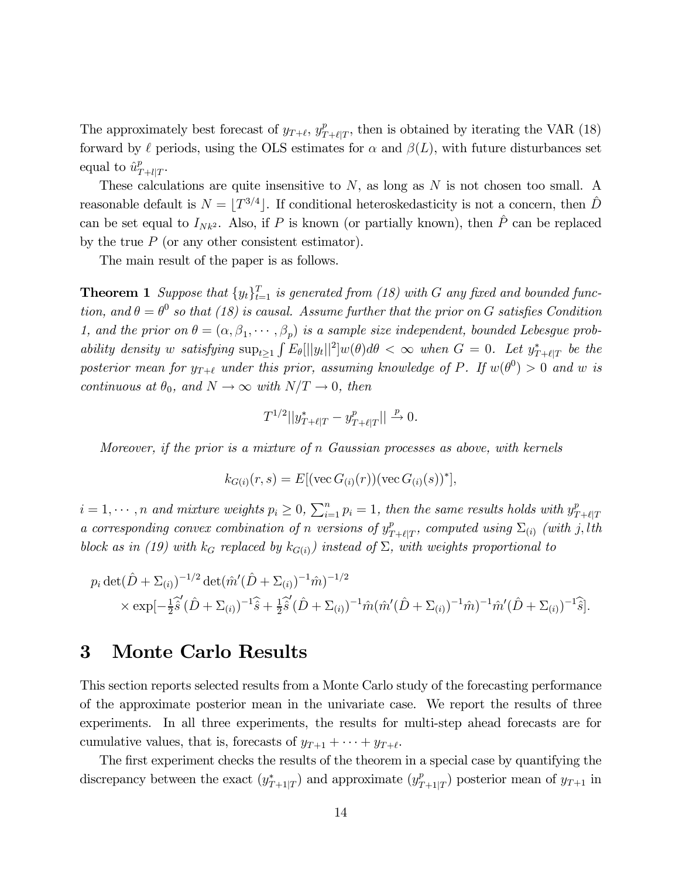The approximately best forecast of $y_{T+\ell}$, $y^p_{T+\ell|T}$, then is obtained by iterating the VAR (18) forward by $\ell$ periods, using the OLS estimates for $\alpha$ and $\beta(L)$, with future disturbances set equal to $\hat{u}^p_{T+l|T}$.

These calculations are quite insensitive to $N$, as long as $N$ is not chosen too small. A reasonable default is $N = \lfloor T^{3/4} \rfloor$. If conditional heteroskedasticity is not a concern, then $\hat{D}$ can be set equal to $I_{Nk^2}$. Also, if $P$ is known (or partially known), then $\hat{P}$ can be replaced by the true $P$ (or any other consistent estimator).

The main result of the paper is as follows.

**Theorem 1** *Suppose that $\{y_t\}_{t=1}^T$ is generated from (18) with $G$ any fixed and bounded function, and $\theta = \theta^0$ so that (18) is causal. Assume further that the prior on $G$ satisfies Condition 1, and the prior on $\theta = (\alpha, \beta_1, \cdots, \beta_p)$ is a sample size independent, bounded Lebesgue probability density $w$ satisfying $\sup_{t \geq 1} \int E_\theta[||y_t||^2] w(\theta) d\theta < \infty$ when $G = 0$. Let $y^*_{T+\ell|T}$ be the posterior mean for $y_{T+\ell}$ under this prior, assuming knowledge of $P$. If $w(\theta^0) > 0$ and $w$ is continuous at $\theta_0$, and $N \to \infty$ with $N/T \to 0$, then*

$$T^{1/2} ||y^*_{T+\ell|T} - y^p_{T+\ell|T}|| \xrightarrow{p} 0.$$

*Moreover, if the prior is a mixture of $n$ Gaussian processes as above, with kernels*

$$k_{G(i)}(r, s) = E[(\text{vec}\, G_{(i)}(r))(\text{vec}\, G_{(i)}(s))^*],$$

*$i = 1, \cdots, n$ and mixture weights $p_i \geq 0$, $\sum_{i=1}^n p_i = 1$, then the same results holds with $y^p_{T+\ell|T}$ a corresponding convex combination of $n$ versions of $y^p_{T+\ell|T}$, computed using $\Sigma_{(i)}$ (with $j, l$th block as in (19) with $k_G$ replaced by $k_{G(i)}$) instead of $\Sigma$, with weights proportional to*

$$\begin{aligned} &p_i \det(\hat{D} + \Sigma_{(i)})^{-1/2} \det(\hat{m}'(\hat{D} + \Sigma_{(i)})^{-1} \hat{m})^{-1/2} \\ &\quad \times \exp[-\tfrac{1}{2} \hat{\hat{s}}' (\hat{D} + \Sigma_{(i)})^{-1} \hat{\hat{s}} + \tfrac{1}{2} \hat{\hat{s}}' (\hat{D} + \Sigma_{(i)})^{-1} \hat{m} (\hat{m}'(\hat{D} + \Sigma_{(i)})^{-1} \hat{m})^{-1} \hat{m}' (\hat{D} + \Sigma_{(i)})^{-1} \hat{\hat{s}}]. \end{aligned}$$

# 3 Monte Carlo Results

This section reports selected results from a Monte Carlo study of the forecasting performance of the approximate posterior mean in the univariate case. We report the results of three experiments. In all three experiments, the results for multi-step ahead forecasts are for cumulative values, that is, forecasts of $y_{T+1} + \cdots + y_{T+\ell}$.

The first experiment checks the results of the theorem in a special case by quantifying the discrepancy between the exact ($y^*_{T+1|T}$) and approximate ($y^p_{T+1|T}$) posterior mean of $y_{T+1}$ in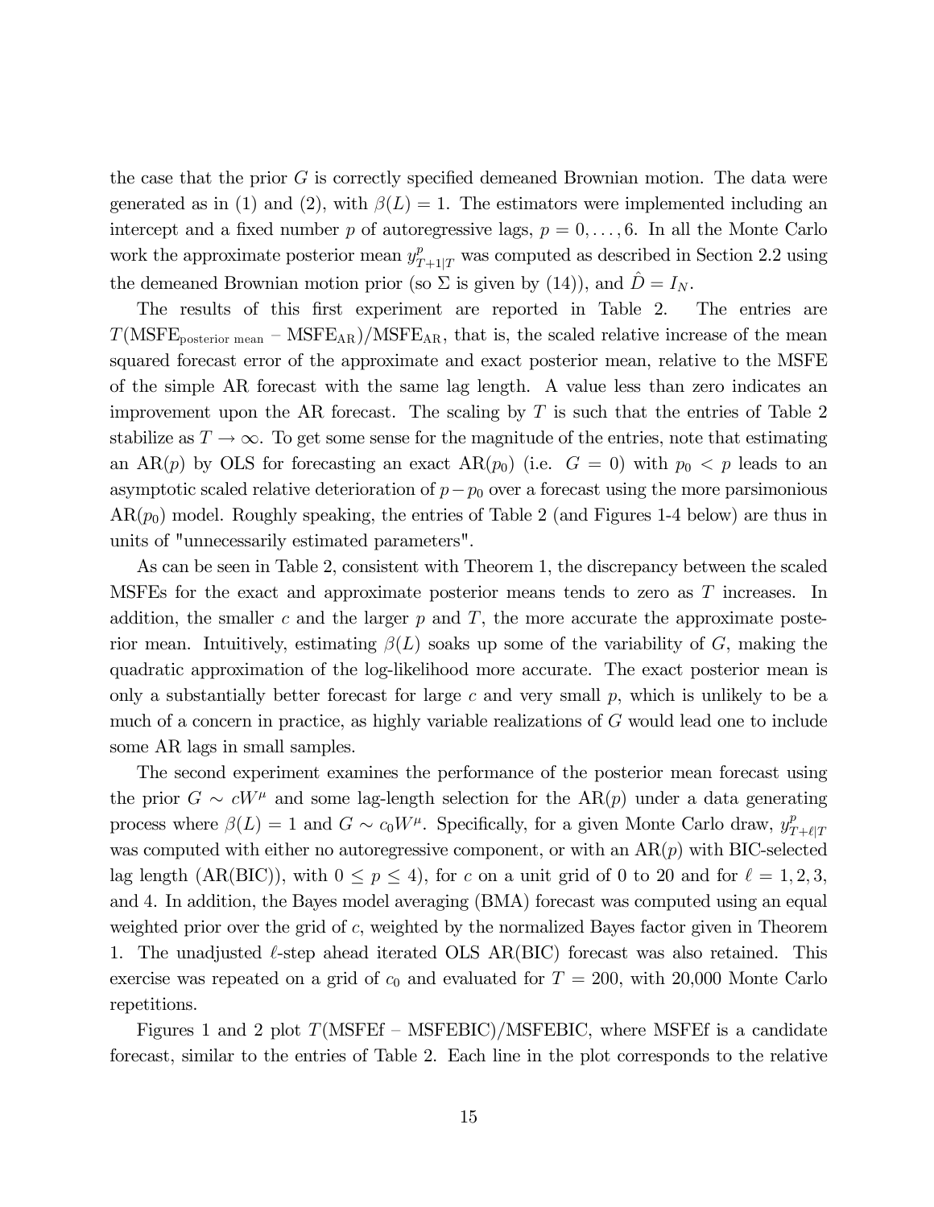the case that the prior $G$ is correctly specified demeaned Brownian motion. The data were generated as in (1) and (2), with $\beta(L) = 1$. The estimators were implemented including an intercept and a fixed number $p$ of autoregressive lags, $p = 0, \ldots, 6$. In all the Monte Carlo work the approximate posterior mean $y^p_{T+1|T}$ was computed as described in Section 2.2 using the demeaned Brownian motion prior (so $\Sigma$ is given by (14)), and $\hat{D} = I_N$.

The results of this first experiment are reported in Table 2. The entries are $T(\text{MSFE}_{\text{posterior mean}} - \text{MSFE}_{\text{AR}})/\text{MSFE}_{\text{AR}}$, that is, the scaled relative increase of the mean squared forecast error of the approximate and exact posterior mean, relative to the MSFE of the simple AR forecast with the same lag length. A value less than zero indicates an improvement upon the AR forecast. The scaling by $T$ is such that the entries of Table 2 stabilize as $T \to \infty$. To get some sense for the magnitude of the entries, note that estimating an AR($p$) by OLS for forecasting an exact AR($p_0$) (i.e. $G = 0$) with $p_0 < p$ leads to an asymptotic scaled relative deterioration of $p - p_0$ over a forecast using the more parsimonious AR($p_0$) model. Roughly speaking, the entries of Table 2 (and Figures 1-4 below) are thus in units of "unnecessarily estimated parameters".

As can be seen in Table 2, consistent with Theorem 1, the discrepancy between the scaled MSFEs for the exact and approximate posterior means tends to zero as $T$ increases. In addition, the smaller $c$ and the larger $p$ and $T$, the more accurate the approximate posterior mean. Intuitively, estimating $\beta(L)$ soaks up some of the variability of $G$, making the quadratic approximation of the log-likelihood more accurate. The exact posterior mean is only a substantially better forecast for large $c$ and very small $p$, which is unlikely to be a much of a concern in practice, as highly variable realizations of $G$ would lead one to include some AR lags in small samples.

The second experiment examines the performance of the posterior mean forecast using the prior $G \sim cW^\mu$ and some lag-length selection for the AR($p$) under a data generating process where $\beta(L) = 1$ and $G \sim c_0 W^\mu$. Specifically, for a given Monte Carlo draw, $y^p_{T+\ell|T}$ was computed with either no autoregressive component, or with an AR($p$) with BIC-selected lag length (AR(BIC)), with $0 \leq p \leq 4$), for $c$ on a unit grid of 0 to 20 and for $\ell = 1, 2, 3,$ and 4. In addition, the Bayes model averaging (BMA) forecast was computed using an equal weighted prior over the grid of $c$, weighted by the normalized Bayes factor given in Theorem 1. The unadjusted $\ell$-step ahead iterated OLS AR(BIC) forecast was also retained. This exercise was repeated on a grid of $c_0$ and evaluated for $T = 200$, with 20,000 Monte Carlo repetitions.

Figures 1 and 2 plot $T(\text{MSFEf} - \text{MSFEBIC})/\text{MSFEBIC}$, where MSFEf is a candidate forecast, similar to the entries of Table 2. Each line in the plot corresponds to the relative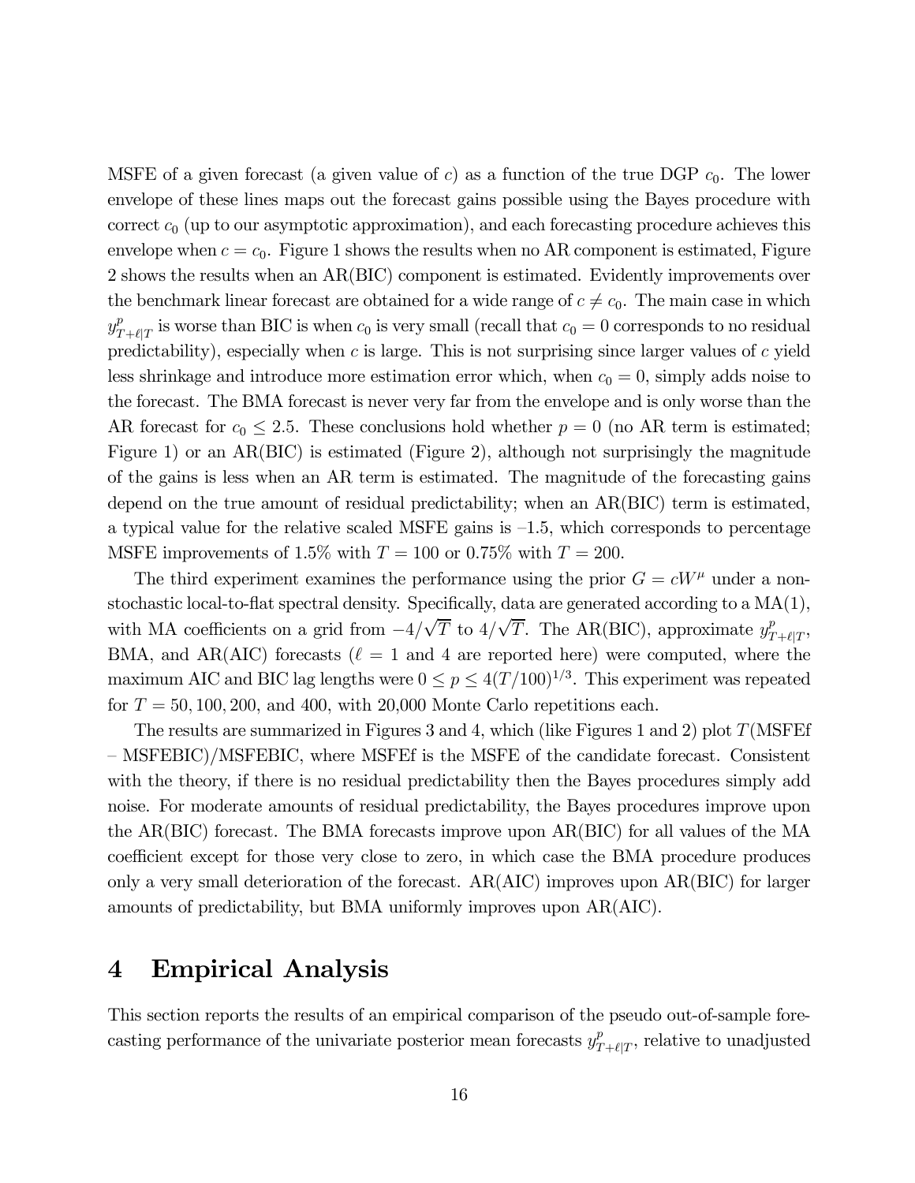MSFE of a given forecast (a given value of $c$) as a function of the true DGP $c_0$. The lower envelope of these lines maps out the forecast gains possible using the Bayes procedure with correct $c_0$ (up to our asymptotic approximation), and each forecasting procedure achieves this envelope when $c = c_0$. Figure 1 shows the results when no AR component is estimated, Figure 2 shows the results when an AR(BIC) component is estimated. Evidently improvements over the benchmark linear forecast are obtained for a wide range of $c \neq c_0$. The main case in which $y^p_{T+\ell|T}$ is worse than BIC is when $c_0$ is very small (recall that $c_0 = 0$ corresponds to no residual predictability), especially when $c$ is large. This is not surprising since larger values of $c$ yield less shrinkage and introduce more estimation error which, when $c_0 = 0$, simply adds noise to the forecast. The BMA forecast is never very far from the envelope and is only worse than the AR forecast for $c_0 \leq 2.5$. These conclusions hold whether $p = 0$ (no AR term is estimated; Figure 1) or an AR(BIC) is estimated (Figure 2), although not surprisingly the magnitude of the gains is less when an AR term is estimated. The magnitude of the forecasting gains depend on the true amount of residual predictability; when an AR(BIC) term is estimated, a typical value for the relative scaled MSFE gains is –1.5, which corresponds to percentage MSFE improvements of 1.5% with $T = 100$ or 0.75% with $T = 200$.

The third experiment examines the performance using the prior $G = cW^\mu$ under a non-stochastic local-to-flat spectral density. Specifically, data are generated according to a MA(1), with MA coefficients on a grid from $-4/\sqrt{T}$ to $4/\sqrt{T}$. The AR(BIC), approximate $y^p_{T+\ell|T}$, BMA, and AR(AIC) forecasts ($\ell = 1$ and 4 are reported here) were computed, where the maximum AIC and BIC lag lengths were $0 \leq p \leq 4(T/100)^{1/3}$. This experiment was repeated for $T = 50, 100, 200,$ and $400$, with 20,000 Monte Carlo repetitions each.

The results are summarized in Figures 3 and 4, which (like Figures 1 and 2) plot $T$(MSFEf – MSFEBIC)/MSFEBIC, where MSFEf is the MSFE of the candidate forecast. Consistent with the theory, if there is no residual predictability then the Bayes procedures simply add noise. For moderate amounts of residual predictability, the Bayes procedures improve upon the AR(BIC) forecast. The BMA forecasts improve upon AR(BIC) for all values of the MA coefficient except for those very close to zero, in which case the BMA procedure produces only a very small deterioration of the forecast. AR(AIC) improves upon AR(BIC) for larger amounts of predictability, but BMA uniformly improves upon AR(AIC).

# 4 Empirical Analysis

This section reports the results of an empirical comparison of the pseudo out-of-sample forecasting performance of the univariate posterior mean forecasts $y^p_{T+\ell|T}$, relative to unadjusted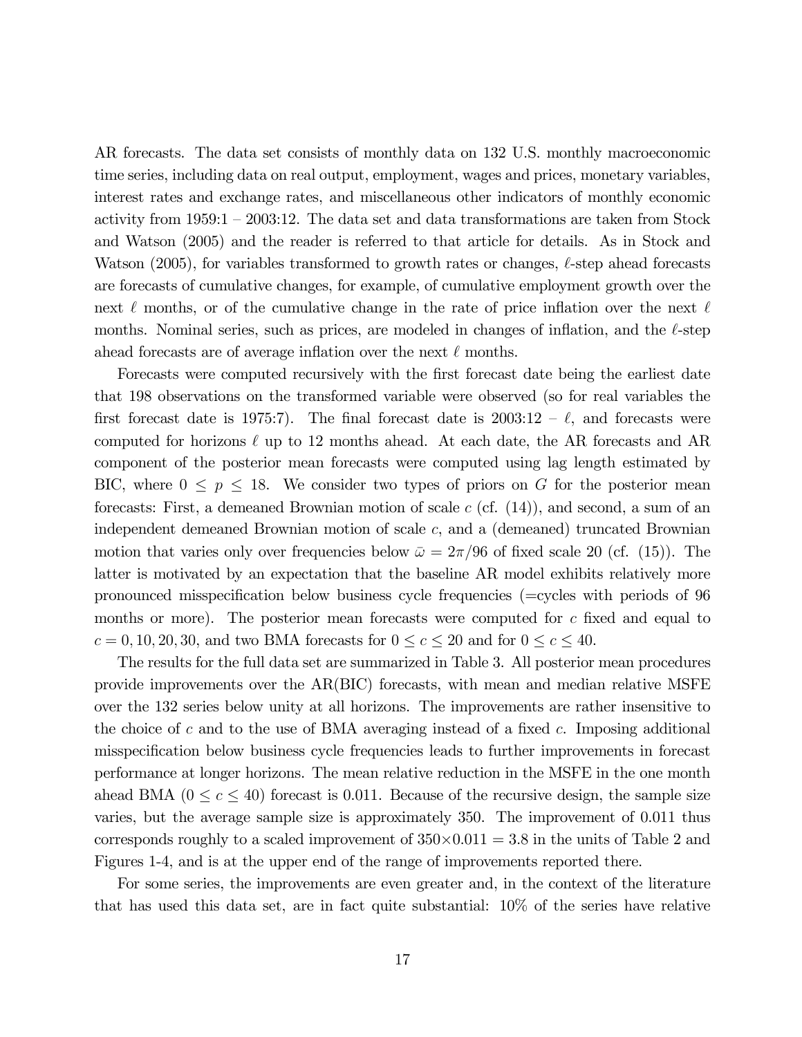AR forecasts. The data set consists of monthly data on 132 U.S. monthly macroeconomic time series, including data on real output, employment, wages and prices, monetary variables, interest rates and exchange rates, and miscellaneous other indicators of monthly economic activity from 1959:1 – 2003:12. The data set and data transformations are taken from Stock and Watson (2005) and the reader is referred to that article for details. As in Stock and Watson (2005), for variables transformed to growth rates or changes, $\ell$-step ahead forecasts are forecasts of cumulative changes, for example, of cumulative employment growth over the next $\ell$ months, or of the cumulative change in the rate of price inflation over the next $\ell$ months. Nominal series, such as prices, are modeled in changes of inflation, and the $\ell$-step ahead forecasts are of average inflation over the next $\ell$ months.

Forecasts were computed recursively with the first forecast date being the earliest date that 198 observations on the transformed variable were observed (so for real variables the first forecast date is 1975:7). The final forecast date is 2003:12 – $\ell$, and forecasts were computed for horizons $\ell$ up to 12 months ahead. At each date, the AR forecasts and AR component of the posterior mean forecasts were computed using lag length estimated by BIC, where $0 \leq p \leq 18$. We consider two types of priors on $G$ for the posterior mean forecasts: First, a demeaned Brownian motion of scale $c$ (cf. (14)), and second, a sum of an independent demeaned Brownian motion of scale $c$, and a (demeaned) truncated Brownian motion that varies only over frequencies below $\bar{\omega} = 2\pi/96$ of fixed scale 20 (cf. (15)). The latter is motivated by an expectation that the baseline AR model exhibits relatively more pronounced misspecification below business cycle frequencies (=cycles with periods of 96 months or more). The posterior mean forecasts were computed for $c$ fixed and equal to $c = 0, 10, 20, 30$, and two BMA forecasts for $0 \leq c \leq 20$ and for $0 \leq c \leq 40$.

The results for the full data set are summarized in Table 3. All posterior mean procedures provide improvements over the AR(BIC) forecasts, with mean and median relative MSFE over the 132 series below unity at all horizons. The improvements are rather insensitive to the choice of $c$ and to the use of BMA averaging instead of a fixed $c$. Imposing additional misspecification below business cycle frequencies leads to further improvements in forecast performance at longer horizons. The mean relative reduction in the MSFE in the one month ahead BMA ($0 \leq c \leq 40$) forecast is 0.011. Because of the recursive design, the sample size varies, but the average sample size is approximately 350. The improvement of 0.011 thus corresponds roughly to a scaled improvement of $350 \times 0.011 = 3.8$ in the units of Table 2 and Figures 1-4, and is at the upper end of the range of improvements reported there.

For some series, the improvements are even greater and, in the context of the literature that has used this data set, are in fact quite substantial: 10% of the series have relative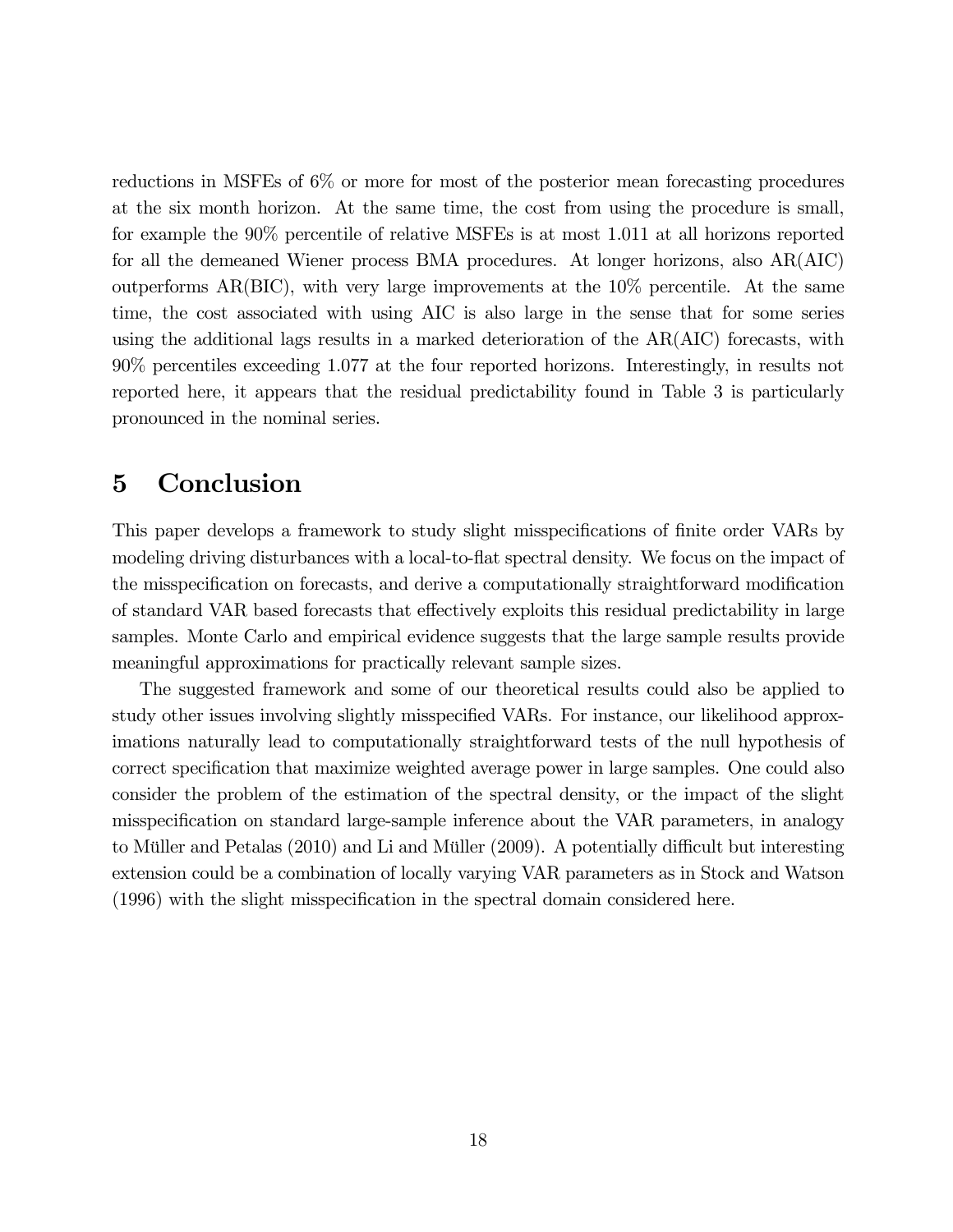reductions in MSFEs of 6% or more for most of the posterior mean forecasting procedures at the six month horizon. At the same time, the cost from using the procedure is small, for example the 90% percentile of relative MSFEs is at most 1.011 at all horizons reported for all the demeaned Wiener process BMA procedures. At longer horizons, also AR(AIC) outperforms AR(BIC), with very large improvements at the 10% percentile. At the same time, the cost associated with using AIC is also large in the sense that for some series using the additional lags results in a marked deterioration of the AR(AIC) forecasts, with 90% percentiles exceeding 1.077 at the four reported horizons. Interestingly, in results not reported here, it appears that the residual predictability found in Table 3 is particularly pronounced in the nominal series.

# 5 Conclusion

This paper develops a framework to study slight misspecifications of finite order VARs by modeling driving disturbances with a local-to-flat spectral density. We focus on the impact of the misspecification on forecasts, and derive a computationally straightforward modification of standard VAR based forecasts that effectively exploits this residual predictability in large samples. Monte Carlo and empirical evidence suggests that the large sample results provide meaningful approximations for practically relevant sample sizes.

The suggested framework and some of our theoretical results could also be applied to study other issues involving slightly misspecified VARs. For instance, our likelihood approximations naturally lead to computationally straightforward tests of the null hypothesis of correct specification that maximize weighted average power in large samples. One could also consider the problem of the estimation of the spectral density, or the impact of the slight misspecification on standard large-sample inference about the VAR parameters, in analogy to Müller and Petalas (2010) and Li and Müller (2009). A potentially difficult but interesting extension could be a combination of locally varying VAR parameters as in Stock and Watson (1996) with the slight misspecification in the spectral domain considered here.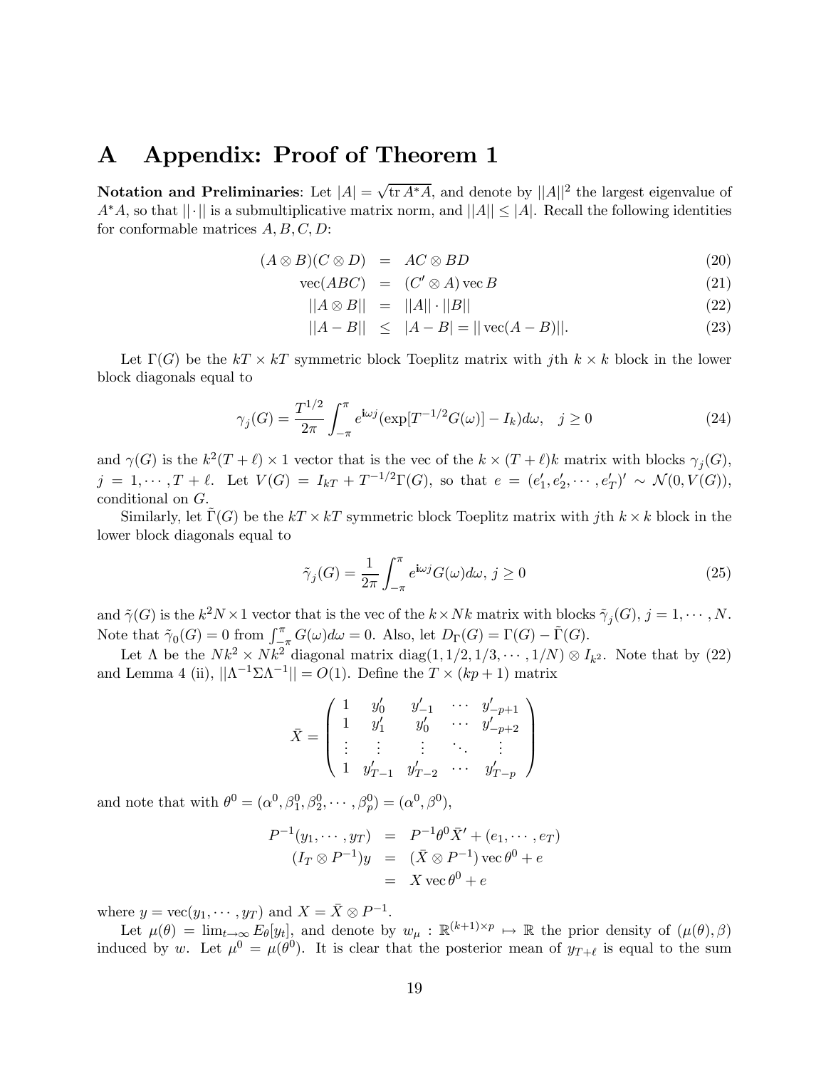# A Appendix: Proof of Theorem 1

**Notation and Preliminaries**: Let $|A| = \sqrt{\operatorname{tr} A^* A}$, and denote by $||A||^2$ the largest eigenvalue of $A^*A$, so that $||\cdot||$ is a submultiplicative matrix norm, and $||A|| \leq |A|$. Recall the following identities for conformable matrices $A, B, C, D$:

$$
\begin{aligned}
(A \otimes B)(C \otimes D) &= AC \otimes BD & (20)\\
\operatorname{vec}(ABC) &= (C' \otimes A) \operatorname{vec} B & (21)\\
||A \otimes B|| &= ||A|| \cdot ||B|| & (22)\\
||A - B|| &\leq |A - B| = || \operatorname{vec}(A - B)||. & (23)
\end{aligned}
$$

Let $\Gamma(G)$ be the $kT \times kT$ symmetric block Toeplitz matrix with $j$th $k \times k$ block in the lower block diagonals equal to

$$
\gamma_j(G) = \frac{T^{1/2}}{2\pi} \int_{-\pi}^{\pi} e^{\mathbf{i}\omega j} (\exp[T^{-1/2} G(\omega)] - I_k) d\omega, \quad j \geq 0 \tag{24}
$$

and $\gamma(G)$ is the $k^2(T+\ell) \times 1$ vector that is the vec of the $k \times (T+\ell)k$ matrix with blocks $\gamma_j(G)$, $j = 1, \cdots, T+\ell$. Let $V(G) = I_{kT} + T^{-1/2}\Gamma(G)$, so that $e = (e_1', e_2', \cdots, e_T')' \sim \mathcal{N}(0, V(G))$, conditional on $G$.

Similarly, let $\tilde{\Gamma}(G)$ be the $kT \times kT$ symmetric block Toeplitz matrix with $j$th $k \times k$ block in the lower block diagonals equal to

$$
\tilde{\gamma}_j(G) = \frac{1}{2\pi} \int_{-\pi}^{\pi} e^{\mathbf{i}\omega j} G(\omega) d\omega, \, j \geq 0 \tag{25}
$$

and $\tilde{\gamma}(G)$ is the $k^2 N \times 1$ vector that is the vec of the $k \times Nk$ matrix with blocks $\tilde{\gamma}_j(G)$, $j = 1, \cdots, N$. Note that $\tilde{\gamma}_0(G) = 0$ from $\int_{-\pi}^{\pi} G(\omega) d\omega = 0$. Also, let $D_\Gamma(G) = \Gamma(G) - \tilde{\Gamma}(G)$.

Let $\Lambda$ be the $Nk^2 \times Nk^2$ diagonal matrix $\operatorname{diag}(1, 1/2, 1/3, \cdots, 1/N) \otimes I_{k^2}$. Note that by (22) and Lemma 4 (ii), $||\Lambda^{-1}\Sigma\Lambda^{-1}|| = O(1)$. Define the $T \times (kp+1)$ matrix

$$
\bar{X} = \begin{pmatrix}
1 & y_0' & y_{-1}' & \cdots & y_{-p+1}' \\
1 & y_1' & y_0' & \cdots & y_{-p+2}' \\
\vdots & \vdots & \vdots & \ddots & \vdots \\
1 & y_{T-1}' & y_{T-2}' & \cdots & y_{T-p}'
\end{pmatrix}
$$

and note that with $\theta^0 = (\alpha^0, \beta_1^0, \beta_2^0, \cdots, \beta_p^0) = (\alpha^0, \beta^0)$,

$$
\begin{aligned}
P^{-1}(y_1, \cdots, y_T) &= P^{-1}\theta^0 \bar{X}' + (e_1, \cdots, e_T) \\
(I_T \otimes P^{-1})y &= (\bar{X} \otimes P^{-1}) \operatorname{vec} \theta^0 + e \\
&= X \operatorname{vec} \theta^0 + e
\end{aligned}
$$

where $y = \operatorname{vec}(y_1, \cdots, y_T)$ and $X = \bar{X} \otimes P^{-1}$.

Let $\mu(\theta) = \lim_{t \to \infty} E_\theta[y_t]$, and denote by $w_\mu : \mathbb{R}^{(k+1) \times p} \mapsto \mathbb{R}$ the prior density of $(\mu(\theta), \beta)$ induced by $w$. Let $\mu^0 = \mu(\theta^0)$. It is clear that the posterior mean of $y_{T+\ell}$ is equal to the sum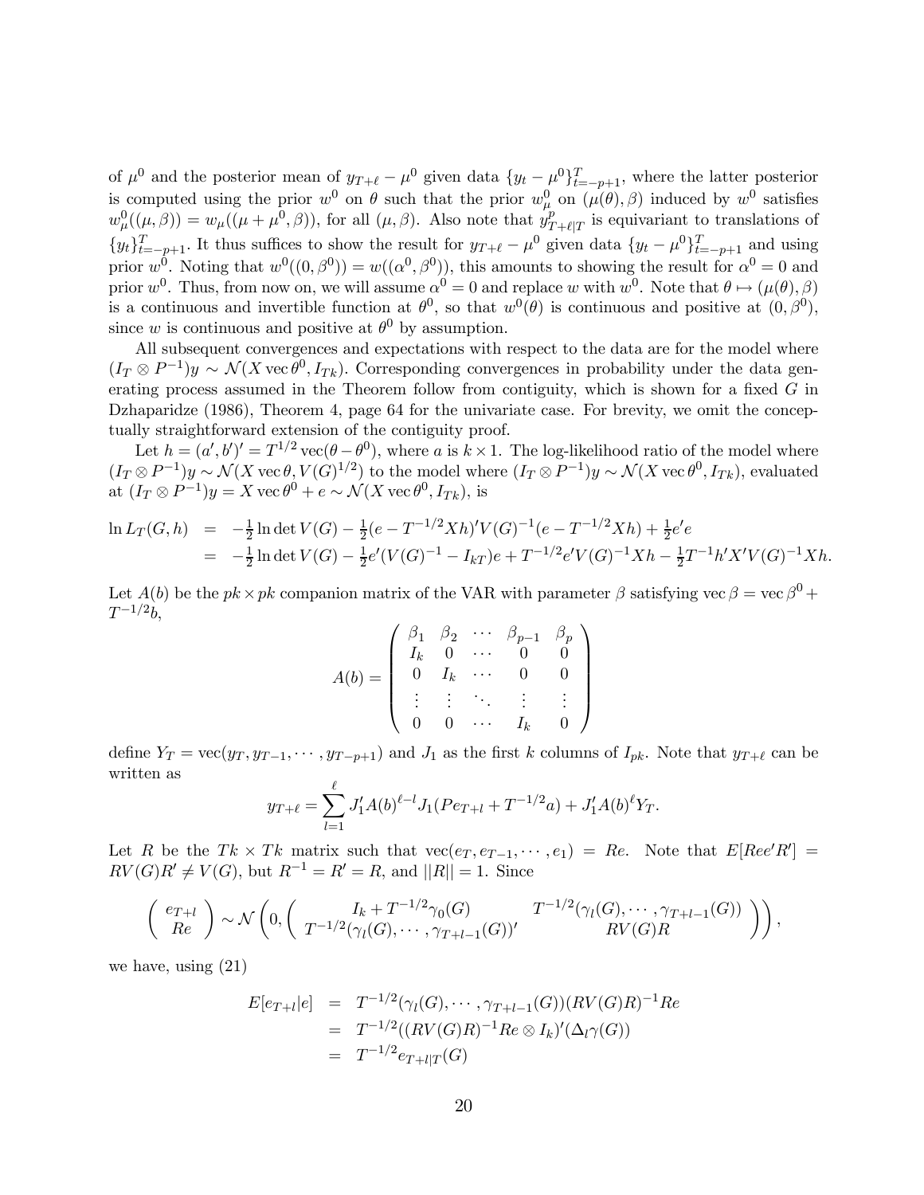of $\mu^0$ and the posterior mean of $y_{T+\ell} - \mu^0$ given data $\{y_t - \mu^0\}_{t=-p+1}^T$, where the latter posterior is computed using the prior $w^0$ on $\theta$ such that the prior $w_\mu^0$ on $(\mu(\theta), \beta)$ induced by $w^0$ satisfies $w_\mu^0((\mu, \beta)) = w_\mu((\mu + \mu^0, \beta))$, for all $(\mu, \beta)$. Also note that $y_{T+\ell|T}^p$ is equivariant to translations of $\{y_t\}_{t=-p+1}^T$. It thus suffices to show the result for $y_{T+\ell} - \mu^0$ given data $\{y_t - \mu^0\}_{t=-p+1}^T$ and using prior $w^0$. Noting that $w^0((0, \beta^0)) = w((\alpha^0, \beta^0))$, this amounts to showing the result for $\alpha^0 = 0$ and prior $w^0$. Thus, from now on, we will assume $\alpha^0 = 0$ and replace $w$ with $w^0$. Note that $\theta \mapsto (\mu(\theta), \beta)$ is a continuous and invertible function at $\theta^0$, so that $w^0(\theta)$ is continuous and positive at $(0, \beta^0)$, since $w$ is continuous and positive at $\theta^0$ by assumption.

All subsequent convergences and expectations with respect to the data are for the model where $(I_T \otimes P^{-1})y \sim \mathcal{N}(X \operatorname{vec} \theta^0, I_{Tk})$. Corresponding convergences in probability under the data generating process assumed in the Theorem follow from contiguity, which is shown for a fixed $G$ in Dzhaparidze (1986), Theorem 4, page 64 for the univariate case. For brevity, we omit the conceptually straightforward extension of the contiguity proof.

Let $h = (a', b')' = T^{1/2} \operatorname{vec}(\theta - \theta^0)$, where $a$ is $k \times 1$. The log-likelihood ratio of the model where $(I_T \otimes P^{-1})y \sim \mathcal{N}(X \operatorname{vec} \theta, V(G)^{1/2})$ to the model where $(I_T \otimes P^{-1})y \sim \mathcal{N}(X \operatorname{vec} \theta^0, I_{Tk})$, evaluated at $(I_T \otimes P^{-1})y = X \operatorname{vec} \theta^0 + e \sim \mathcal{N}(X \operatorname{vec} \theta^0, I_{Tk})$, is

$$
\begin{aligned}
\ln L_T(G, h) &= -\tfrac{1}{2} \ln \det V(G) - \tfrac{1}{2}(e - T^{-1/2}Xh)'V(G)^{-1}(e - T^{-1/2}Xh) + \tfrac{1}{2}e'e \\
&= -\tfrac{1}{2} \ln \det V(G) - \tfrac{1}{2}e'(V(G)^{-1} - I_{kT})e + T^{-1/2}e'V(G)^{-1}Xh - \tfrac{1}{2}T^{-1}h'X'V(G)^{-1}Xh.
\end{aligned}
$$

Let $A(b)$ be the $pk \times pk$ companion matrix of the VAR with parameter $\beta$ satisfying $\operatorname{vec} \beta = \operatorname{vec} \beta^0 + T^{-1/2}b$,

$$
A(b) = \begin{pmatrix} \beta_1 & \beta_2 & \cdots & \beta_{p-1} & \beta_p \\ I_k & 0 & \cdots & 0 & 0 \\ 0 & I_k & \cdots & 0 & 0 \\ \vdots & \vdots & \ddots & \vdots & \vdots \\ 0 & 0 & \cdots & I_k & 0 \end{pmatrix}
$$

define $Y_T = \operatorname{vec}(y_T, y_{T-1}, \cdots, y_{T-p+1})$ and $J_1$ as the first $k$ columns of $I_{pk}$. Note that $y_{T+\ell}$ can be written as

$$
y_{T+\ell} = \sum_{l=1}^{\ell} J_1' A(b)^{\ell - l} J_1 (P e_{T+l} + T^{-1/2}a) + J_1' A(b)^\ell Y_T.
$$

Let $R$ be the $Tk \times Tk$ matrix such that $\operatorname{vec}(e_T, e_{T-1}, \cdots, e_1) = Re$. Note that $E[Ree'R'] = RV(G)R' \neq V(G)$, but $R^{-1} = R' = R$, and $||R|| = 1$. Since

$$
\begin{pmatrix} e_{T+l} \\ Re \end{pmatrix} \sim \mathcal{N}\left(0, \begin{pmatrix} I_k + T^{-1/2}\gamma_0(G) & T^{-1/2}(\gamma_l(G), \cdots, \gamma_{T+l-1}(G)) \\ T^{-1/2}(\gamma_l(G), \cdots, \gamma_{T+l-1}(G))' & RV(G)R \end{pmatrix}\right),
$$

we have, using (21)

$$
\begin{aligned}
E[e_{T+l}|e] &= T^{-1/2}(\gamma_l(G), \cdots, \gamma_{T+l-1}(G))(RV(G)R)^{-1}Re \\
&= T^{-1/2}((RV(G)R)^{-1}Re \otimes I_k)'(\Delta_l \gamma(G)) \\
&= T^{-1/2}e_{T+l|T}(G)
\end{aligned}
$$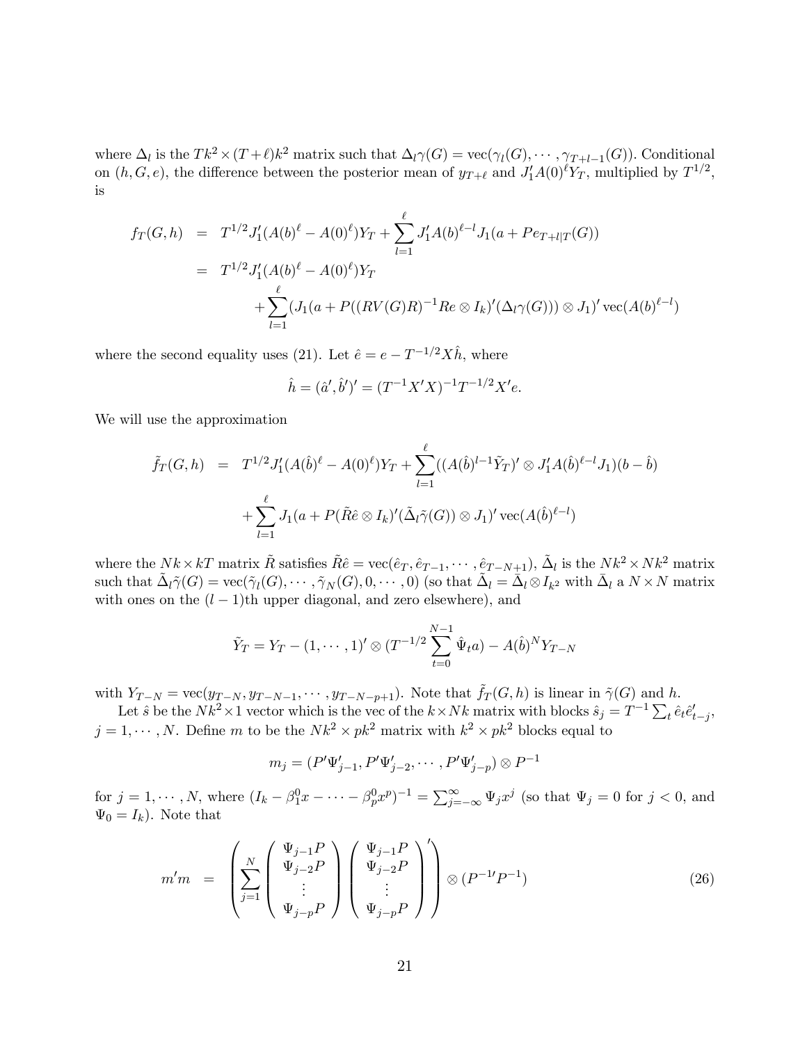where $\Delta_l$ is the $Tk^2 \times (T+\ell)k^2$ matrix such that $\Delta_l \gamma(G) = \text{vec}(\gamma_l(G), \cdots, \gamma_{T+l-1}(G))$. Conditional on $(h, G, e)$, the difference between the posterior mean of $y_{T+\ell}$ and $J_1' A(0)^\ell Y_T$, multiplied by $T^{1/2}$, is

$$
\begin{aligned}
f_T(G,h) &= T^{1/2} J_1'(A(b)^\ell - A(0)^\ell) Y_T + \sum_{l=1}^{\ell} J_1' A(b)^{\ell - l} J_1 (a + P e_{T+l|T}(G)) \\
&= T^{1/2} J_1'(A(b)^\ell - A(0)^\ell) Y_T \\
&\quad + \sum_{l=1}^{\ell} (J_1 (a + P((RV(G)R)^{-1} Re \otimes I_k)'(\Delta_l \gamma(G))) \otimes J_1)' \, \text{vec}(A(b)^{\ell - l})
\end{aligned}
$$

where the second equality uses (21). Let $\hat{e} = e - T^{-1/2} X \hat{h}$, where

$$
\hat{h} = (\hat{a}', \hat{b}')' = (T^{-1} X'X)^{-1} T^{-1/2} X' e.
$$

We will use the approximation

$$
\begin{aligned}
\tilde{f}_T(G,h) &= T^{1/2} J_1'(A(\hat{b})^\ell - A(0)^\ell) Y_T + \sum_{l=1}^{\ell} ((A(\hat{b})^{l-1} \tilde{Y}_T)' \otimes J_1' A(\hat{b})^{\ell - l} J_1)(b - \hat{b}) \\
&\quad + \sum_{l=1}^{\ell} J_1 (a + P(\tilde{R} \hat{e} \otimes I_k)'(\tilde{\Delta}_l \tilde{\gamma}(G)) \otimes J_1)' \, \text{vec}(A(\hat{b})^{\ell - l})
\end{aligned}
$$

where the $Nk \times kT$ matrix $\tilde{R}$ satisfies $\tilde{R}\hat{e} = \text{vec}(\hat{e}_T, \hat{e}_{T-1}, \cdots, \hat{e}_{T-N+1})$, $\tilde{\Delta}_l$ is the $Nk^2 \times Nk^2$ matrix such that $\tilde{\Delta}_l \tilde{\gamma}(G) = \text{vec}(\tilde{\gamma}_l(G), \cdots, \tilde{\gamma}_N(G), 0, \cdots, 0)$ (so that $\tilde{\Delta}_l = \bar{\Delta}_l \otimes I_{k^2}$ with $\bar{\Delta}_l$ a $N \times N$ matrix with ones on the $(l-1)$th upper diagonal, and zero elsewhere), and

$$
\tilde{Y}_T = Y_T - (1, \cdots, 1)' \otimes (T^{-1/2} \sum_{t=0}^{N-1} \hat{\Psi}_t a) - A(\hat{b})^N Y_{T-N}
$$

with $Y_{T-N} = \text{vec}(y_{T-N}, y_{T-N-1}, \cdots, y_{T-N-p+1})$. Note that $\tilde{f}_T(G,h)$ is linear in $\tilde{\gamma}(G)$ and $h$.

Let $\hat{s}$ be the $Nk^2 \times 1$ vector which is the vec of the $k \times Nk$ matrix with blocks $\hat{s}_j = T^{-1} \sum_t \hat{e}_t \hat{e}_{t-j}'$, $j = 1, \cdots, N$. Define $m$ to be the $Nk^2 \times pk^2$ matrix with $k^2 \times pk^2$ blocks equal to

$$
m_j = (P' \Psi_{j-1}', P' \Psi_{j-2}', \cdots, P' \Psi_{j-p}') \otimes P^{-1}
$$

for $j = 1, \cdots, N$, where $(I_k - \beta_1^0 x - \cdots - \beta_p^0 x^p)^{-1} = \sum_{j=-\infty}^{\infty} \Psi_j x^j$ (so that $\Psi_j = 0$ for $j < 0$, and $\Psi_0 = I_k$). Note that

$$
m'm = \left( \sum_{j=1}^{N} \begin{pmatrix} \Psi_{j-1} P \\ \Psi_{j-2} P \\ \vdots \\ \Psi_{j-p} P \end{pmatrix} \begin{pmatrix} \Psi_{j-1} P \\ \Psi_{j-2} P \\ \vdots \\ \Psi_{j-p} P \end{pmatrix}' \right) \otimes (P^{-1\prime} P^{-1}) \tag{26}
$$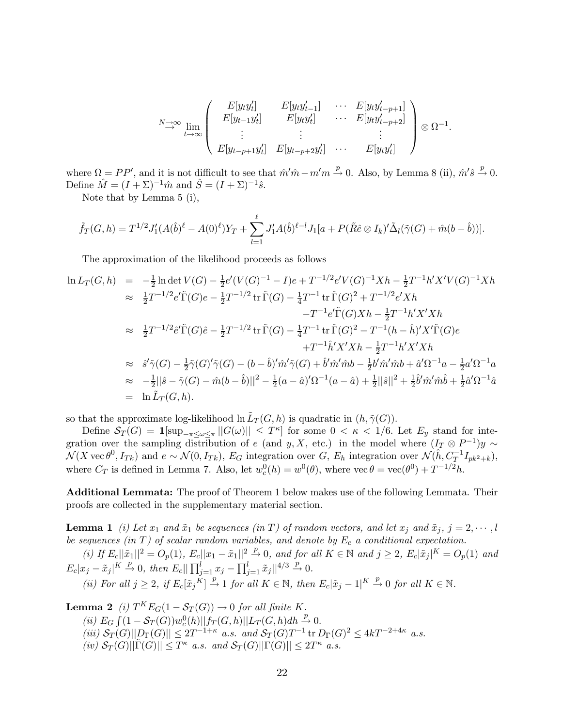$$\overset{N\to\infty}{\to} \lim_{t\to\infty} \begin{pmatrix} E[y_t y_t'] & E[y_t y_{t-1}'] & \cdots & E[y_t y_{t-p+1}'] \\ E[y_{t-1} y_t'] & E[y_t y_t'] & \cdots & E[y_t y_{t-p+2}'] \\ \vdots & \vdots & & \vdots \\ E[y_{t-p+1} y_t'] & E[y_{t-p+2} y_t'] & \cdots & E[y_t y_t'] \end{pmatrix} \otimes \Omega^{-1}.$$

where $\Omega = PP'$, and it is not difficult to see that $\hat{m}'\hat{m} - m'm \xrightarrow{p} 0$. Also, by Lemma 8 (ii), $\hat{m}'\hat{s} \xrightarrow{p} 0$. Define $\hat{M} = (I + \Sigma)^{-1}\hat{m}$ and $\hat{S} = (I + \Sigma)^{-1}\hat{s}$.

Note that by Lemma 5 (i),

$$\tilde{f}_T(G, h) = T^{1/2} J_1'(A(\hat{b})^\ell - A(0)^\ell) Y_T + \sum_{l=1}^{\ell} J_1' A(\hat{b})^{\ell - l} J_1 [a + P(\tilde{R}\hat{e} \otimes I_k)' \tilde{\Delta}_l (\tilde{\gamma}(G) + \hat{m}(b - \hat{b}))].$$

The approximation of the likelihood proceeds as follows

$$\begin{aligned}
\ln L_T(G, h) &= -\tfrac{1}{2} \ln \det V(G) - \tfrac{1}{2} e'(V(G)^{-1} - I)e + T^{-1/2} e' V(G)^{-1} X h - \tfrac{1}{2} T^{-1} h' X' V(G)^{-1} X h \\
&\approx \tfrac{1}{2} T^{-1/2} e' \tilde{\Gamma}(G) e - \tfrac{1}{2} T^{-1/2} \operatorname{tr} \tilde{\Gamma}(G) - \tfrac{1}{4} T^{-1} \operatorname{tr} \tilde{\Gamma}(G)^2 + T^{-1/2} e' X h \\
&\qquad - T^{-1} e' \tilde{\Gamma}(G) X h - \tfrac{1}{2} T^{-1} h' X' X h \\
&\approx \tfrac{1}{2} T^{-1/2} \hat{e}' \tilde{\Gamma}(G) \hat{e} - \tfrac{1}{2} T^{-1/2} \operatorname{tr} \tilde{\Gamma}(G) - \tfrac{1}{4} T^{-1} \operatorname{tr} \tilde{\Gamma}(G)^2 - T^{-1} (h - \hat{h})' X' \tilde{\Gamma}(G) e \\
&\qquad + T^{-1} \hat{h}' X' X h - \tfrac{1}{2} T^{-1} h' X' X h \\
&\approx \hat{s}' \tilde{\gamma}(G) - \tfrac{1}{2} \tilde{\gamma}(G)' \tilde{\gamma}(G) - (b - \hat{b})' \hat{m}' \tilde{\gamma}(G) + \hat{b}' \hat{m}' \hat{m} b - \tfrac{1}{2} b' \hat{m}' \hat{m} b + \hat{a}' \Omega^{-1} a - \tfrac{1}{2} a' \Omega^{-1} a \\
&\approx -\tfrac{1}{2} ||\hat{s} - \tilde{\gamma}(G) - \hat{m}(b - \hat{b})||^2 - \tfrac{1}{2} (a - \hat{a})' \Omega^{-1} (a - \hat{a}) + \tfrac{1}{2} ||\hat{s}||^2 + \tfrac{1}{2} \hat{b}' \hat{m}' \hat{m} \hat{b} + \tfrac{1}{2} \hat{a}' \Omega^{-1} \hat{a} \\
&= \ln \tilde{L}_T(G, h).
\end{aligned}$$

so that the approximate log-likelihood $\ln \tilde{L}_T(G, h)$ is quadratic in $(h, \tilde{\gamma}(G))$.

Define $\mathcal{S}_T(G) = \mathbf{1}[\sup_{-\pi \le \omega \le \pi} ||G(\omega)|| \le T^\kappa]$ for some $0 < \kappa < 1/6$. Let $E_y$ stand for integration over the sampling distribution of $e$ (and $y, X$, etc.) in the model where $(I_T \otimes P^{-1})y \sim \mathcal{N}(X \operatorname{vec} \theta^0, I_{Tk})$ and $e \sim \mathcal{N}(0, I_{Tk})$, $E_G$ integration over $G$, $E_h$ integration over $\mathcal{N}(\hat{h}, C_T^{-1} I_{pk^2+k})$, where $C_T$ is defined in Lemma 7. Also, let $w_c^0(h) = w^0(\theta)$, where $\operatorname{vec} \theta = \operatorname{vec}(\theta^0) + T^{-1/2} h$.

**Additional Lemmata:** The proof of Theorem 1 below makes use of the following Lemmata. Their proofs are collected in the supplementary material section.

**Lemma 1** *(i) Let $x_1$ and $\tilde{x}_1$ be sequences (in $T$) of random vectors, and let $x_j$ and $\tilde{x}_j$, $j = 2, \cdots, l$ be sequences (in $T$) of scalar random variables, and denote by $E_c$ a conditional expectation.*

*(i) If $E_c ||\tilde{x}_1||^2 = O_p(1)$, $E_c ||x_1 - \tilde{x}_1||^2 \xrightarrow{p} 0$, and for all $K \in \mathbb{N}$ and $j \ge 2$, $E_c |\tilde{x}_j|^K = O_p(1)$ and $E_c |x_j - \tilde{x}_j|^K \xrightarrow{p} 0$, then $E_c || \prod_{j=1}^l x_j - \prod_{j=1}^l \tilde{x}_j ||^{4/3} \xrightarrow{p} 0$.*

*(ii) For all $j \ge 2$, if $E_c[\tilde{x}_j{}^K] \xrightarrow{p} 1$ for all $K \in \mathbb{N}$, then $E_c |\tilde{x}_j - 1|^K \xrightarrow{p} 0$ for all $K \in \mathbb{N}$.*

**Lemma 2** *(i) $T^K E_G(1 - \mathcal{S}_T(G)) \to 0$ for all finite $K$.*

*(ii) $E_G \int (1 - \mathcal{S}_T(G)) w_c^0(h) ||f_T(G, h)|| L_T(G, h) dh \xrightarrow{p} 0$.*

*(iii) $\mathcal{S}_T(G) ||D_\Gamma(G)|| \le 2T^{-1+\kappa}$ a.s. and $\mathcal{S}_T(G) T^{-1} \operatorname{tr} D_\Gamma(G)^2 \le 4kT^{-2+4\kappa}$ a.s.*

*(iv) $\mathcal{S}_T(G) ||\tilde{\Gamma}(G)|| \le T^\kappa$ a.s. and $\mathcal{S}_T(G) ||\Gamma(G)|| \le 2T^\kappa$ a.s.*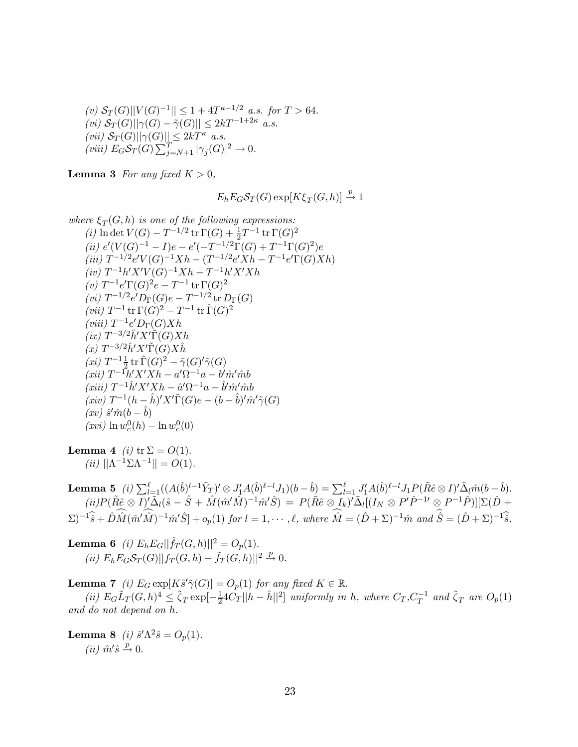*(v)* $\mathcal{S}_T(G)||V(G)^{-1}|| \leq 1 + 4T^{\kappa-1/2}$ *a.s. for* $T > 64$.
*(vi)* $\mathcal{S}_T(G)||\gamma(G) - \tilde{\gamma}(G)|| \leq 2kT^{-1+2\kappa}$ *a.s.*
*(vii)* $\mathcal{S}_T(G)||\gamma(G)|| \leq 2kT^{\kappa}$ *a.s.*
*(viii)* $E_G \mathcal{S}_T(G) \sum_{j=N+1}^{T} |\gamma_j(G)|^2 \to 0$.

**Lemma 3** *For any fixed* $K > 0$,

$$E_h E_G \mathcal{S}_T(G) \exp[K\xi_T(G,h)] \xrightarrow{p} 1$$

*where* $\xi_T(G,h)$ *is one of the following expressions:*
*(i)* $\ln \det V(G) - T^{-1/2} \operatorname{tr} \Gamma(G) + \frac{1}{2} T^{-1} \operatorname{tr} \Gamma(G)^2$
*(ii)* $e'(V(G)^{-1} - I)e - e'(-T^{-1/2}\Gamma(G) + T^{-1}\Gamma(G)^2)e$
*(iii)* $T^{-1/2}e'V(G)^{-1}Xh - (T^{-1/2}e'Xh - T^{-1}e'\Gamma(G)Xh)$
*(iv)* $T^{-1}h'X'V(G)^{-1}Xh - T^{-1}h'X'Xh$
*(v)* $T^{-1}e'\Gamma(G)^2 e - T^{-1} \operatorname{tr} \Gamma(G)^2$
*(vi)* $T^{-1/2}e'D_\Gamma(G)e - T^{-1/2} \operatorname{tr} D_\Gamma(G)$
*(vii)* $T^{-1} \operatorname{tr} \Gamma(G)^2 - T^{-1} \operatorname{tr} \tilde{\Gamma}(G)^2$
*(viii)* $T^{-1}e'D_\Gamma(G)Xh$
*(ix)* $T^{-3/2}\hat{h}'X'\tilde{\Gamma}(G)Xh$
*(x)* $T^{-3/2}\hat{h}'X'\tilde{\Gamma}(G)X\hat{h}$
*(xi)* $T^{-1}\frac{1}{2} \operatorname{tr} \tilde{\Gamma}(G)^2 - \tilde{\gamma}(G)'\tilde{\gamma}(G)$
*(xii)* $T^{-1}h'X'Xh - a'\Omega^{-1}a - b'\hat{m}'\hat{m}b$
*(xiii)* $T^{-1}\hat{h}'X'Xh - \hat{a}'\Omega^{-1}a - \hat{b}'\hat{m}'\hat{m}b$
*(xiv)* $T^{-1}(h - \hat{h})'X'\tilde{\Gamma}(G)e - (b - \hat{b})'\hat{m}'\tilde{\gamma}(G)$
*(xv)* $\hat{s}'\hat{m}(b - \hat{b})$
*(xvi)* $\ln w_c^0(h) - \ln w_c^0(0)$

**Lemma 4** *(i)* $\operatorname{tr} \Sigma = O(1)$.
*(ii)* $||\Lambda^{-1}\Sigma\Lambda^{-1}|| = O(1)$.

**Lemma 5** *(i)* $\sum_{l=1}^{\ell}((A(\hat{b})^{l-1}\tilde{Y}_T)' \otimes J_1'A(\hat{b})^{\ell-l}J_1)(b - \hat{b}) = \sum_{l=1}^{\ell} J_1'A(\hat{b})^{\ell-l}J_1P(\tilde{R}\hat{e} \otimes I)'\tilde{\Delta}_l\hat{m}(b - \hat{b})$.
*(ii)* $P(\tilde{R}\hat{e} \otimes I)'\tilde{\Delta}_l(\hat{s} - \hat{S} + \hat{M}(\hat{m}'\hat{M})^{-1}\hat{m}'\hat{S}) = P(\tilde{R}\hat{e} \otimes I_k)'\tilde{\Delta}_l[(I_N \otimes P'\hat{P}^{-1\prime} \otimes P^{-1}\hat{P})][\Sigma(\hat{D} + \Sigma)^{-1}\widehat{\hat{s}} + \hat{D}\widehat{\hat{M}}(\hat{m}'\widehat{\hat{M}})^{-1}\hat{m}'\hat{S}] + o_p(1)$ *for* $l = 1, \cdots, \ell$, *where* $\widehat{\hat{M}} = (\hat{D} + \Sigma)^{-1}\hat{m}$ *and* $\widehat{\hat{S}} = (\hat{D} + \Sigma)^{-1}\widehat{\hat{s}}$.

**Lemma 6** *(i)* $E_h E_G ||\tilde{f}_T(G,h)||^2 = O_p(1)$.
*(ii)* $E_h E_G \mathcal{S}_T(G) ||f_T(G,h) - \tilde{f}_T(G,h)||^2 \xrightarrow{p} 0$.

**Lemma 7** *(i)* $E_G \exp[K\hat{s}'\tilde{\gamma}(G)] = O_p(1)$ *for any fixed* $K \in \mathbb{R}$.
*(ii)* $E_G \tilde{L}_T(G,h)^4 \leq \tilde{\zeta}_T \exp[-\frac{1}{2}4C_T||h - \hat{h}||^2]$ *uniformly in* $h$, *where* $C_T, C_T^{-1}$ *and* $\tilde{\zeta}_T$ *are* $O_p(1)$ *and do not depend on* $h$.

**Lemma 8** *(i)* $\hat{s}'\Lambda^2\hat{s} = O_p(1)$.
*(ii)* $\hat{m}'\hat{s} \xrightarrow{p} 0$.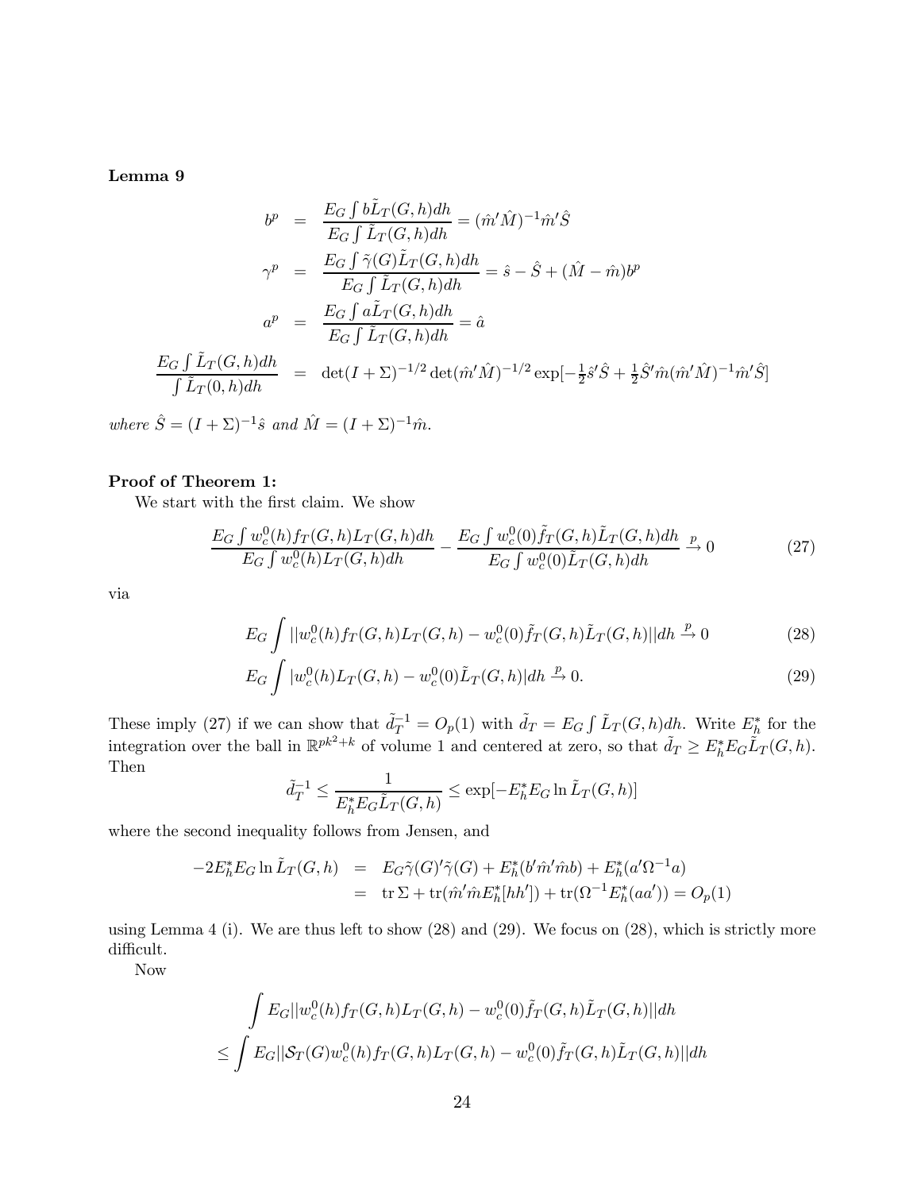**Lemma 9**

$$
\begin{aligned}
b^p &= \frac{E_G \int b\tilde{L}_T(G,h)dh}{E_G \int \tilde{L}_T(G,h)dh} = (\hat{m}'\hat{M})^{-1}\hat{m}'\hat{S} \\
\gamma^p &= \frac{E_G \int \tilde{\gamma}(G)\tilde{L}_T(G,h)dh}{E_G \int \tilde{L}_T(G,h)dh} = \hat{s} - \hat{S} + (\hat{M} - \hat{m})b^p \\
a^p &= \frac{E_G \int a\tilde{L}_T(G,h)dh}{E_G \int \tilde{L}_T(G,h)dh} = \hat{a} \\
\frac{E_G \int \tilde{L}_T(G,h)dh}{\int \tilde{L}_T(0,h)dh} &= \det(I+\Sigma)^{-1/2}\det(\hat{m}'\hat{M})^{-1/2}\exp[-\tfrac{1}{2}\hat{s}'\hat{S} + \tfrac{1}{2}\hat{S}'\hat{m}(\hat{m}'\hat{M})^{-1}\hat{m}'\hat{S}]
\end{aligned}
$$

*where* $\hat{S} = (I+\Sigma)^{-1}\hat{s}$ *and* $\hat{M} = (I+\Sigma)^{-1}\hat{m}$.

**Proof of Theorem 1:**

We start with the first claim. We show

$$
\frac{E_G \int w_c^0(h) f_T(G,h) L_T(G,h)dh}{E_G \int w_c^0(h) L_T(G,h)dh} - \frac{E_G \int w_c^0(0) \tilde{f}_T(G,h) \tilde{L}_T(G,h)dh}{E_G \int w_c^0(0) \tilde{L}_T(G,h)dh} \xrightarrow{p} 0 \tag{27}
$$

via

$$
E_G \int ||w_c^0(h) f_T(G,h) L_T(G,h) - w_c^0(0)\tilde{f}_T(G,h)\tilde{L}_T(G,h)|| dh \xrightarrow{p} 0 \tag{28}
$$

$$
E_G \int |w_c^0(h) L_T(G,h) - w_c^0(0)\tilde{L}_T(G,h)| dh \xrightarrow{p} 0. \tag{29}
$$

These imply (27) if we can show that $\tilde{d}_T^{-1} = O_p(1)$ with $\tilde{d}_T = E_G \int \tilde{L}_T(G,h)dh$. Write $E_h^*$ for the integration over the ball in $\mathbb{R}^{pk^2+k}$ of volume 1 and centered at zero, so that $\tilde{d}_T \geq E_h^* E_G \tilde{L}_T(G,h)$. Then

$$
\tilde{d}_T^{-1} \leq \frac{1}{E_h^* E_G \tilde{L}_T(G,h)} \leq \exp[-E_h^* E_G \ln \tilde{L}_T(G,h)]
$$

where the second inequality follows from Jensen, and

$$
\begin{aligned}
-2E_h^* E_G \ln \tilde{L}_T(G,h) &= E_G \tilde{\gamma}(G)'\tilde{\gamma}(G) + E_h^*(b'\hat{m}'\hat{m}b) + E_h^*(a'\Omega^{-1}a) \\
&= \operatorname{tr}\Sigma + \operatorname{tr}(\hat{m}'\hat{m}E_h^*[hh']) + \operatorname{tr}(\Omega^{-1}E_h^*(aa')) = O_p(1)
\end{aligned}
$$

using Lemma 4 (i). We are thus left to show (28) and (29). We focus on (28), which is strictly more difficult.

Now

$$
\begin{aligned}
&\int E_G ||w_c^0(h) f_T(G,h) L_T(G,h) - w_c^0(0)\tilde{f}_T(G,h)\tilde{L}_T(G,h)|| dh \\
\leq &\int E_G ||\mathcal{S}_T(G) w_c^0(h) f_T(G,h) L_T(G,h) - w_c^0(0)\tilde{f}_T(G,h)\tilde{L}_T(G,h)|| dh
\end{aligned}
$$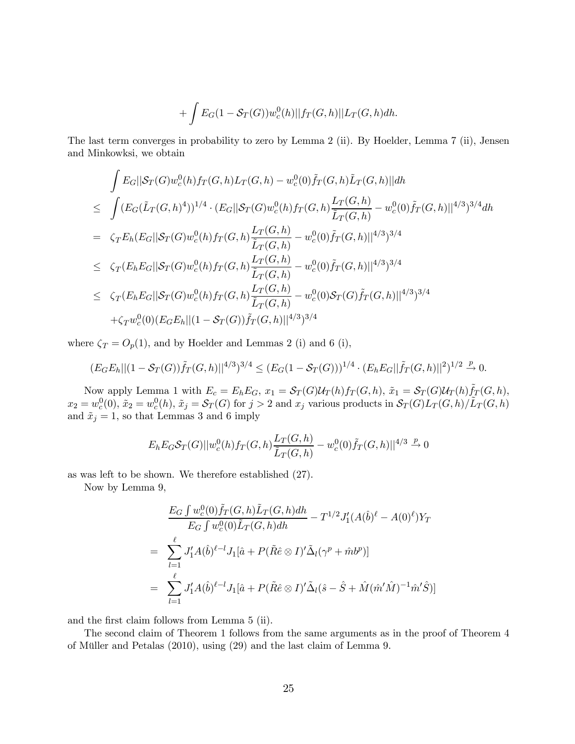$$+\int E_G(1-\mathcal{S}_T(G))w_c^0(h)||f_T(G,h)||L_T(G,h)dh.$$

The last term converges in probability to zero by Lemma 2 (ii). By Hoelder, Lemma 7 (ii), Jensen and Minkowksi, we obtain

$$\begin{aligned}
&\int E_G||\mathcal{S}_T(G)w_c^0(h)f_T(G,h)L_T(G,h)-w_c^0(0)\tilde{f}_T(G,h)\tilde{L}_T(G,h)||dh \\
\leq\ &\int (E_G(\tilde{L}_T(G,h)^4))^{1/4}\cdot(E_G||\mathcal{S}_T(G)w_c^0(h)f_T(G,h)\frac{L_T(G,h)}{\tilde{L}_T(G,h)}-w_c^0(0)\tilde{f}_T(G,h)||^{4/3})^{3/4}dh \\
=\ &\zeta_T E_h(E_G||\mathcal{S}_T(G)w_c^0(h)f_T(G,h)\frac{L_T(G,h)}{\tilde{L}_T(G,h)}-w_c^0(0)\tilde{f}_T(G,h)||^{4/3})^{3/4} \\
\leq\ &\zeta_T (E_hE_G||\mathcal{S}_T(G)w_c^0(h)f_T(G,h)\frac{L_T(G,h)}{\tilde{L}_T(G,h)}-w_c^0(0)\tilde{f}_T(G,h)||^{4/3})^{3/4} \\
\leq\ &\zeta_T (E_hE_G||\mathcal{S}_T(G)w_c^0(h)f_T(G,h)\frac{L_T(G,h)}{\tilde{L}_T(G,h)}-w_c^0(0)\mathcal{S}_T(G)\tilde{f}_T(G,h)||^{4/3})^{3/4} \\
&+\zeta_T w_c^0(0)(E_GE_h||(1-\mathcal{S}_T(G))\tilde{f}_T(G,h)||^{4/3})^{3/4}
\end{aligned}$$

where $\zeta_T=O_p(1)$, and by Hoelder and Lemmas 2 (i) and 6 (i),

$$(E_GE_h||(1-\mathcal{S}_T(G))\tilde{f}_T(G,h)||^{4/3})^{3/4}\leq(E_G(1-\mathcal{S}_T(G)))^{1/4}\cdot(E_hE_G||\tilde{f}_T(G,h)||^2)^{1/2}\xrightarrow{p}0.$$

Now apply Lemma 1 with $E_c=E_hE_G$, $x_1=\mathcal{S}_T(G)\mathcal{U}_T(h)f_T(G,h)$, $\tilde{x}_1=\mathcal{S}_T(G)\mathcal{U}_T(h)\tilde{f}_T(G,h)$, $x_2=w_c^0(0)$, $\tilde{x}_2=w_c^0(h)$, $\tilde{x}_j=\mathcal{S}_T(G)$ for $j>2$ and $x_j$ various products in $\mathcal{S}_T(G)L_T(G,h)/\tilde{L}_T(G,h)$ and $\tilde{x}_j=1$, so that Lemmas 3 and 6 imply

$$E_hE_G\mathcal{S}_T(G)||w_c^0(h)f_T(G,h)\frac{L_T(G,h)}{\tilde{L}_T(G,h)}-w_c^0(0)\tilde{f}_T(G,h)||^{4/3}\xrightarrow{p}0$$

as was left to be shown. We therefore established (27).

Now by Lemma 9,

$$\begin{aligned}
&\frac{E_G\int w_c^0(0)\tilde{f}_T(G,h)\tilde{L}_T(G,h)dh}{E_G\int w_c^0(0)\tilde{L}_T(G,h)dh}-T^{1/2}J_1'(A(\hat{b})^\ell-A(0)^\ell)Y_T \\
=\ &\sum_{l=1}^{\ell}J_1'A(\hat{b})^{\ell-l}J_1[\hat{a}+P(\tilde{R}\hat{e}\otimes I)'\tilde{\Delta}_l(\gamma^p+\hat{m}b^p)] \\
=\ &\sum_{l=1}^{\ell}J_1'A(\hat{b})^{\ell-l}J_1[\hat{a}+P(\tilde{R}\hat{e}\otimes I)'\tilde{\Delta}_l(\hat{s}-\hat{S}+\hat{M}(\hat{m}'\hat{M})^{-1}\hat{m}'\hat{S})]
\end{aligned}$$

and the first claim follows from Lemma 5 (ii).

The second claim of Theorem 1 follows from the same arguments as in the proof of Theorem 4 of Müller and Petalas (2010), using (29) and the last claim of Lemma 9.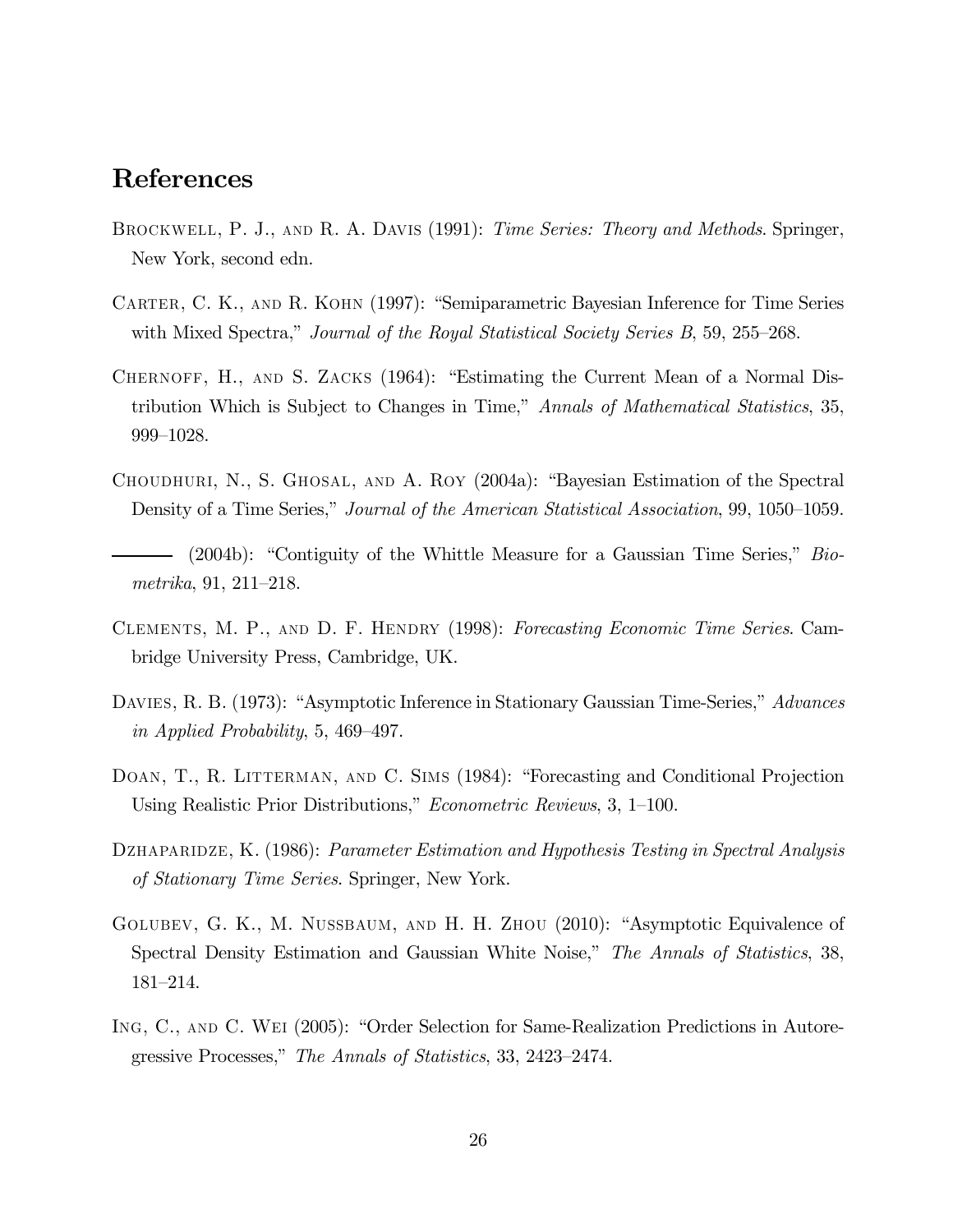# References

Brockwell, P. J., and R. A. Davis (1991): *Time Series: Theory and Methods.* Springer, New York, second edn.

Carter, C. K., and R. Kohn (1997): "Semiparametric Bayesian Inference for Time Series with Mixed Spectra," *Journal of the Royal Statistical Society Series B*, 59, 255–268.

Chernoff, H., and S. Zacks (1964): "Estimating the Current Mean of a Normal Distribution Which is Subject to Changes in Time," *Annals of Mathematical Statistics*, 35, 999–1028.

Choudhuri, N., S. Ghosal, and A. Roy (2004a): "Bayesian Estimation of the Spectral Density of a Time Series," *Journal of the American Statistical Association*, 99, 1050–1059.

——— (2004b): "Contiguity of the Whittle Measure for a Gaussian Time Series," *Biometrika*, 91, 211–218.

Clements, M. P., and D. F. Hendry (1998): *Forecasting Economic Time Series.* Cambridge University Press, Cambridge, UK.

Davies, R. B. (1973): "Asymptotic Inference in Stationary Gaussian Time-Series," *Advances in Applied Probability*, 5, 469–497.

Doan, T., R. Litterman, and C. Sims (1984): "Forecasting and Conditional Projection Using Realistic Prior Distributions," *Econometric Reviews*, 3, 1–100.

Dzhaparidze, K. (1986): *Parameter Estimation and Hypothesis Testing in Spectral Analysis of Stationary Time Series.* Springer, New York.

Golubev, G. K., M. Nussbaum, and H. H. Zhou (2010): "Asymptotic Equivalence of Spectral Density Estimation and Gaussian White Noise," *The Annals of Statistics*, 38, 181–214.

Ing, C., and C. Wei (2005): "Order Selection for Same-Realization Predictions in Autoregressive Processes," *The Annals of Statistics*, 33, 2423–2474.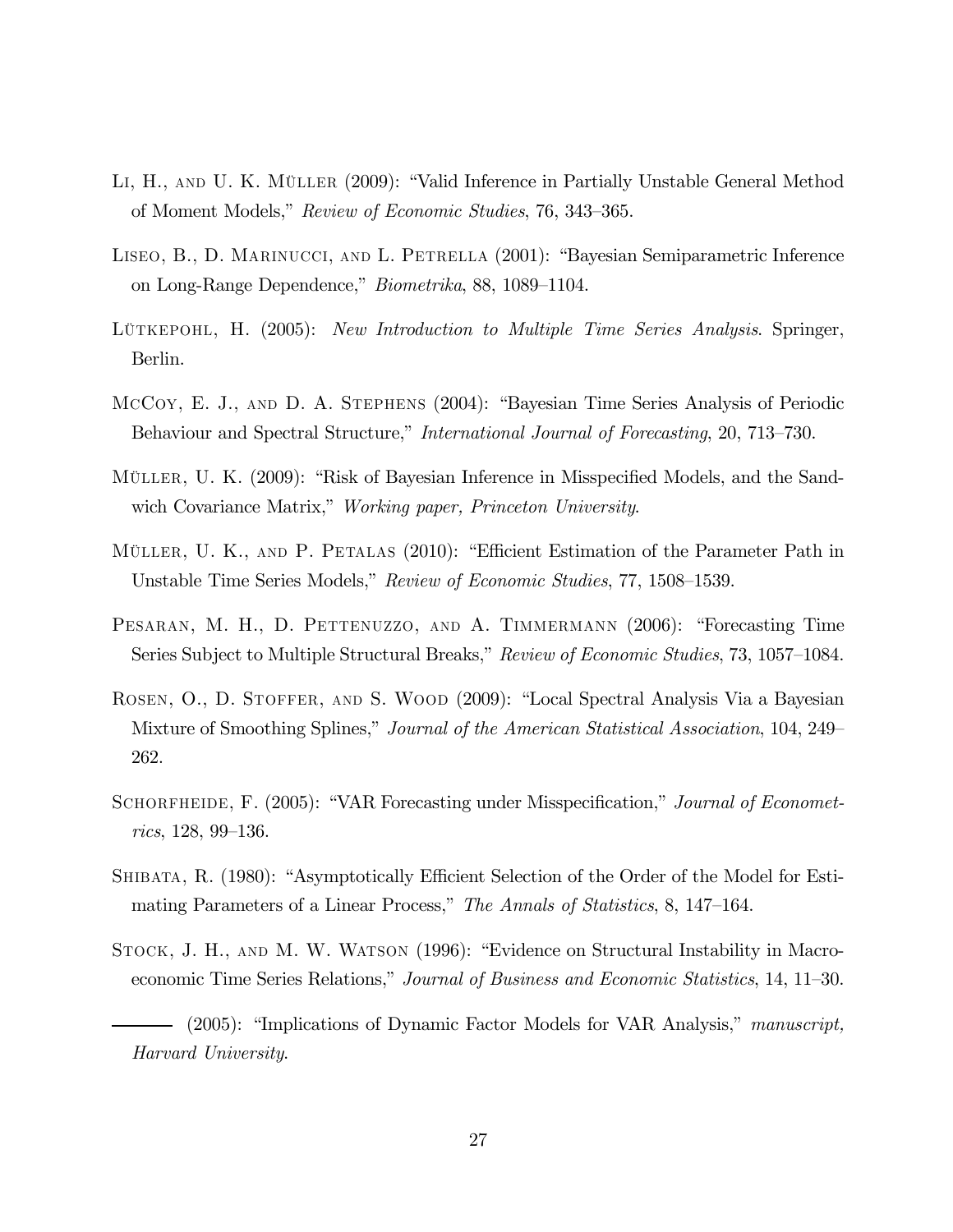Li, H., and U. K. Müller (2009): "Valid Inference in Partially Unstable General Method of Moment Models," *Review of Economic Studies*, 76, 343–365.

Liseo, B., D. Marinucci, and L. Petrella (2001): "Bayesian Semiparametric Inference on Long-Range Dependence," *Biometrika*, 88, 1089–1104.

Lütkepohl, H. (2005): *New Introduction to Multiple Time Series Analysis*. Springer, Berlin.

McCoy, E. J., and D. A. Stephens (2004): "Bayesian Time Series Analysis of Periodic Behaviour and Spectral Structure," *International Journal of Forecasting*, 20, 713–730.

Müller, U. K. (2009): "Risk of Bayesian Inference in Misspecified Models, and the Sandwich Covariance Matrix," *Working paper, Princeton University*.

Müller, U. K., and P. Petalas (2010): "Efficient Estimation of the Parameter Path in Unstable Time Series Models," *Review of Economic Studies*, 77, 1508–1539.

Pesaran, M. H., D. Pettenuzzo, and A. Timmermann (2006): "Forecasting Time Series Subject to Multiple Structural Breaks," *Review of Economic Studies*, 73, 1057–1084.

Rosen, O., D. Stoffer, and S. Wood (2009): "Local Spectral Analysis Via a Bayesian Mixture of Smoothing Splines," *Journal of the American Statistical Association*, 104, 249–262.

Schorfheide, F. (2005): "VAR Forecasting under Misspecification," *Journal of Econometrics*, 128, 99–136.

Shibata, R. (1980): "Asymptotically Efficient Selection of the Order of the Model for Estimating Parameters of a Linear Process," *The Annals of Statistics*, 8, 147–164.

Stock, J. H., and M. W. Watson (1996): "Evidence on Structural Instability in Macroeconomic Time Series Relations," *Journal of Business and Economic Statistics*, 14, 11–30.

——— (2005): "Implications of Dynamic Factor Models for VAR Analysis," *manuscript, Harvard University*.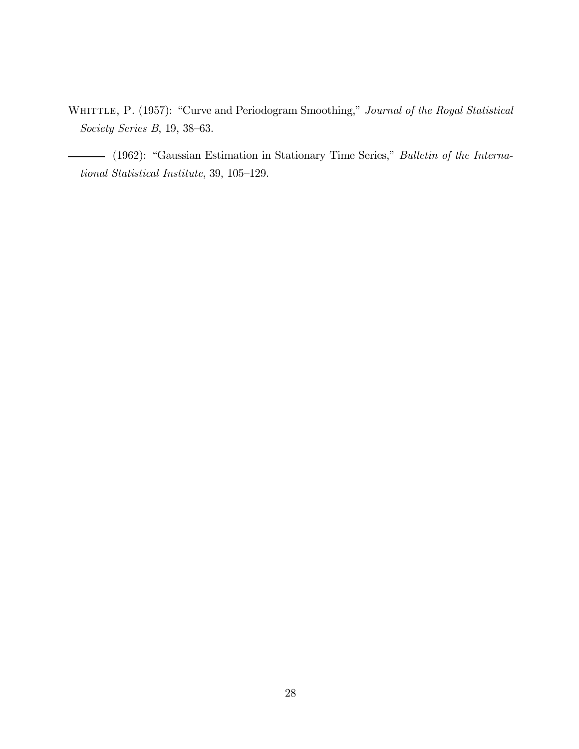Whittle, P. (1957): "Curve and Periodogram Smoothing," *Journal of the Royal Statistical Society Series B*, 19, 38–63.

——— (1962): "Gaussian Estimation in Stationary Time Series," *Bulletin of the International Statistical Institute*, 39, 105–129.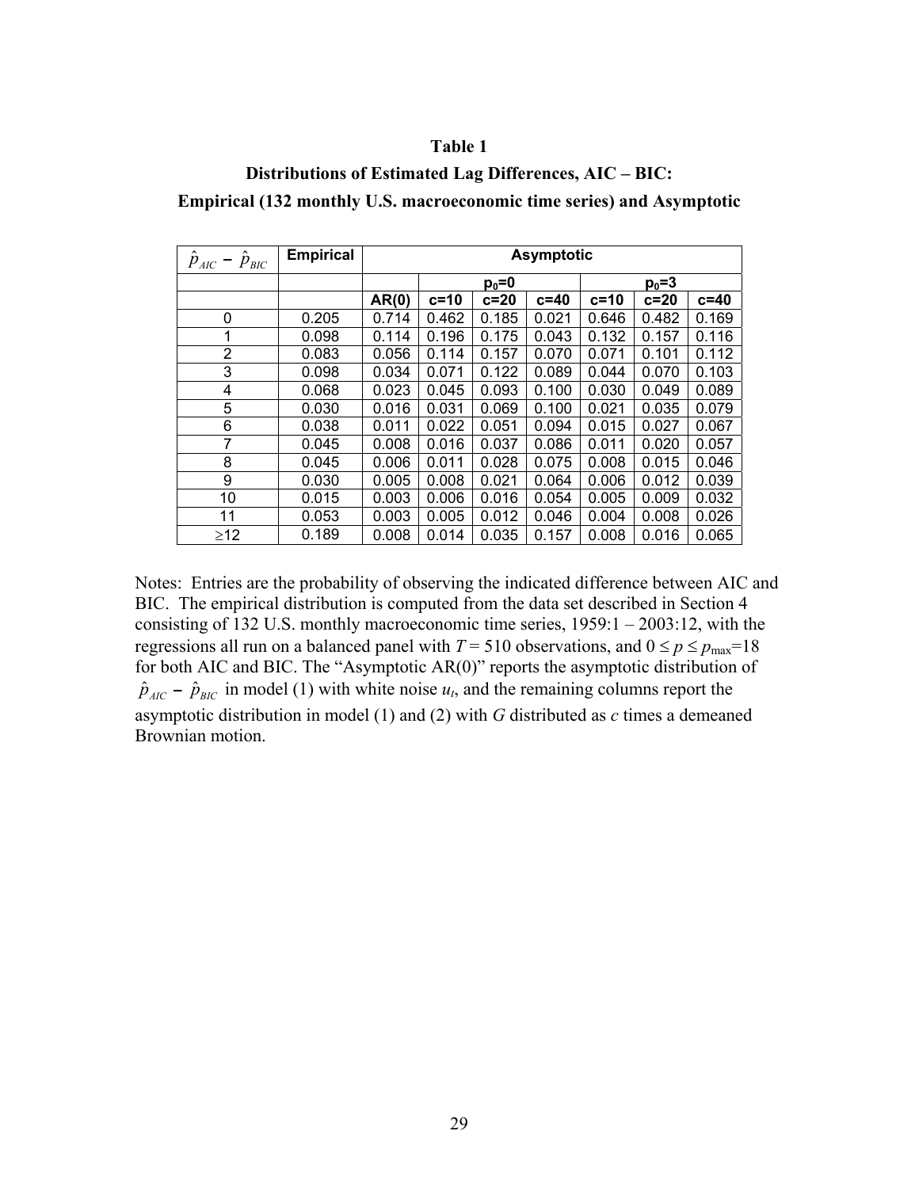**Table 1**

**Distributions of Estimated Lag Differences, AIC – BIC:**

**Empirical (132 monthly U.S. macroeconomic time series) and Asymptotic**

| $\hat{p}_{AIC} - \hat{p}_{BIC}$ | Empirical | Asymptotic | | | | | | |
|---|---|---|---|---|---|---|---|---|
| | | | $p_0$=0 | | | $p_0$=3 | | |
| | | AR(0) | c=10 | c=20 | c=40 | c=10 | c=20 | c=40 |
| 0 | 0.205 | 0.714 | 0.462 | 0.185 | 0.021 | 0.646 | 0.482 | 0.169 |
| 1 | 0.098 | 0.114 | 0.196 | 0.175 | 0.043 | 0.132 | 0.157 | 0.116 |
| 2 | 0.083 | 0.056 | 0.114 | 0.157 | 0.070 | 0.071 | 0.101 | 0.112 |
| 3 | 0.098 | 0.034 | 0.071 | 0.122 | 0.089 | 0.044 | 0.070 | 0.103 |
| 4 | 0.068 | 0.023 | 0.045 | 0.093 | 0.100 | 0.030 | 0.049 | 0.089 |
| 5 | 0.030 | 0.016 | 0.031 | 0.069 | 0.100 | 0.021 | 0.035 | 0.079 |
| 6 | 0.038 | 0.011 | 0.022 | 0.051 | 0.094 | 0.015 | 0.027 | 0.067 |
| 7 | 0.045 | 0.008 | 0.016 | 0.037 | 0.086 | 0.011 | 0.020 | 0.057 |
| 8 | 0.045 | 0.006 | 0.011 | 0.028 | 0.075 | 0.008 | 0.015 | 0.046 |
| 9 | 0.030 | 0.005 | 0.008 | 0.021 | 0.064 | 0.006 | 0.012 | 0.039 |
| 10 | 0.015 | 0.003 | 0.006 | 0.016 | 0.054 | 0.005 | 0.009 | 0.032 |
| 11 | 0.053 | 0.003 | 0.005 | 0.012 | 0.046 | 0.004 | 0.008 | 0.026 |
| ≥12 | 0.189 | 0.008 | 0.014 | 0.035 | 0.157 | 0.008 | 0.016 | 0.065 |

Notes: Entries are the probability of observing the indicated difference between AIC and BIC. The empirical distribution is computed from the data set described in Section 4 consisting of 132 U.S. monthly macroeconomic time series, 1959:1 – 2003:12, with the regressions all run on a balanced panel with $T = 510$ observations, and $0 \leq p \leq p_{\max}=18$ for both AIC and BIC. The "Asymptotic AR(0)" reports the asymptotic distribution of $\hat{p}_{AIC} - \hat{p}_{BIC}$ in model (1) with white noise $u_t$, and the remaining columns report the asymptotic distribution in model (1) and (2) with $G$ distributed as $c$ times a demeaned Brownian motion.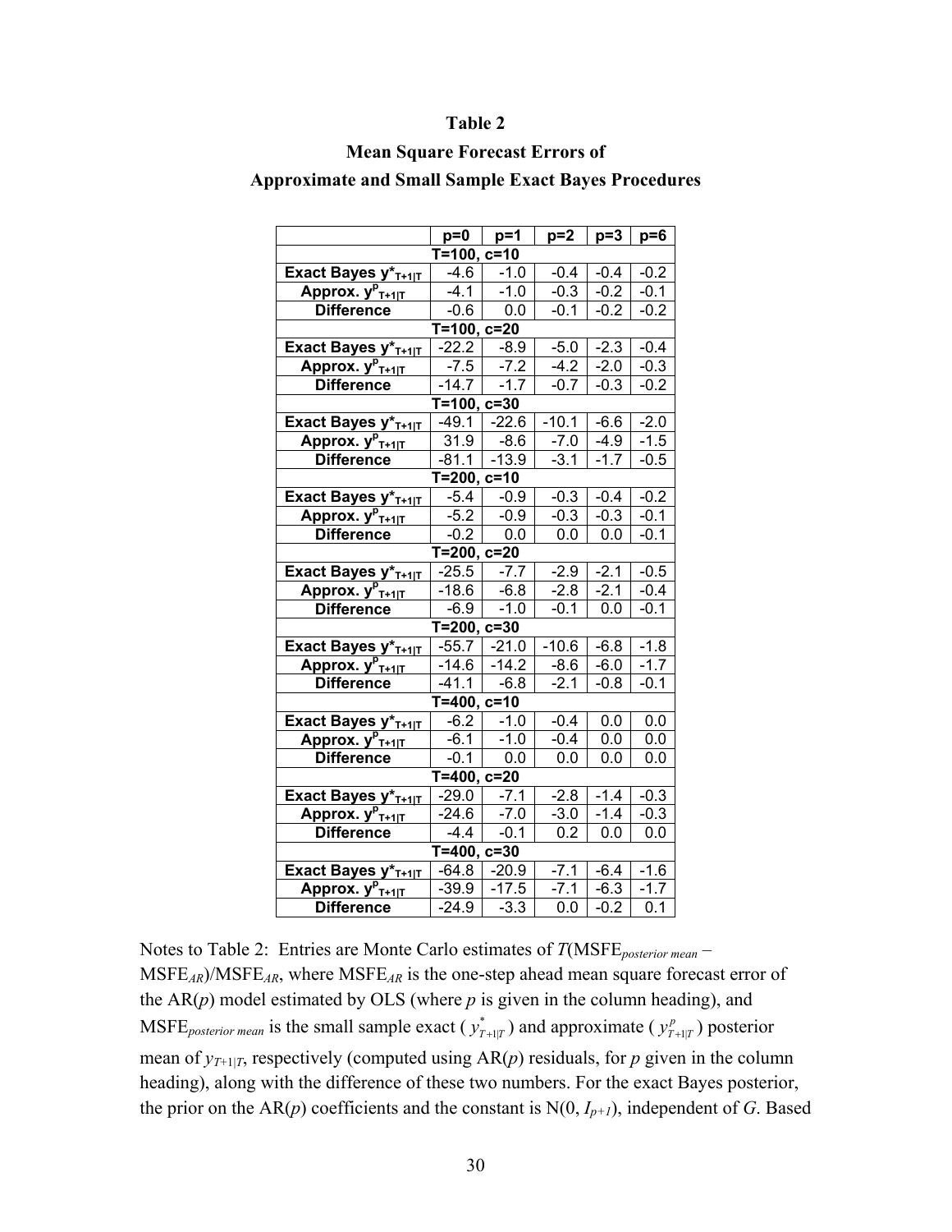**Table 2**

**Mean Square Forecast Errors of**

**Approximate and Small Sample Exact Bayes Procedures**

| | p=0 | p=1 | p=2 | p=3 | p=6 |
|---|---|---|---|---|---|
| | T=100, c=10 | | | | |
| **Exact Bayes $y^*_{T+1\|T}$** | -4.6 | -1.0 | -0.4 | -0.4 | -0.2 |
| **Approx. $y^p_{T+1\|T}$** | -4.1 | -1.0 | -0.3 | -0.2 | -0.1 |
| **Difference** | -0.6 | 0.0 | -0.1 | -0.2 | -0.2 |
| | T=100, c=20 | | | | |
| **Exact Bayes $y^*_{T+1\|T}$** | -22.2 | -8.9 | -5.0 | -2.3 | -0.4 |
| **Approx. $y^p_{T+1\|T}$** | -7.5 | -7.2 | -4.2 | -2.0 | -0.3 |
| **Difference** | -14.7 | -1.7 | -0.7 | -0.3 | -0.2 |
| | T=100, c=30 | | | | |
| **Exact Bayes $y^*_{T+1\|T}$** | -49.1 | -22.6 | -10.1 | -6.6 | -2.0 |
| **Approx. $y^p_{T+1\|T}$** | 31.9 | -8.6 | -7.0 | -4.9 | -1.5 |
| **Difference** | -81.1 | -13.9 | -3.1 | -1.7 | -0.5 |
| | T=200, c=10 | | | | |
| **Exact Bayes $y^*_{T+1\|T}$** | -5.4 | -0.9 | -0.3 | -0.4 | -0.2 |
| **Approx. $y^p_{T+1\|T}$** | -5.2 | -0.9 | -0.3 | -0.3 | -0.1 |
| **Difference** | -0.2 | 0.0 | 0.0 | 0.0 | -0.1 |
| | T=200, c=20 | | | | |
| **Exact Bayes $y^*_{T+1\|T}$** | -25.5 | -7.7 | -2.9 | -2.1 | -0.5 |
| **Approx. $y^p_{T+1\|T}$** | -18.6 | -6.8 | -2.8 | -2.1 | -0.4 |
| **Difference** | -6.9 | -1.0 | -0.1 | 0.0 | -0.1 |
| | T=200, c=30 | | | | |
| **Exact Bayes $y^*_{T+1\|T}$** | -55.7 | -21.0 | -10.6 | -6.8 | -1.8 |
| **Approx. $y^p_{T+1\|T}$** | -14.6 | -14.2 | -8.6 | -6.0 | -1.7 |
| **Difference** | -41.1 | -6.8 | -2.1 | -0.8 | -0.1 |
| | T=400, c=10 | | | | |
| **Exact Bayes $y^*_{T+1\|T}$** | -6.2 | -1.0 | -0.4 | 0.0 | 0.0 |
| **Approx. $y^p_{T+1\|T}$** | -6.1 | -1.0 | -0.4 | 0.0 | 0.0 |
| **Difference** | -0.1 | 0.0 | 0.0 | 0.0 | 0.0 |
| | T=400, c=20 | | | | |
| **Exact Bayes $y^*_{T+1\|T}$** | -29.0 | -7.1 | -2.8 | -1.4 | -0.3 |
| **Approx. $y^p_{T+1\|T}$** | -24.6 | -7.0 | -3.0 | -1.4 | -0.3 |
| **Difference** | -4.4 | -0.1 | 0.2 | 0.0 | 0.0 |
| | T=400, c=30 | | | | |
| **Exact Bayes $y^*_{T+1\|T}$** | -64.8 | -20.9 | -7.1 | -6.4 | -1.6 |
| **Approx. $y^p_{T+1\|T}$** | -39.9 | -17.5 | -7.1 | -6.3 | -1.7 |
| **Difference** | -24.9 | -3.3 | 0.0 | -0.2 | 0.1 |

Notes to Table 2: Entries are Monte Carlo estimates of $T(\text{MSFE}_{posterior\ mean} - \text{MSFE}_{AR})/\text{MSFE}_{AR}$, where $\text{MSFE}_{AR}$ is the one-step ahead mean square forecast error of the AR($p$) model estimated by OLS (where $p$ is given in the column heading), and $\text{MSFE}_{posterior\ mean}$ is the small sample exact ($y^*_{T+1|T}$) and approximate ($y^p_{T+1|T}$) posterior mean of $y_{T+1|T}$, respectively (computed using AR($p$) residuals, for $p$ given in the column heading), along with the difference of these two numbers. For the exact Bayes posterior, the prior on the AR($p$) coefficients and the constant is $N(0, I_{p+1})$, independent of $G$. Based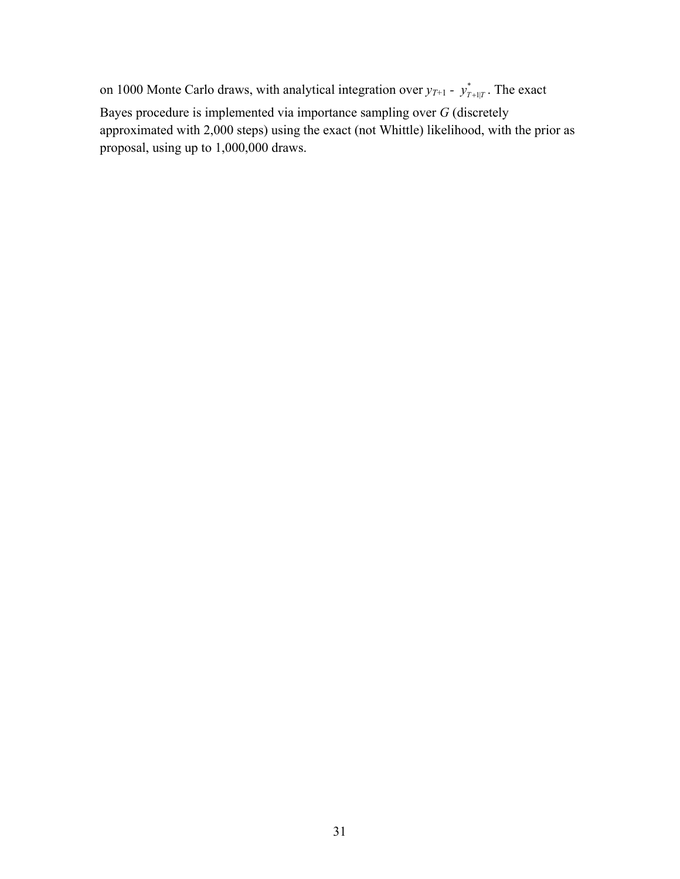on 1000 Monte Carlo draws, with analytical integration over $y_{T+1} - y^*_{T+1|T}$. The exact Bayes procedure is implemented via importance sampling over $G$ (discretely approximated with 2,000 steps) using the exact (not Whittle) likelihood, with the prior as proposal, using up to 1,000,000 draws.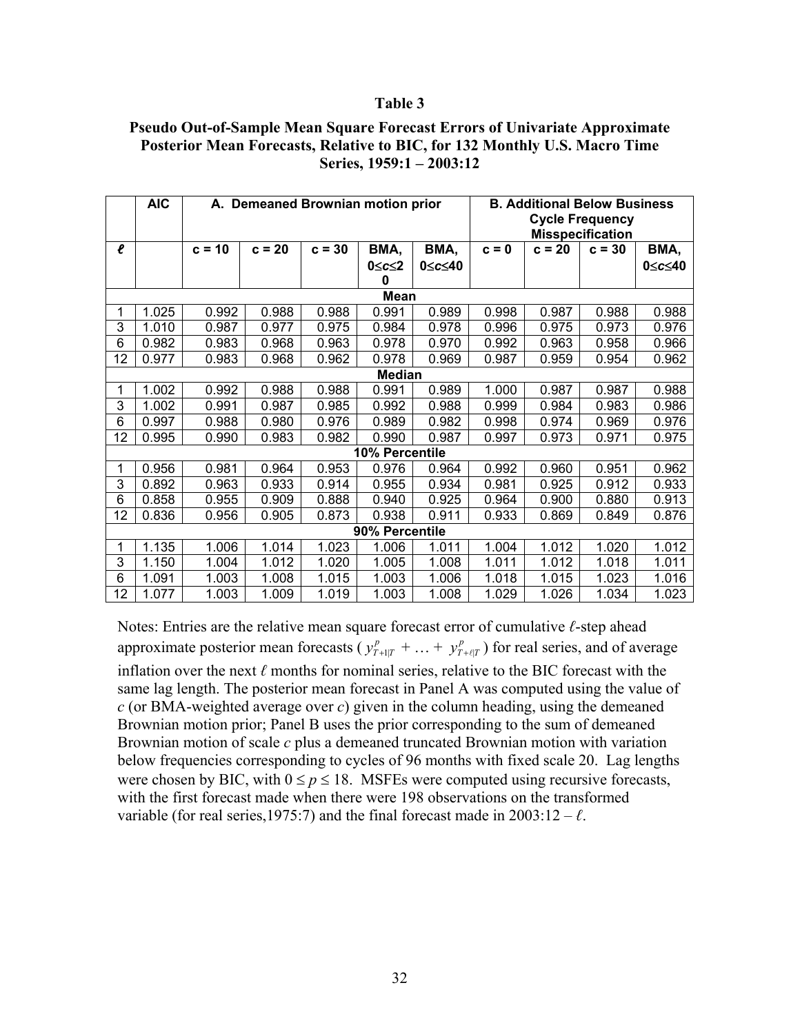**Table 3**

**Pseudo Out-of-Sample Mean Square Forecast Errors of Univariate Approximate Posterior Mean Forecasts, Relative to BIC, for 132 Monthly U.S. Macro Time Series, 1959:1 – 2003:12**

| | AIC | A. Demeaned Brownian motion prior | | | | | B. Additional Below Business Cycle Frequency Misspecification | | | |
|---|---|---|---|---|---|---|---|---|---|---|
| $\ell$ | | c = 10 | c = 20 | c = 30 | BMA, $0 \le c \le 20$ | BMA, $0 \le c \le 40$ | c = 0 | c = 20 | c = 30 | BMA, $0 \le c \le 40$ |
| **Mean** | | | | | | | | | | |
| 1 | 1.025 | 0.992 | 0.988 | 0.988 | 0.991 | 0.989 | 0.998 | 0.987 | 0.988 | 0.988 |
| 3 | 1.010 | 0.987 | 0.977 | 0.975 | 0.984 | 0.978 | 0.996 | 0.975 | 0.973 | 0.976 |
| 6 | 0.982 | 0.983 | 0.968 | 0.963 | 0.978 | 0.970 | 0.992 | 0.963 | 0.958 | 0.966 |
| 12 | 0.977 | 0.983 | 0.968 | 0.962 | 0.978 | 0.969 | 0.987 | 0.959 | 0.954 | 0.962 |
| **Median** | | | | | | | | | | |
| 1 | 1.002 | 0.992 | 0.988 | 0.988 | 0.991 | 0.989 | 1.000 | 0.987 | 0.987 | 0.988 |
| 3 | 1.002 | 0.991 | 0.987 | 0.985 | 0.992 | 0.988 | 0.999 | 0.984 | 0.983 | 0.986 |
| 6 | 0.997 | 0.988 | 0.980 | 0.976 | 0.989 | 0.982 | 0.998 | 0.974 | 0.969 | 0.976 |
| 12 | 0.995 | 0.990 | 0.983 | 0.982 | 0.990 | 0.987 | 0.997 | 0.973 | 0.971 | 0.975 |
| **10% Percentile** | | | | | | | | | | |
| 1 | 0.956 | 0.981 | 0.964 | 0.953 | 0.976 | 0.964 | 0.992 | 0.960 | 0.951 | 0.962 |
| 3 | 0.892 | 0.963 | 0.933 | 0.914 | 0.955 | 0.934 | 0.981 | 0.925 | 0.912 | 0.933 |
| 6 | 0.858 | 0.955 | 0.909 | 0.888 | 0.940 | 0.925 | 0.964 | 0.900 | 0.880 | 0.913 |
| 12 | 0.836 | 0.956 | 0.905 | 0.873 | 0.938 | 0.911 | 0.933 | 0.869 | 0.849 | 0.876 |
| **90% Percentile** | | | | | | | | | | |
| 1 | 1.135 | 1.006 | 1.014 | 1.023 | 1.006 | 1.011 | 1.004 | 1.012 | 1.020 | 1.012 |
| 3 | 1.150 | 1.004 | 1.012 | 1.020 | 1.005 | 1.008 | 1.011 | 1.012 | 1.018 | 1.011 |
| 6 | 1.091 | 1.003 | 1.008 | 1.015 | 1.003 | 1.006 | 1.018 | 1.015 | 1.023 | 1.016 |
| 12 | 1.077 | 1.003 | 1.009 | 1.019 | 1.003 | 1.008 | 1.029 | 1.026 | 1.034 | 1.023 |

Notes: Entries are the relative mean square forecast error of cumulative $\ell$-step ahead approximate posterior mean forecasts ( $y^p_{T+1|T}$ + … + $y^p_{T+\ell|T}$ ) for real series, and of average inflation over the next $\ell$ months for nominal series, relative to the BIC forecast with the same lag length. The posterior mean forecast in Panel A was computed using the value of $c$ (or BMA-weighted average over $c$) given in the column heading, using the demeaned Brownian motion prior; Panel B uses the prior corresponding to the sum of demeaned Brownian motion of scale $c$ plus a demeaned truncated Brownian motion with variation below frequencies corresponding to cycles of 96 months with fixed scale 20. Lag lengths were chosen by BIC, with $0 \le p \le 18$. MSFEs were computed using recursive forecasts, with the first forecast made when there were 198 observations on the transformed variable (for real series,1975:7) and the final forecast made in 2003:12 – $\ell$.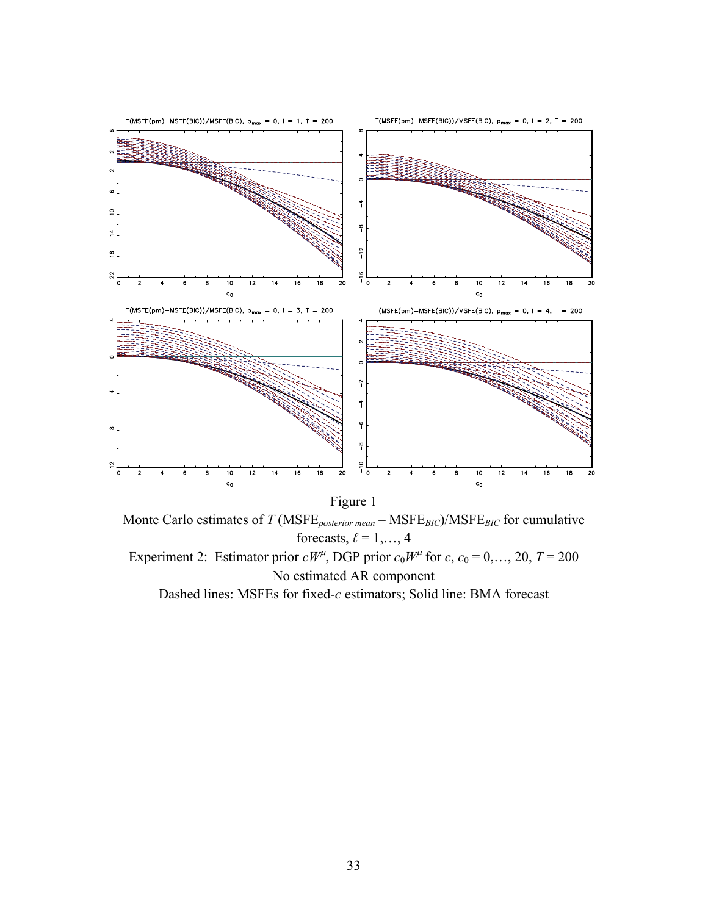Figure 1

Monte Carlo estimates of $T$ (MSFE$_{posterior\ mean}$ – MSFE$_{BIC}$)/MSFE$_{BIC}$ for cumulative forecasts, $\ell = 1,\ldots, 4$

Experiment 2: Estimator prior $cW^{\mu}$, DGP prior $c_0W^{\mu}$ for $c$, $c_0 = 0,\ldots, 20$, $T = 200$

No estimated AR component

Dashed lines: MSFEs for fixed-$c$ estimators; Solid line: BMA forecast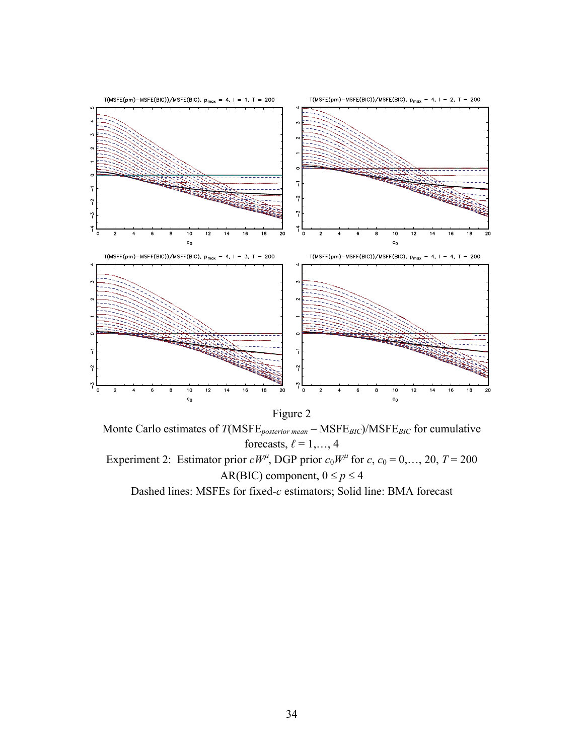Figure 2

Monte Carlo estimates of $T(\text{MSFE}_{posterior\ mean} - \text{MSFE}_{BIC})/\text{MSFE}_{BIC}$ for cumulative forecasts, $\ell = 1,\ldots, 4$

Experiment 2: Estimator prior $cW^{\mu}$, DGP prior $c_0W^{\mu}$ for $c$, $c_0 = 0,\ldots, 20$, $T = 200$

AR(BIC) component, $0 \leq p \leq 4$

Dashed lines: MSFEs for fixed-$c$ estimators; Solid line: BMA forecast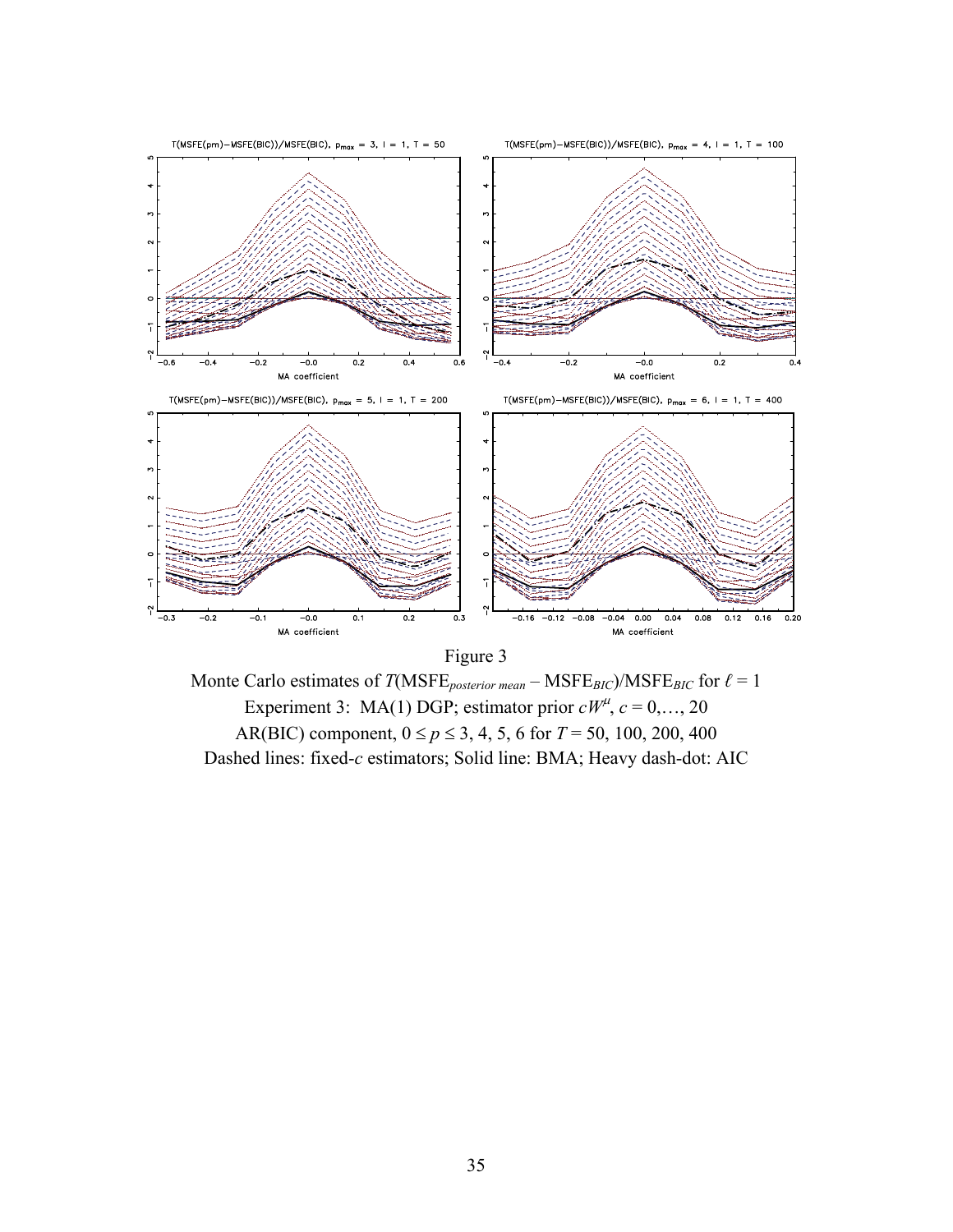Figure 3

Monte Carlo estimates of $T(\text{MSFE}_{posterior\ mean} - \text{MSFE}_{BIC})/\text{MSFE}_{BIC}$ for $\ell = 1$

Experiment 3: MA(1) DGP; estimator prior $cW^{\mu}$, $c = 0,\ldots, 20$

AR(BIC) component, $0 \le p \le 3$, 4, 5, 6 for $T = 50$, 100, 200, 400

Dashed lines: fixed-$c$ estimators; Solid line: BMA; Heavy dash-dot: AIC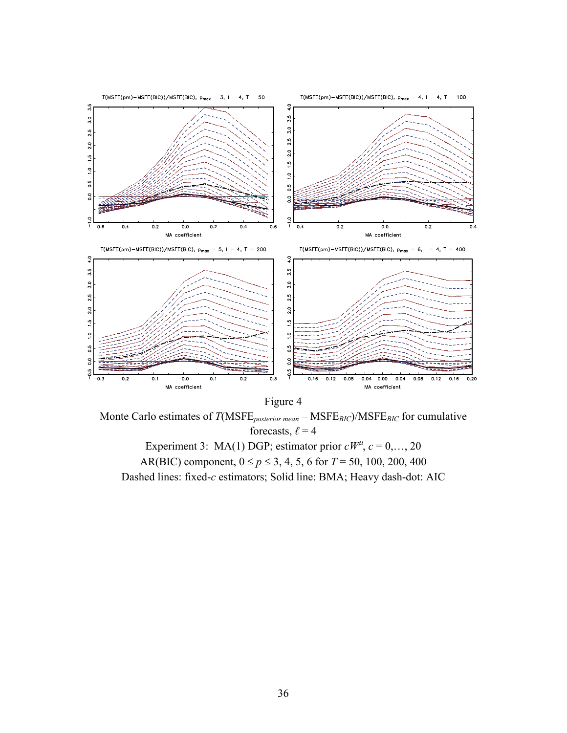Figure 4

Monte Carlo estimates of $T(\text{MSFE}_{posterior\ mean} - \text{MSFE}_{BIC})/\text{MSFE}_{BIC}$ for cumulative forecasts, $\ell = 4$

Experiment 3: MA(1) DGP; estimator prior $cW^{\mu}$, $c = 0,\ldots, 20$

AR(BIC) component, $0 \leq p \leq 3, 4, 5, 6$ for $T = 50, 100, 200, 400$

Dashed lines: fixed-$c$ estimators; Solid line: BMA; Heavy dash-dot: AIC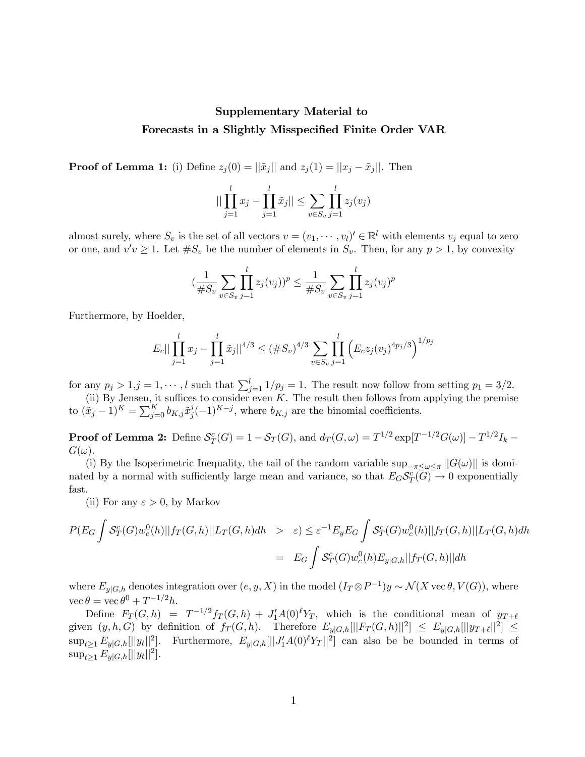## Supplementary Material to
## Forecasts in a Slightly Misspecified Finite Order VAR

**Proof of Lemma 1:** (i) Define $z_j(0) = ||\tilde{x}_j||$ and $z_j(1) = ||x_j - \tilde{x}_j||$. Then

$$||\prod_{j=1}^{l} x_j - \prod_{j=1}^{l} \tilde{x}_j|| \leq \sum_{v \in S_v} \prod_{j=1}^{l} z_j(v_j)$$

almost surely, where $S_v$ is the set of all vectors $v = (v_1, \cdots, v_l)' \in \mathbb{R}^l$ with elements $v_j$ equal to zero or one, and $v'v \geq 1$. Let $\#S_v$ be the number of elements in $S_v$. Then, for any $p > 1$, by convexity

$$(\frac{1}{\#S_v} \sum_{v \in S_v} \prod_{j=1}^{l} z_j(v_j))^p \leq \frac{1}{\#S_v} \sum_{v \in S_v} \prod_{j=1}^{l} z_j(v_j)^p$$

Furthermore, by Hoelder,

$$E_c||\prod_{j=1}^{l} x_j - \prod_{j=1}^{l} \tilde{x}_j||^{4/3} \leq (\#S_v)^{4/3} \sum_{v \in S_v} \prod_{j=1}^{l} \left(E_c z_j(v_j)^{4p_j/3}\right)^{1/p_j}$$

for any $p_j > 1, j = 1, \cdots, l$ such that $\sum_{j=1}^{l} 1/p_j = 1$. The result now follow from setting $p_1 = 3/2$.

(ii) By Jensen, it suffices to consider even $K$. The result then follows from applying the premise to $(\tilde{x}_j - 1)^K = \sum_{j=0}^{K} b_{K,j} \tilde{x}_j^j (-1)^{K-j}$, where $b_{K,j}$ are the binomial coefficients.

**Proof of Lemma 2:** Define $\mathcal{S}_T^c(G) = 1 - \mathcal{S}_T(G)$, and $d_T(G, \omega) = T^{1/2} \exp[T^{-1/2} G(\omega)] - T^{1/2} I_k - G(\omega)$.

(i) By the Isoperimetric Inequality, the tail of the random variable $\sup_{-\pi \leq \omega \leq \pi} ||G(\omega)||$ is dominated by a normal with sufficiently large mean and variance, so that $E_G \mathcal{S}_T^c(G) \to 0$ exponentially fast.

(ii) For any $\varepsilon > 0$, by Markov

$$\begin{aligned} P(E_G \int \mathcal{S}_T^c(G) w_c^0(h) ||f_T(G,h)|| L_T(G,h) dh &> \varepsilon) \leq \varepsilon^{-1} E_y E_G \int \mathcal{S}_T^c(G) w_c^0(h) ||f_T(G,h)|| L_T(G,h) dh \\ &= E_G \int \mathcal{S}_T^c(G) w_c^0(h) E_{y|G,h} ||f_T(G,h)|| dh \end{aligned}$$

where $E_{y|G,h}$ denotes integration over $(e, y, X)$ in the model $(I_T \otimes P^{-1}) y \sim \mathcal{N}(X \operatorname{vec} \theta, V(G))$, where $\operatorname{vec} \theta = \operatorname{vec} \theta^0 + T^{-1/2} h$.

Define $F_T(G, h) = T^{-1/2} f_T(G, h) + J_1' A(0)^\ell Y_T$, which is the conditional mean of $y_{T+\ell}$ given $(y, h, G)$ by definition of $f_T(G, h)$. Therefore $E_{y|G,h}[||F_T(G,h)||^2] \leq E_{y|G,h}[||y_{T+\ell}||^2] \leq \sup_{t \geq 1} E_{y|G,h}[||y_t||^2]$. Furthermore, $E_{y|G,h}[||J_1' A(0)^\ell Y_T||^2]$ can also be be bounded in terms of $\sup_{t \geq 1} E_{y|G,h}[||y_t||^2]$.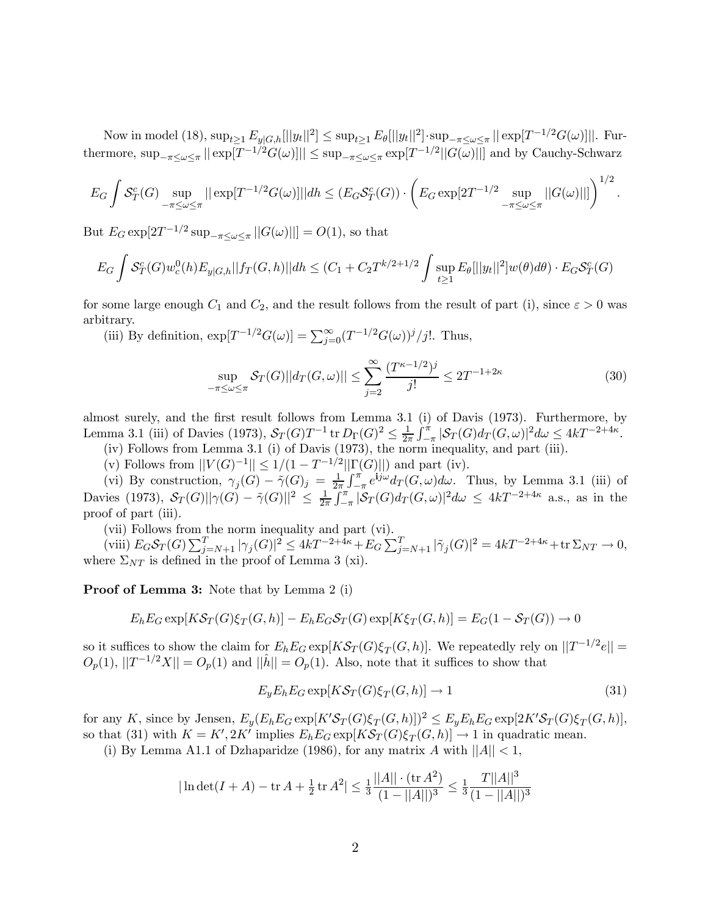Now in model (18), $\sup_{t\geq 1} E_{y|G,h}[||y_t||^2] \leq \sup_{t\geq 1} E_\theta[||y_t||^2]\cdot\sup_{-\pi\leq\omega\leq\pi}||\exp[T^{-1/2}G(\omega)]||$. Furthermore, $\sup_{-\pi\leq\omega\leq\pi}||\exp[T^{-1/2}G(\omega)]|| \leq \sup_{-\pi\leq\omega\leq\pi}\exp[T^{-1/2}||G(\omega)||]$ and by Cauchy-Schwarz

$$E_G\int \mathcal{S}_T^c(G)\sup_{-\pi\leq\omega\leq\pi}||\exp[T^{-1/2}G(\omega)]||dh \leq (E_G\mathcal{S}_T^c(G))\cdot\left(E_G\exp[2T^{-1/2}\sup_{-\pi\leq\omega\leq\pi}||G(\omega)||]\right)^{1/2}.$$

But $E_G\exp[2T^{-1/2}\sup_{-\pi\leq\omega\leq\pi}||G(\omega)||]=O(1)$, so that

$$E_G\int \mathcal{S}_T^c(G)w_c^0(h)E_{y|G,h}||f_T(G,h)||dh \leq (C_1 + C_2T^{k/2+1/2}\int\sup_{t\geq 1}E_\theta[||y_t||^2]w(\theta)d\theta)\cdot E_G\mathcal{S}_T^c(G)$$

for some large enough $C_1$ and $C_2$, and the result follows from the result of part (i), since $\varepsilon>0$ was arbitrary.

(iii) By definition, $\exp[T^{-1/2}G(\omega)]=\sum_{j=0}^\infty (T^{-1/2}G(\omega))^j/j!$. Thus,

$$\sup_{-\pi\leq\omega\leq\pi}\mathcal{S}_T(G)||d_T(G,\omega)|| \leq \sum_{j=2}^\infty \frac{(T^{\kappa-1/2})^j}{j!} \leq 2T^{-1+2\kappa} \tag{30}$$

almost surely, and the first result follows from Lemma 3.1 (i) of Davis (1973). Furthermore, by Lemma 3.1 (iii) of Davies (1973), $\mathcal{S}_T(G)T^{-1}\operatorname{tr}D_\Gamma(G)^2 \leq \frac{1}{2\pi}\int_{-\pi}^{\pi}|\mathcal{S}_T(G)d_T(G,\omega)|^2d\omega \leq 4kT^{-2+4\kappa}$.

(iv) Follows from Lemma 3.1 (i) of Davis (1973), the norm inequality, and part (iii).

(v) Follows from $||V(G)^{-1}|| \leq 1/(1-T^{-1/2}||\Gamma(G)||)$ and part (iv).

(vi) By construction, $\gamma_j(G)-\tilde\gamma(G)_j = \frac{1}{2\pi}\int_{-\pi}^{\pi}e^{\mathbf{i}j\omega}d_T(G,\omega)d\omega$. Thus, by Lemma 3.1 (iii) of Davies (1973), $\mathcal{S}_T(G)||\gamma(G)-\tilde\gamma(G)||^2 \leq \frac{1}{2\pi}\int_{-\pi}^{\pi}|\mathcal{S}_T(G)d_T(G,\omega)|^2d\omega \leq 4kT^{-2+4\kappa}$ a.s., as in the proof of part (iii).

(vii) Follows from the norm inequality and part (vi).

(viii) $E_G\mathcal{S}_T(G)\sum_{j=N+1}^T|\gamma_j(G)|^2 \leq 4kT^{-2+4\kappa}+E_G\sum_{j=N+1}^T|\tilde\gamma_j(G)|^2 = 4kT^{-2+4\kappa}+\operatorname{tr}\Sigma_{NT}\to 0$, where $\Sigma_{NT}$ is defined in the proof of Lemma 3 (xi).

**Proof of Lemma 3:** Note that by Lemma 2 (i)

$$E_hE_G\exp[K\mathcal{S}_T(G)\xi_T(G,h)] - E_hE_G\mathcal{S}_T(G)\exp[K\xi_T(G,h)] = E_G(1-\mathcal{S}_T(G))\to 0$$

so it suffices to show the claim for $E_hE_G\exp[K\mathcal{S}_T(G)\xi_T(G,h)]$. We repeatedly rely on $||T^{-1/2}e|| = O_p(1)$, $||T^{-1/2}X||=O_p(1)$ and $||\hat h|| = O_p(1)$. Also, note that it suffices to show that

$$E_yE_hE_G\exp[K\mathcal{S}_T(G)\xi_T(G,h)]\to 1 \tag{31}$$

for any $K$, since by Jensen, $E_y(E_hE_G\exp[K'\mathcal{S}_T(G)\xi_T(G,h)])^2 \leq E_yE_hE_G\exp[2K'\mathcal{S}_T(G)\xi_T(G,h)]$, so that (31) with $K=K',2K'$ implies $E_hE_G\exp[K\mathcal{S}_T(G)\xi_T(G,h)]\to 1$ in quadratic mean.

(i) By Lemma A1.1 of Dzhaparidze (1986), for any matrix $A$ with $||A||<1$,

$$|\ln\det(I+A)-\operatorname{tr}A+\tfrac{1}{2}\operatorname{tr}A^2| \leq \tfrac{1}{3}\frac{||A||\cdot(\operatorname{tr}A^2)}{(1-||A||)^3} \leq \tfrac{1}{3}\frac{T||A||^3}{(1-||A||)^3}$$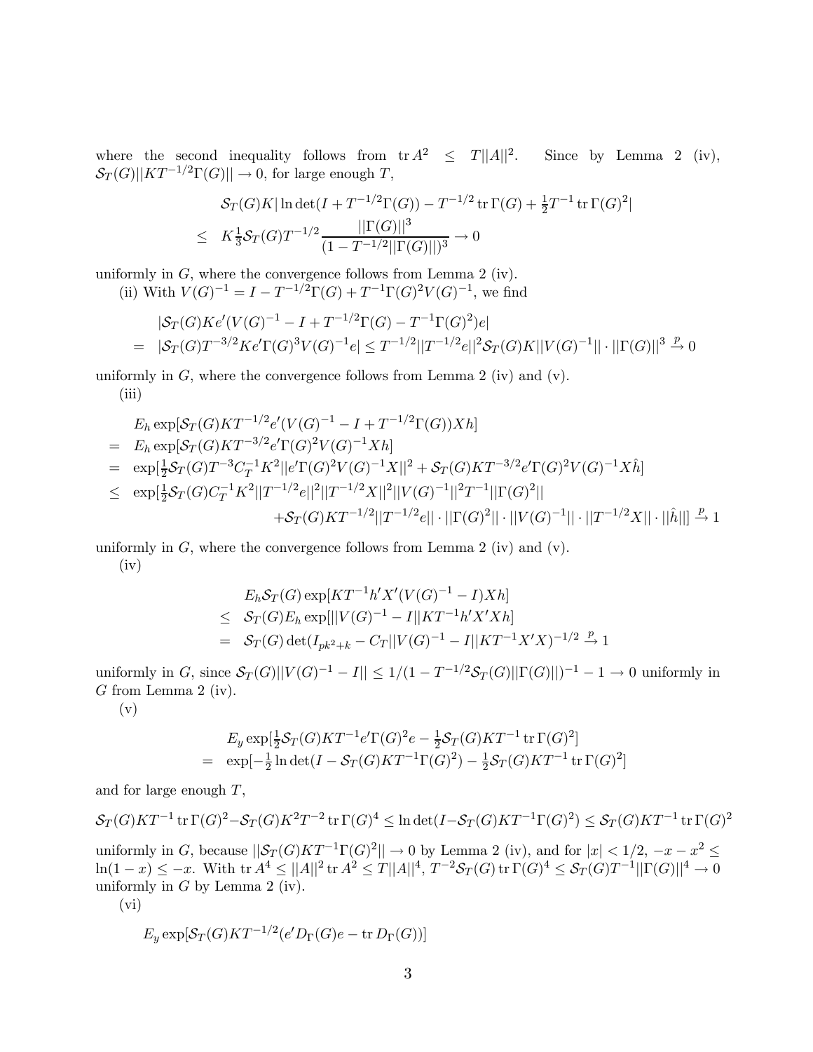where the second inequality follows from $\operatorname{tr} A^2 \leq T||A||^2$. Since by Lemma 2 (iv), $\mathcal{S}_T(G)||KT^{-1/2}\Gamma(G)|| \to 0$, for large enough $T$,

$$
\begin{aligned}
& \mathcal{S}_T(G)K|\ln\det(I+T^{-1/2}\Gamma(G)) - T^{-1/2}\operatorname{tr}\Gamma(G) + \tfrac{1}{2}T^{-1}\operatorname{tr}\Gamma(G)^2| \\
\leq \;& K\tfrac{1}{3}\mathcal{S}_T(G)T^{-1/2}\frac{||\Gamma(G)||^3}{(1-T^{-1/2}||\Gamma(G)||)^3} \to 0
\end{aligned}
$$

uniformly in $G$, where the convergence follows from Lemma 2 (iv).

(ii) With $V(G)^{-1} = I - T^{-1/2}\Gamma(G) + T^{-1}\Gamma(G)^2V(G)^{-1}$, we find

$$
\begin{aligned}
& |\mathcal{S}_T(G)Ke'(V(G)^{-1} - I + T^{-1/2}\Gamma(G) - T^{-1}\Gamma(G)^2)e| \\
= \;& |\mathcal{S}_T(G)T^{-3/2}Ke'\Gamma(G)^3V(G)^{-1}e| \leq T^{-1/2}||T^{-1/2}e||^2\mathcal{S}_T(G)K||V(G)^{-1}||\cdot||\Gamma(G)||^3 \xrightarrow{p} 0
\end{aligned}
$$

uniformly in $G$, where the convergence follows from Lemma 2 (iv) and (v).

(iii)

$$
\begin{aligned}
& E_h\exp[\mathcal{S}_T(G)KT^{-1/2}e'(V(G)^{-1} - I + T^{-1/2}\Gamma(G))Xh] \\
= \;& E_h\exp[\mathcal{S}_T(G)KT^{-3/2}e'\Gamma(G)^2V(G)^{-1}Xh] \\
= \;& \exp[\tfrac{1}{2}\mathcal{S}_T(G)T^{-3}C_T^{-1}K^2||e'\Gamma(G)^2V(G)^{-1}X||^2 + \mathcal{S}_T(G)KT^{-3/2}e'\Gamma(G)^2V(G)^{-1}X\hat{h}] \\
\leq \;& \exp[\tfrac{1}{2}\mathcal{S}_T(G)C_T^{-1}K^2||T^{-1/2}e||^2||T^{-1/2}X||^2||V(G)^{-1}||^2T^{-1}||\Gamma(G)^2|| \\
& \qquad + \mathcal{S}_T(G)KT^{-1/2}||T^{-1/2}e||\cdot||\Gamma(G)^2||\cdot||V(G)^{-1}||\cdot||T^{-1/2}X||\cdot||\hat{h}||] \xrightarrow{p} 1
\end{aligned}
$$

uniformly in $G$, where the convergence follows from Lemma 2 (iv) and (v).

(iv)

$$
\begin{aligned}
& E_h\mathcal{S}_T(G)\exp[KT^{-1}h'X'(V(G)^{-1} - I)Xh] \\
\leq \;& \mathcal{S}_T(G)E_h\exp[||V(G)^{-1} - I||KT^{-1}h'X'Xh] \\
= \;& \mathcal{S}_T(G)\det(I_{pk^2+k} - C_T||V(G)^{-1} - I||KT^{-1}X'X)^{-1/2} \xrightarrow{p} 1
\end{aligned}
$$

uniformly in $G$, since $\mathcal{S}_T(G)||V(G)^{-1} - I|| \leq 1/(1 - T^{-1/2}\mathcal{S}_T(G)||\Gamma(G)||)^{-1} - 1 \to 0$ uniformly in $G$ from Lemma 2 (iv).

(v)

$$
\begin{aligned}
& E_y\exp[\tfrac{1}{2}\mathcal{S}_T(G)KT^{-1}e'\Gamma(G)^2e - \tfrac{1}{2}\mathcal{S}_T(G)KT^{-1}\operatorname{tr}\Gamma(G)^2] \\
= \;& \exp[-\tfrac{1}{2}\ln\det(I - \mathcal{S}_T(G)KT^{-1}\Gamma(G)^2) - \tfrac{1}{2}\mathcal{S}_T(G)KT^{-1}\operatorname{tr}\Gamma(G)^2]
\end{aligned}
$$

and for large enough $T$,

$$
\mathcal{S}_T(G)KT^{-1}\operatorname{tr}\Gamma(G)^2 - \mathcal{S}_T(G)K^2T^{-2}\operatorname{tr}\Gamma(G)^4 \leq \ln\det(I - \mathcal{S}_T(G)KT^{-1}\Gamma(G)^2) \leq \mathcal{S}_T(G)KT^{-1}\operatorname{tr}\Gamma(G)^2
$$

uniformly in $G$, because $||\mathcal{S}_T(G)KT^{-1}\Gamma(G)^2|| \to 0$ by Lemma 2 (iv), and for $|x| < 1/2$, $-x - x^2 \leq \ln(1-x) \leq -x$. With $\operatorname{tr} A^4 \leq ||A||^2\operatorname{tr} A^2 \leq T||A||^4$, $T^{-2}\mathcal{S}_T(G)\operatorname{tr}\Gamma(G)^4 \leq \mathcal{S}_T(G)T^{-1}||\Gamma(G)||^4 \to 0$ uniformly in $G$ by Lemma 2 (iv).

(vi)

$$
E_y\exp[\mathcal{S}_T(G)KT^{-1/2}(e'D_\Gamma(G)e - \operatorname{tr} D_\Gamma(G))]
$$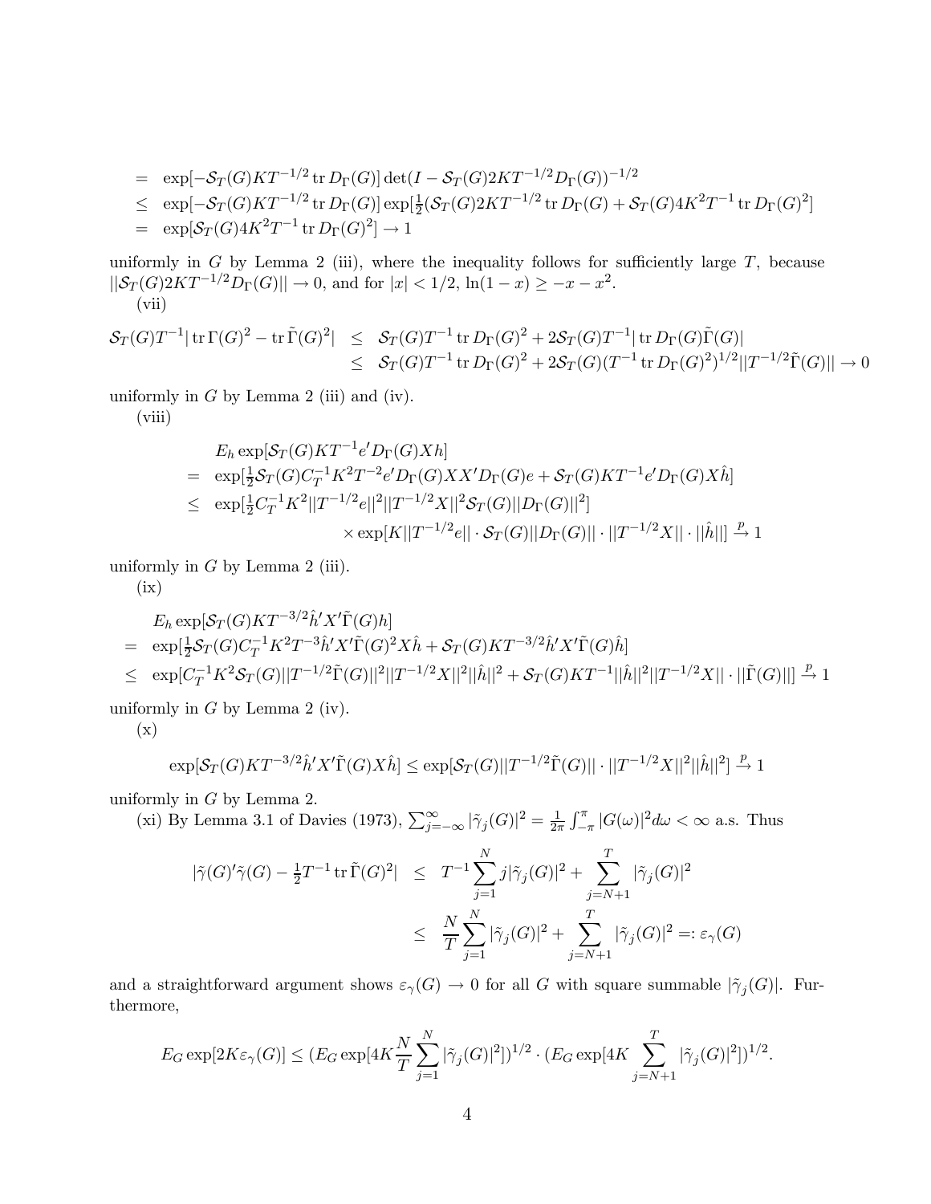$$
\begin{aligned}
&= \exp[-\mathcal{S}_T(G) K T^{-1/2} \operatorname{tr} D_\Gamma(G)] \det(I - \mathcal{S}_T(G) 2K T^{-1/2} D_\Gamma(G))^{-1/2} \\
&\leq \exp[-\mathcal{S}_T(G) K T^{-1/2} \operatorname{tr} D_\Gamma(G)] \exp[\tfrac{1}{2}(\mathcal{S}_T(G) 2K T^{-1/2} \operatorname{tr} D_\Gamma(G) + \mathcal{S}_T(G) 4K^2 T^{-1} \operatorname{tr} D_\Gamma(G)^2] \\
&= \exp[\mathcal{S}_T(G) 4K^2 T^{-1} \operatorname{tr} D_\Gamma(G)^2] \to 1
\end{aligned}
$$

uniformly in $G$ by Lemma 2 (iii), where the inequality follows for sufficiently large $T$, because $||\mathcal{S}_T(G) 2K T^{-1/2} D_\Gamma(G)|| \to 0$, and for $|x| < 1/2$, $\ln(1-x) \geq -x - x^2$.

(vii)

$$
\begin{aligned}
\mathcal{S}_T(G) T^{-1} |\operatorname{tr} \Gamma(G)^2 - \operatorname{tr} \tilde{\Gamma}(G)^2| &\leq \mathcal{S}_T(G) T^{-1} \operatorname{tr} D_\Gamma(G)^2 + 2\mathcal{S}_T(G) T^{-1} |\operatorname{tr} D_\Gamma(G) \tilde{\Gamma}(G)| \\
&\leq \mathcal{S}_T(G) T^{-1} \operatorname{tr} D_\Gamma(G)^2 + 2\mathcal{S}_T(G) (T^{-1} \operatorname{tr} D_\Gamma(G)^2)^{1/2} ||T^{-1/2} \tilde{\Gamma}(G)|| \to 0
\end{aligned}
$$

uniformly in $G$ by Lemma 2 (iii) and (iv).

(viii)

$$
\begin{aligned}
& E_h \exp[\mathcal{S}_T(G) K T^{-1} e' D_\Gamma(G) X h] \\
&= \exp[\tfrac{1}{2} \mathcal{S}_T(G) C_T^{-1} K^2 T^{-2} e' D_\Gamma(G) X X' D_\Gamma(G) e + \mathcal{S}_T(G) K T^{-1} e' D_\Gamma(G) X \hat{h}] \\
&\leq \exp[\tfrac{1}{2} C_T^{-1} K^2 ||T^{-1/2} e||^2 ||T^{-1/2} X||^2 \mathcal{S}_T(G) ||D_\Gamma(G)||^2] \\
&\qquad \times \exp[K ||T^{-1/2} e|| \cdot \mathcal{S}_T(G) ||D_\Gamma(G)|| \cdot ||T^{-1/2} X|| \cdot ||\hat{h}||] \xrightarrow{p} 1
\end{aligned}
$$

uniformly in $G$ by Lemma 2 (iii).

(ix)

$$
\begin{aligned}
& E_h \exp[\mathcal{S}_T(G) K T^{-3/2} \hat{h}' X' \tilde{\Gamma}(G) h] \\
&= \exp[\tfrac{1}{2} \mathcal{S}_T(G) C_T^{-1} K^2 T^{-3} \hat{h}' X' \tilde{\Gamma}(G)^2 X \hat{h} + \mathcal{S}_T(G) K T^{-3/2} \hat{h}' X' \tilde{\Gamma}(G) \hat{h}] \\
&\leq \exp[C_T^{-1} K^2 \mathcal{S}_T(G) ||T^{-1/2} \tilde{\Gamma}(G)||^2 ||T^{-1/2} X||^2 ||\hat{h}||^2 + \mathcal{S}_T(G) K T^{-1} ||\hat{h}||^2 ||T^{-1/2} X|| \cdot ||\tilde{\Gamma}(G)||] \xrightarrow{p} 1
\end{aligned}
$$

uniformly in $G$ by Lemma 2 (iv).

(x)

$$
\exp[\mathcal{S}_T(G) K T^{-3/2} \hat{h}' X' \tilde{\Gamma}(G) X \hat{h}] \leq \exp[\mathcal{S}_T(G) ||T^{-1/2} \tilde{\Gamma}(G)|| \cdot ||T^{-1/2} X||^2 ||\hat{h}||^2] \xrightarrow{p} 1
$$

uniformly in $G$ by Lemma 2.

(xi) By Lemma 3.1 of Davies (1973), $\sum_{j=-\infty}^{\infty} |\tilde{\gamma}_j(G)|^2 = \frac{1}{2\pi} \int_{-\pi}^{\pi} |G(\omega)|^2 d\omega < \infty$ a.s. Thus

$$
\begin{aligned}
|\tilde{\gamma}(G)' \tilde{\gamma}(G) - \tfrac{1}{2} T^{-1} \operatorname{tr} \tilde{\Gamma}(G)^2| &\leq T^{-1} \sum_{j=1}^{N} j |\tilde{\gamma}_j(G)|^2 + \sum_{j=N+1}^{T} |\tilde{\gamma}_j(G)|^2 \\
&\leq \frac{N}{T} \sum_{j=1}^{N} |\tilde{\gamma}_j(G)|^2 + \sum_{j=N+1}^{T} |\tilde{\gamma}_j(G)|^2 =: \varepsilon_\gamma(G)
\end{aligned}
$$

and a straightforward argument shows $\varepsilon_\gamma(G) \to 0$ for all $G$ with square summable $|\tilde{\gamma}_j(G)|$. Furthermore,

$$
E_G \exp[2K \varepsilon_\gamma(G)] \leq (E_G \exp[4K \frac{N}{T} \sum_{j=1}^{N} |\tilde{\gamma}_j(G)|^2])^{1/2} \cdot (E_G \exp[4K \sum_{j=N+1}^{T} |\tilde{\gamma}_j(G)|^2])^{1/2}.
$$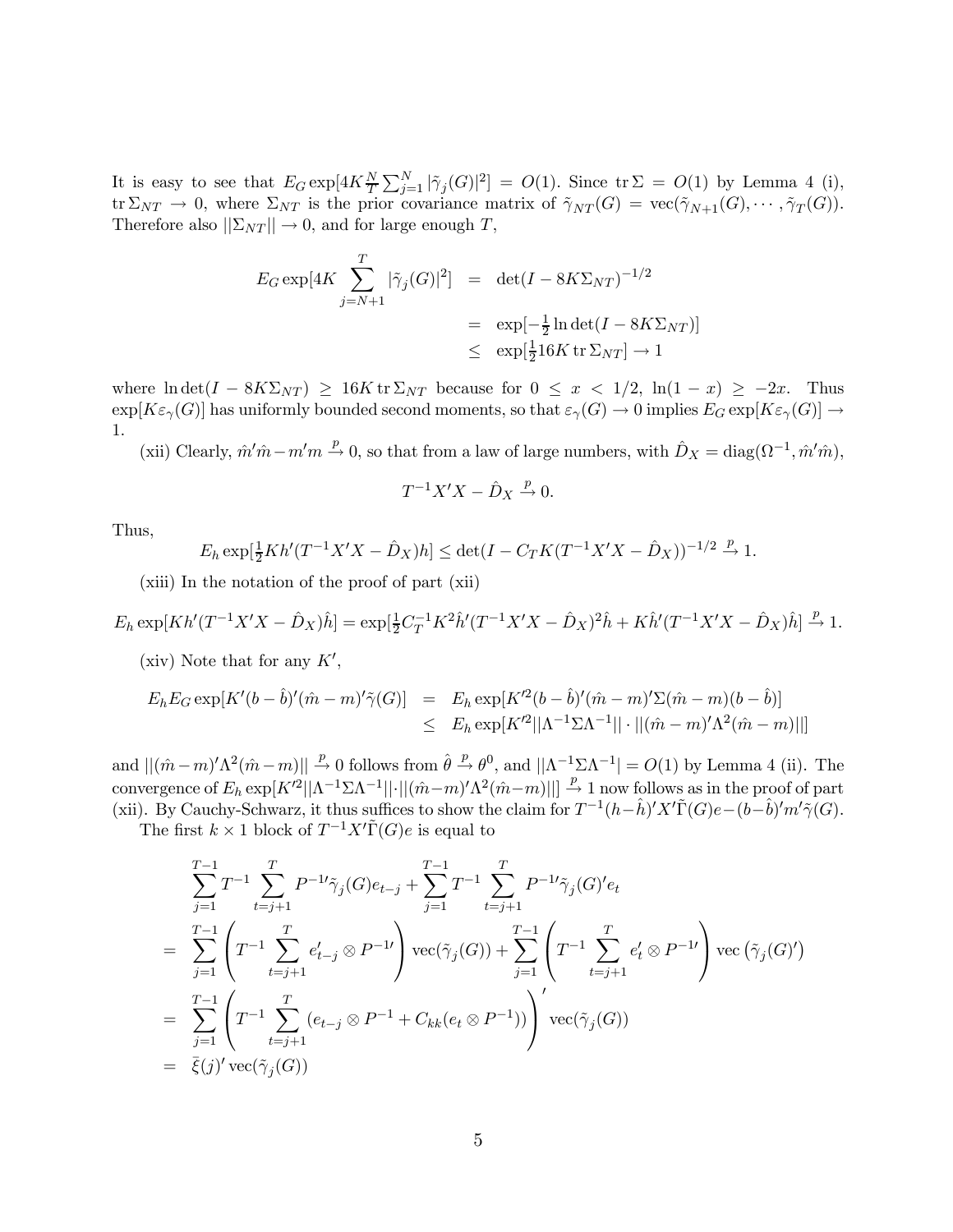It is easy to see that $E_G \exp[4K\frac{N}{T}\sum_{j=1}^{N}|\tilde{\gamma}_j(G)|^2] = O(1)$. Since $\operatorname{tr}\Sigma = O(1)$ by Lemma 4 (i), $\operatorname{tr}\Sigma_{NT} \to 0$, where $\Sigma_{NT}$ is the prior covariance matrix of $\tilde{\gamma}_{NT}(G) = \operatorname{vec}(\tilde{\gamma}_{N+1}(G), \cdots, \tilde{\gamma}_T(G))$. Therefore also $||\Sigma_{NT}|| \to 0$, and for large enough $T$,

$$
\begin{aligned}
E_G \exp[4K\sum_{j=N+1}^{T}|\tilde{\gamma}_j(G)|^2] &= \det(I - 8K\Sigma_{NT})^{-1/2} \\
&= \exp[-\tfrac{1}{2}\ln\det(I - 8K\Sigma_{NT})] \\
&\leq \exp[\tfrac{1}{2}16K\operatorname{tr}\Sigma_{NT}] \to 1
\end{aligned}
$$

where $\ln\det(I - 8K\Sigma_{NT}) \geq 16K\operatorname{tr}\Sigma_{NT}$ because for $0 \leq x < 1/2$, $\ln(1-x) \geq -2x$. Thus $\exp[K\varepsilon_\gamma(G)]$ has uniformly bounded second moments, so that $\varepsilon_\gamma(G) \to 0$ implies $E_G \exp[K\varepsilon_\gamma(G)] \to 1$.

(xii) Clearly, $\hat{m}'\hat{m} - m'm \xrightarrow{p} 0$, so that from a law of large numbers, with $\hat{D}_X = \operatorname{diag}(\Omega^{-1}, \hat{m}'\hat{m})$,

$$
T^{-1}X'X - \hat{D}_X \xrightarrow{p} 0.
$$

Thus,

$$
E_h \exp[\tfrac{1}{2}Kh'(T^{-1}X'X - \hat{D}_X)h] \leq \det(I - C_T K(T^{-1}X'X - \hat{D}_X))^{-1/2} \xrightarrow{p} 1.
$$

(xiii) In the notation of the proof of part (xii)

$$
E_h \exp[Kh'(T^{-1}X'X - \hat{D}_X)\hat{h}] = \exp[\tfrac{1}{2}C_T^{-1}K^2\hat{h}'(T^{-1}X'X - \hat{D}_X)^2\hat{h} + K\hat{h}'(T^{-1}X'X - \hat{D}_X)\hat{h}] \xrightarrow{p} 1.
$$

(xiv) Note that for any $K'$,

$$
\begin{aligned}
E_h E_G \exp[K'(b-\hat{b})'(\hat{m}-m)'\tilde{\gamma}(G)] &= E_h \exp[K'^2(b-\hat{b})'(\hat{m}-m)'\Sigma(\hat{m}-m)(b-\hat{b})] \\
&\leq E_h \exp[K'^2||\Lambda^{-1}\Sigma\Lambda^{-1}|| \cdot ||(\hat{m}-m)'\Lambda^2(\hat{m}-m)||]
\end{aligned}
$$

and $||(\hat{m}-m)'\Lambda^2(\hat{m}-m)|| \xrightarrow{p} 0$ follows from $\hat{\theta} \xrightarrow{p} \theta^0$, and $||\Lambda^{-1}\Sigma\Lambda^{-1}| = O(1)$ by Lemma 4 (ii). The convergence of $E_h \exp[K'^2||\Lambda^{-1}\Sigma\Lambda^{-1}||\cdot||(\hat{m}-m)'\Lambda^2(\hat{m}-m)||] \xrightarrow{p} 1$ now follows as in the proof of part (xii). By Cauchy-Schwarz, it thus suffices to show the claim for $T^{-1}(h-\hat{h})'X'\tilde{\Gamma}(G)e - (b-\hat{b})'m'\tilde{\gamma}(G)$.

The first $k \times 1$ block of $T^{-1}X'\tilde{\Gamma}(G)e$ is equal to

$$
\begin{aligned}
& \sum_{j=1}^{T-1} T^{-1}\sum_{t=j+1}^{T} P^{-1\prime}\tilde{\gamma}_j(G)e_{t-j} + \sum_{j=1}^{T-1} T^{-1}\sum_{t=j+1}^{T} P^{-1\prime}\tilde{\gamma}_j(G)'e_t \\
= & \sum_{j=1}^{T-1}\left(T^{-1}\sum_{t=j+1}^{T} e_{t-j}' \otimes P^{-1\prime}\right)\operatorname{vec}(\tilde{\gamma}_j(G)) + \sum_{j=1}^{T-1}\left(T^{-1}\sum_{t=j+1}^{T} e_t' \otimes P^{-1\prime}\right)\operatorname{vec}\left(\tilde{\gamma}_j(G)'\right) \\
= & \sum_{j=1}^{T-1}\left(T^{-1}\sum_{t=j+1}^{T}(e_{t-j} \otimes P^{-1} + C_{kk}(e_t \otimes P^{-1}))\right)'\operatorname{vec}(\tilde{\gamma}_j(G)) \\
= & \; \bar{\xi}(j)'\operatorname{vec}(\tilde{\gamma}_j(G))
\end{aligned}
$$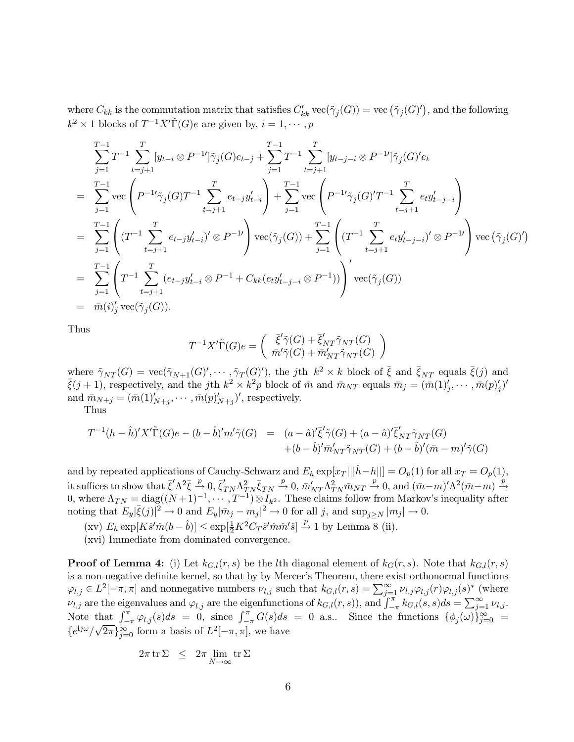where $C_{kk}$ is the commutation matrix that satisfies $C_{kk}' \operatorname{vec}(\tilde{\gamma}_j(G)) = \operatorname{vec}\left(\tilde{\gamma}_j(G)'\right)$, and the following $k^2 \times 1$ blocks of $T^{-1}X'\tilde{\Gamma}(G)e$ are given by, $i = 1, \cdots, p$

$$
\begin{aligned}
& \sum_{j=1}^{T-1} T^{-1} \sum_{t=j+1}^{T} [y_{t-i} \otimes P^{-1\prime}]\tilde{\gamma}_j(G) e_{t-j} + \sum_{j=1}^{T-1} T^{-1} \sum_{t=j+1}^{T} [y_{t-j-i} \otimes P^{-1\prime}]\tilde{\gamma}_j(G)' e_t \\
= & \sum_{j=1}^{T-1} \operatorname{vec}\left( P^{-1\prime}\tilde{\gamma}_j(G) T^{-1} \sum_{t=j+1}^{T} e_{t-j} y_{t-i}' \right) + \sum_{j=1}^{T-1} \operatorname{vec}\left( P^{-1\prime}\tilde{\gamma}_j(G)' T^{-1} \sum_{t=j+1}^{T} e_t y_{t-j-i}' \right) \\
= & \sum_{j=1}^{T-1} \left( (T^{-1} \sum_{t=j+1}^{T} e_{t-j} y_{t-i}')' \otimes P^{-1\prime} \right) \operatorname{vec}(\tilde{\gamma}_j(G)) + \sum_{j=1}^{T-1} \left( (T^{-1} \sum_{t=j+1}^{T} e_t y_{t-j-i}')' \otimes P^{-1\prime} \right) \operatorname{vec}\left(\tilde{\gamma}_j(G)'\right) \\
= & \sum_{j=1}^{T-1} \left( T^{-1} \sum_{t=j+1}^{T} (e_{t-j} y_{t-i}' \otimes P^{-1} + C_{kk}(e_t y_{t-j-i}' \otimes P^{-1})) \right)' \operatorname{vec}(\tilde{\gamma}_j(G)) \\
= & \ \bar{m}(i)_j' \operatorname{vec}(\tilde{\gamma}_j(G)).
\end{aligned}
$$

Thus

$$
T^{-1}X'\tilde{\Gamma}(G)e = \begin{pmatrix} \bar{\xi}'\tilde{\gamma}(G) + \bar{\xi}_{NT}'\tilde{\gamma}_{NT}(G) \\ \bar{m}'\tilde{\gamma}(G) + \bar{m}_{NT}'\tilde{\gamma}_{NT}(G) \end{pmatrix}
$$

where $\tilde{\gamma}_{NT}(G) = \operatorname{vec}(\tilde{\gamma}_{N+1}(G)', \cdots, \tilde{\gamma}_T(G)')$, the $j$th $k^2 \times k$ block of $\bar{\xi}$ and $\bar{\xi}_{NT}$ equals $\bar{\xi}(j)$ and $\bar{\xi}(j+1)$, respectively, and the $j$th $k^2 \times k^2 p$ block of $\bar{m}$ and $\bar{m}_{NT}$ equals $\bar{m}_j = (\bar{m}(1)_j', \cdots, \bar{m}(p)_j')'$ and $\bar{m}_{N+j} = (\bar{m}(1)_{N+j}', \cdots, \bar{m}(p)_{N+j}')'$, respectively.

Thus

$$
\begin{aligned}
T^{-1}(h - \hat{h})'X'\tilde{\Gamma}(G)e - (b - \hat{b})'m'\tilde{\gamma}(G) = & \ (a - \hat{a})'\bar{\xi}'\tilde{\gamma}(G) + (a - \hat{a})'\bar{\xi}_{NT}'\tilde{\gamma}_{NT}(G) \\
& + (b - \hat{b})'\bar{m}_{NT}'\tilde{\gamma}_{NT}(G) + (b - \hat{b})'(\bar{m} - m)'\tilde{\gamma}(G)
\end{aligned}
$$

and by repeated applications of Cauchy-Schwarz and $E_h \exp[x_T||\hat{h} - h||] = O_p(1)$ for all $x_T = O_p(1)$, it suffices to show that $\bar{\xi}'\Lambda^2\bar{\xi} \xrightarrow{p} 0$, $\bar{\xi}_{TN}'\Lambda_{TN}^2\bar{\xi}_{TN} \xrightarrow{p} 0$, $\bar{m}_{NT}'\Lambda_{TN}^2\bar{m}_{NT} \xrightarrow{p} 0$, and $(\bar{m} - m)'\Lambda^2(\bar{m} - m) \xrightarrow{p} 0$, where $\Lambda_{TN} = \operatorname{diag}((N+1)^{-1}, \cdots, T^{-1}) \otimes I_{k^2}$. These claims follow from Markov's inequality after noting that $E_y|\bar{\xi}(j)|^2 \to 0$ and $E_y|\bar{m}_j - m_j|^2 \to 0$ for all $j$, and $\sup_{j \geq N} |m_j| \to 0$.

(xv) $E_h \exp[K\hat{s}'\hat{m}(b - \hat{b})] \leq \exp[\frac{1}{2}K^2 C_T \hat{s}'\hat{m}\hat{m}'\hat{s}] \xrightarrow{p} 1$ by Lemma 8 (ii).

(xvi) Immediate from dominated convergence.

**Proof of Lemma 4:** (i) Let $k_{G,l}(r, s)$ be the $l$th diagonal element of $k_G(r, s)$. Note that $k_{G,l}(r, s)$ is a non-negative definite kernel, so that by by Mercer's Theorem, there exist orthonormal functions $\varphi_{l,j} \in L^2[-\pi, \pi]$ and nonnegative numbers $\nu_{l,j}$ such that $k_{G,l}(r, s) = \sum_{j=1}^{\infty} \nu_{l,j}\varphi_{l,j}(r)\varphi_{l,j}(s)^*$ (where $\nu_{l,j}$ are the eigenvalues and $\varphi_{l,j}$ are the eigenfunctions of $k_{G,l}(r, s)$), and $\int_{-\pi}^{\pi} k_{G,l}(s, s)ds = \sum_{j=1}^{\infty} \nu_{l,j}$. Note that $\int_{-\pi}^{\pi} \varphi_{l,j}(s)ds = 0$, since $\int_{-\pi}^{\pi} G(s)ds = 0$ a.s.. Since the functions $\{\phi_j(\omega)\}_{j=0}^{\infty} = \{e^{\mathbf{i}j\omega}/\sqrt{2\pi}\}_{j=0}^{\infty}$ form a basis of $L^2[-\pi, \pi]$, we have

$$
2\pi \operatorname{tr} \Sigma \leq 2\pi \lim_{N \to \infty} \operatorname{tr} \Sigma
$$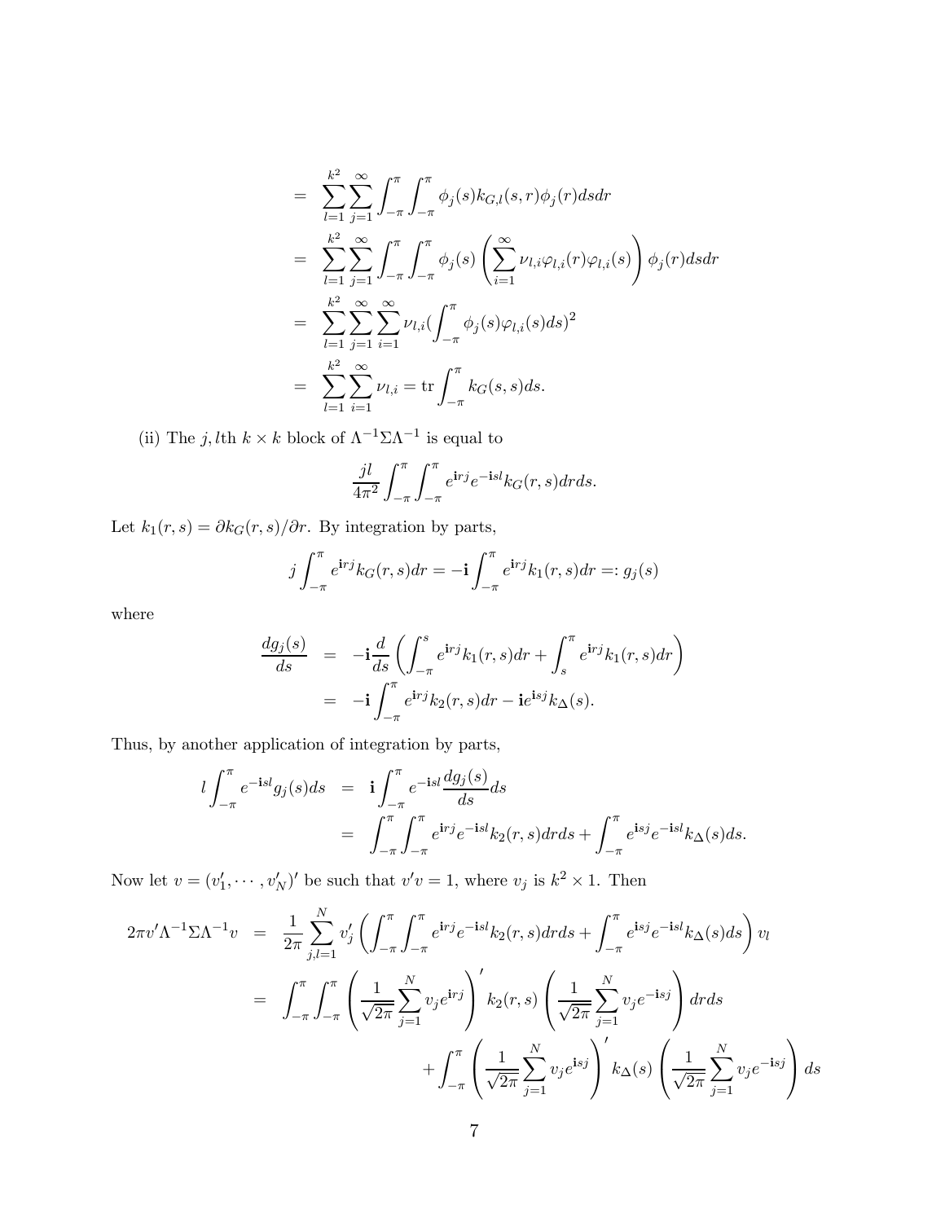$$
\begin{aligned}
&= \sum_{l=1}^{k^2} \sum_{j=1}^{\infty} \int_{-\pi}^{\pi} \int_{-\pi}^{\pi} \phi_j(s) k_{G,l}(s,r) \phi_j(r) ds dr \\
&= \sum_{l=1}^{k^2} \sum_{j=1}^{\infty} \int_{-\pi}^{\pi} \int_{-\pi}^{\pi} \phi_j(s) \left( \sum_{i=1}^{\infty} \nu_{l,i} \varphi_{l,i}(r) \varphi_{l,i}(s) \right) \phi_j(r) ds dr \\
&= \sum_{l=1}^{k^2} \sum_{j=1}^{\infty} \sum_{i=1}^{\infty} \nu_{l,i} (\int_{-\pi}^{\pi} \phi_j(s) \varphi_{l,i}(s) ds)^2 \\
&= \sum_{l=1}^{k^2} \sum_{i=1}^{\infty} \nu_{l,i} = \mathrm{tr} \int_{-\pi}^{\pi} k_G(s,s) ds.
\end{aligned}
$$

(ii) The $j,l$th $k \times k$ block of $\Lambda^{-1}\Sigma\Lambda^{-1}$ is equal to

$$
\frac{jl}{4\pi^2} \int_{-\pi}^{\pi} \int_{-\pi}^{\pi} e^{\mathbf{i}rj} e^{-\mathbf{i}sl} k_G(r,s) dr ds.
$$

Let $k_1(r,s) = \partial k_G(r,s)/\partial r$. By integration by parts,

$$
j \int_{-\pi}^{\pi} e^{\mathbf{i}rj} k_G(r,s) dr = -\mathbf{i} \int_{-\pi}^{\pi} e^{\mathbf{i}rj} k_1(r,s) dr =: g_j(s)
$$

where

$$
\begin{aligned}
\frac{dg_j(s)}{ds} &= -\mathbf{i} \frac{d}{ds} \left( \int_{-\pi}^{s} e^{\mathbf{i}rj} k_1(r,s) dr + \int_{s}^{\pi} e^{\mathbf{i}rj} k_1(r,s) dr \right) \\
&= -\mathbf{i} \int_{-\pi}^{\pi} e^{\mathbf{i}rj} k_2(r,s) dr - \mathbf{i} e^{\mathbf{i}sj} k_\Delta(s).
\end{aligned}
$$

Thus, by another application of integration by parts,

$$
\begin{aligned}
l \int_{-\pi}^{\pi} e^{-\mathbf{i}sl} g_j(s) ds &= \mathbf{i} \int_{-\pi}^{\pi} e^{-\mathbf{i}sl} \frac{dg_j(s)}{ds} ds \\
&= \int_{-\pi}^{\pi} \int_{-\pi}^{\pi} e^{\mathbf{i}rj} e^{-\mathbf{i}sl} k_2(r,s) dr ds + \int_{-\pi}^{\pi} e^{\mathbf{i}sj} e^{-\mathbf{i}sl} k_\Delta(s) ds.
\end{aligned}
$$

Now let $v = (v_1', \cdots, v_N')'$ be such that $v'v = 1$, where $v_j$ is $k^2 \times 1$. Then

$$
\begin{aligned}
2\pi v' \Lambda^{-1} \Sigma \Lambda^{-1} v &= \frac{1}{2\pi} \sum_{j,l=1}^{N} v_j' \left( \int_{-\pi}^{\pi} \int_{-\pi}^{\pi} e^{\mathbf{i}rj} e^{-\mathbf{i}sl} k_2(r,s) dr ds + \int_{-\pi}^{\pi} e^{\mathbf{i}sj} e^{-\mathbf{i}sl} k_\Delta(s) ds \right) v_l \\
&= \int_{-\pi}^{\pi} \int_{-\pi}^{\pi} \left( \frac{1}{\sqrt{2\pi}} \sum_{j=1}^{N} v_j e^{\mathbf{i}rj} \right)' k_2(r,s) \left( \frac{1}{\sqrt{2\pi}} \sum_{j=1}^{N} v_j e^{-\mathbf{i}sj} \right) dr ds \\
&\quad + \int_{-\pi}^{\pi} \left( \frac{1}{\sqrt{2\pi}} \sum_{j=1}^{N} v_j e^{\mathbf{i}sj} \right)' k_\Delta(s) \left( \frac{1}{\sqrt{2\pi}} \sum_{j=1}^{N} v_j e^{-\mathbf{i}sj} \right) ds
\end{aligned}
$$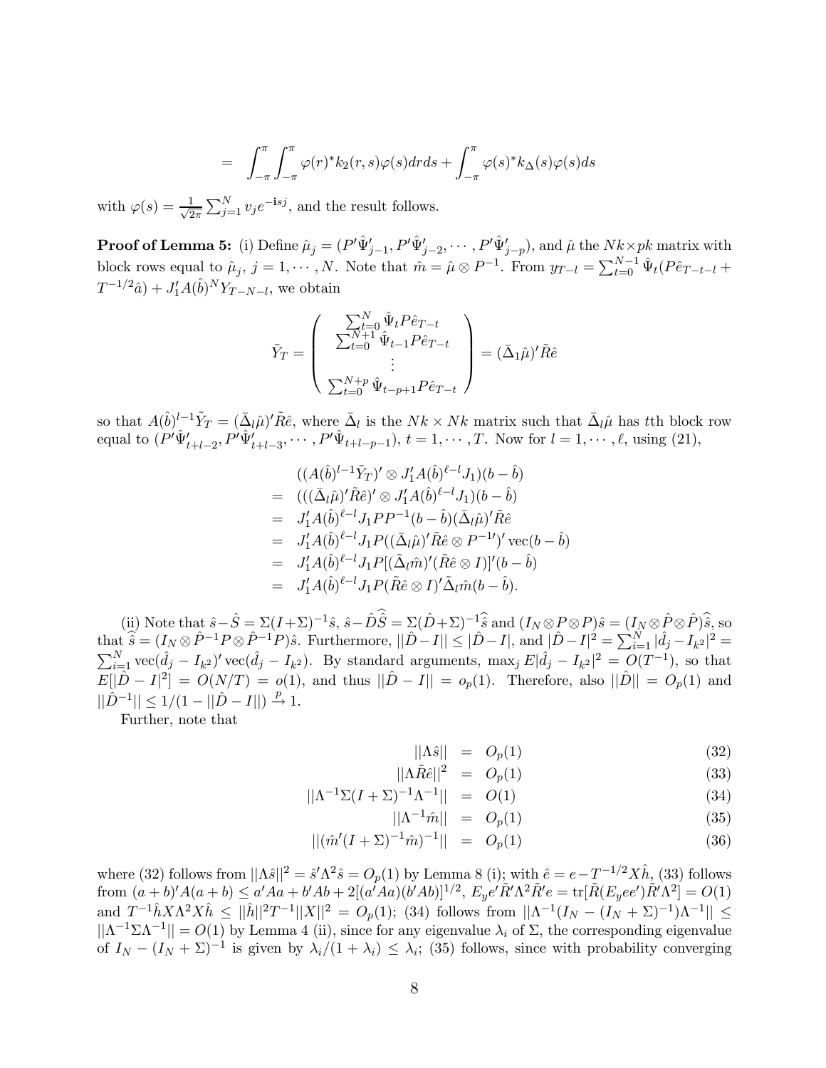$$= \int_{-\pi}^{\pi}\int_{-\pi}^{\pi}\varphi(r)^* k_2(r,s)\varphi(s)drds + \int_{-\pi}^{\pi}\varphi(s)^* k_\Delta(s)\varphi(s)ds$$

with $\varphi(s) = \frac{1}{\sqrt{2\pi}}\sum_{j=1}^N v_j e^{-\mathbf{i}sj}$, and the result follows.

**Proof of Lemma 5:** (i) Define $\hat{\mu}_j = (P'\hat{\Psi}'_{j-1}, P'\hat{\Psi}'_{j-2}, \cdots, P'\hat{\Psi}'_{j-p})$, and $\hat{\mu}$ the $Nk\times pk$ matrix with block rows equal to $\hat{\mu}_j$, $j=1,\cdots,N$. Note that $\hat{m} = \hat{\mu}\otimes P^{-1}$. From $y_{T-l} = \sum_{t=0}^{N-1}\hat{\Psi}_t(P\hat{e}_{T-t-l} + T^{-1/2}\hat{a}) + J_1'A(\hat{b})^N Y_{T-N-l}$, we obtain

$$\tilde{Y}_T = \begin{pmatrix} \sum_{t=0}^{N}\hat{\Psi}_t P\hat{e}_{T-t} \\ \sum_{t=0}^{N+1}\hat{\Psi}_{t-1}P\hat{e}_{T-t} \\ \vdots \\ \sum_{t=0}^{N+p}\hat{\Psi}_{t-p+1}P\hat{e}_{T-t} \end{pmatrix} = (\bar{\Delta}_1\hat{\mu})'\tilde{R}\hat{e}$$

so that $A(\hat{b})^{l-1}\tilde{Y}_T = (\bar{\Delta}_l\hat{\mu})'\tilde{R}\hat{e}$, where $\bar{\Delta}_l$ is the $Nk\times Nk$ matrix such that $\bar{\Delta}_l\hat{\mu}$ has $t$th block row equal to $(P'\hat{\Psi}'_{t+l-2}, P'\hat{\Psi}'_{t+l-3}, \cdots, P'\hat{\Psi}_{t+l-p-1})$, $t=1,\cdots,T$. Now for $l=1,\cdots,\ell$, using (21),

$$\begin{aligned}
&((A(\hat{b})^{l-1}\tilde{Y}_T)'\otimes J_1'A(\hat{b})^{\ell-l}J_1)(b-\hat{b}) \\
=\;& (((\bar{\Delta}_l\hat{\mu})'\tilde{R}\hat{e})'\otimes J_1'A(\hat{b})^{\ell-l}J_1)(b-\hat{b}) \\
=\;& J_1'A(\hat{b})^{\ell-l}J_1PP^{-1}(b-\hat{b})(\bar{\Delta}_l\hat{\mu})'\tilde{R}\hat{e} \\
=\;& J_1'A(\hat{b})^{\ell-l}J_1P((\bar{\Delta}_l\hat{\mu})'\tilde{R}\hat{e}\otimes P^{-1\prime})'\operatorname{vec}(b-\hat{b}) \\
=\;& J_1'A(\hat{b})^{\ell-l}J_1P[(\tilde{\Delta}_l\hat{m})'(\tilde{R}\hat{e}\otimes I)]'(b-\hat{b}) \\
=\;& J_1'A(\hat{b})^{\ell-l}J_1P(\tilde{R}\hat{e}\otimes I)'\tilde{\Delta}_l\hat{m}(b-\hat{b}).
\end{aligned}$$

(ii) Note that $\hat{s}-\hat{S} = \Sigma(I+\Sigma)^{-1}\hat{s}$, $\hat{s}-\hat{D}\widehat{\hat{S}} = \Sigma(\hat{D}+\Sigma)^{-1}\widehat{\hat{s}}$ and $(I_N\otimes P\otimes P)\hat{s} = (I_N\otimes\hat{P}\otimes\hat{P})\widehat{\hat{s}}$, so that $\widehat{\hat{s}} = (I_N\otimes\hat{P}^{-1}P\otimes\hat{P}^{-1}P)\hat{s}$. Furthermore, $||\hat{D}-I|| \le |\hat{D}-I|$, and $|\hat{D}-I|^2 = \sum_{i=1}^N|\hat{d}_j - I_{k^2}|^2 = \sum_{i=1}^N \operatorname{vec}(\hat{d}_j - I_{k^2})'\operatorname{vec}(\hat{d}_j - I_{k^2})$. By standard arguments, $\max_j E|\hat{d}_j - I_{k^2}|^2 = O(T^{-1})$, so that $E[|\hat{D}-I|^2] = O(N/T) = o(1)$, and thus $||\hat{D}-I|| = o_p(1)$. Therefore, also $||\hat{D}|| = O_p(1)$ and $||\hat{D}^{-1}|| \le 1/(1-||\hat{D}-I||) \xrightarrow{p} 1$.

Further, note that

$$||\Lambda\hat{s}|| = O_p(1) \tag{32}$$

$$||\Lambda\tilde{R}\hat{e}||^2 = O_p(1) \tag{33}$$

$$||\Lambda^{-1}\Sigma(I+\Sigma)^{-1}\Lambda^{-1}|| = O(1) \tag{34}$$

$$||\Lambda^{-1}\hat{m}|| = O_p(1) \tag{35}$$

$$||(\hat{m}'(I+\Sigma)^{-1}\hat{m})^{-1}|| = O_p(1) \tag{36}$$

where (32) follows from $||\Lambda\hat{s}||^2 = \hat{s}'\Lambda^2\hat{s} = O_p(1)$ by Lemma 8 (i); with $\hat{e} = e - T^{-1/2}X\hat{h}$, (33) follows from $(a+b)'A(a+b) \le a'Aa + b'Ab + 2[(a'Aa)(b'Ab)]^{1/2}$, $E_y e'\tilde{R}'\Lambda^2\tilde{R}'e = \operatorname{tr}[\tilde{R}(E_y ee')\tilde{R}'\Lambda^2] = O(1)$ and $T^{-1}\hat{h}X\Lambda^2X\hat{h} \le ||\hat{h}||^2T^{-1}||X||^2 = O_p(1)$; (34) follows from $||\Lambda^{-1}(I_N - (I_N+\Sigma)^{-1})\Lambda^{-1}|| \le ||\Lambda^{-1}\Sigma\Lambda^{-1}|| = O(1)$ by Lemma 4 (ii), since for any eigenvalue $\lambda_i$ of $\Sigma$, the corresponding eigenvalue of $I_N - (I_N+\Sigma)^{-1}$ is given by $\lambda_i/(1+\lambda_i) \le \lambda_i$; (35) follows, since with probability converging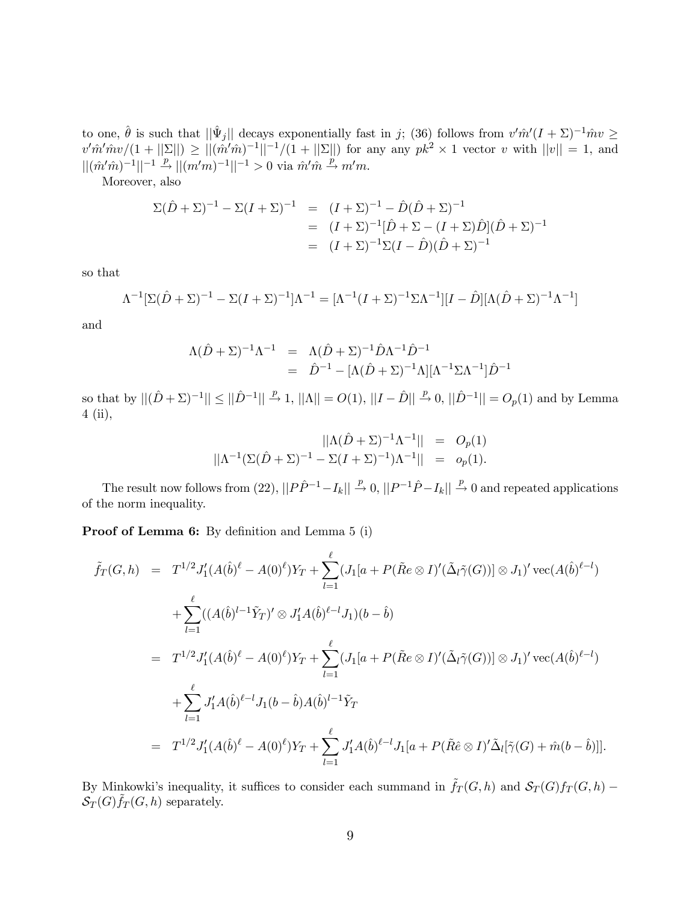to one, $\hat{\theta}$ is such that $||\hat{\Psi}_j||$ decays exponentially fast in $j$; (36) follows from $v'\hat{m}'(I+\Sigma)^{-1}\hat{m}v \geq v'\hat{m}'\hat{m}v/(1+||\Sigma||) \geq ||(\hat{m}'\hat{m})^{-1}||^{-1}/(1+||\Sigma||)$ for any any $pk^2 \times 1$ vector $v$ with $||v|| = 1$, and $||(\hat{m}'\hat{m})^{-1}||^{-1} \xrightarrow{p} ||(m'm)^{-1}||^{-1} > 0$ via $\hat{m}'\hat{m} \xrightarrow{p} m'm$.

Moreover, also

$$
\begin{aligned}
\Sigma(\hat{D}+\Sigma)^{-1} - \Sigma(I+\Sigma)^{-1} &= (I+\Sigma)^{-1} - \hat{D}(\hat{D}+\Sigma)^{-1} \\
&= (I+\Sigma)^{-1}[\hat{D}+\Sigma-(I+\Sigma)\hat{D}](\hat{D}+\Sigma)^{-1} \\
&= (I+\Sigma)^{-1}\Sigma(I-\hat{D})(\hat{D}+\Sigma)^{-1}
\end{aligned}
$$

so that

$$
\Lambda^{-1}[\Sigma(\hat{D}+\Sigma)^{-1} - \Sigma(I+\Sigma)^{-1}]\Lambda^{-1} = [\Lambda^{-1}(I+\Sigma)^{-1}\Sigma\Lambda^{-1}][I-\hat{D}][\Lambda(\hat{D}+\Sigma)^{-1}\Lambda^{-1}]
$$

and

$$
\begin{aligned}
\Lambda(\hat{D}+\Sigma)^{-1}\Lambda^{-1} &= \Lambda(\hat{D}+\Sigma)^{-1}\hat{D}\Lambda^{-1}\hat{D}^{-1} \\
&= \hat{D}^{-1} - [\Lambda(\hat{D}+\Sigma)^{-1}\Lambda][\Lambda^{-1}\Sigma\Lambda^{-1}]\hat{D}^{-1}
\end{aligned}
$$

so that by $||(\hat{D}+\Sigma)^{-1}|| \leq ||\hat{D}^{-1}|| \xrightarrow{p} 1$, $||\Lambda|| = O(1)$, $||I-\hat{D}|| \xrightarrow{p} 0$, $||\hat{D}^{-1}|| = O_p(1)$ and by Lemma 4 (ii),

$$
\begin{aligned}
||\Lambda(\hat{D}+\Sigma)^{-1}\Lambda^{-1}|| &= O_p(1) \\
||\Lambda^{-1}(\Sigma(\hat{D}+\Sigma)^{-1} - \Sigma(I+\Sigma)^{-1})\Lambda^{-1}|| &= o_p(1).
\end{aligned}
$$

The result now follows from (22), $||P\hat{P}^{-1} - I_k|| \xrightarrow{p} 0$, $||P^{-1}\hat{P} - I_k|| \xrightarrow{p} 0$ and repeated applications of the norm inequality.

**Proof of Lemma 6:** By definition and Lemma 5 (i)

$$
\begin{aligned}
\tilde{f}_T(G,h) &= T^{1/2}J_1'(A(\hat{b})^\ell - A(0)^\ell)Y_T + \sum_{l=1}^{\ell}(J_1[a+P(\tilde{R}e\otimes I)'(\tilde{\Delta}_l\tilde{\gamma}(G))]\otimes J_1)'\operatorname{vec}(A(\hat{b})^{\ell-l}) \\
&\quad + \sum_{l=1}^{\ell}((A(\hat{b})^{l-1}\tilde{Y}_T)'\otimes J_1'A(\hat{b})^{\ell-l}J_1)(b-\hat{b}) \\
&= T^{1/2}J_1'(A(\hat{b})^\ell - A(0)^\ell)Y_T + \sum_{l=1}^{\ell}(J_1[a+P(\tilde{R}e\otimes I)'(\tilde{\Delta}_l\tilde{\gamma}(G))]\otimes J_1)'\operatorname{vec}(A(\hat{b})^{\ell-l}) \\
&\quad + \sum_{l=1}^{\ell}J_1'A(\hat{b})^{\ell-l}J_1(b-\hat{b})A(\hat{b})^{l-1}\tilde{Y}_T \\
&= T^{1/2}J_1'(A(\hat{b})^\ell - A(0)^\ell)Y_T + \sum_{l=1}^{\ell}J_1'A(\hat{b})^{\ell-l}J_1[a+P(\tilde{R}\hat{e}\otimes I)'\tilde{\Delta}_l[\tilde{\gamma}(G)+\hat{m}(b-\hat{b})]].
\end{aligned}
$$

By Minkowki's inequality, it suffices to consider each summand in $\tilde{f}_T(G,h)$ and $\mathcal{S}_T(G)f_T(G,h) - \mathcal{S}_T(G)\tilde{f}_T(G,h)$ separately.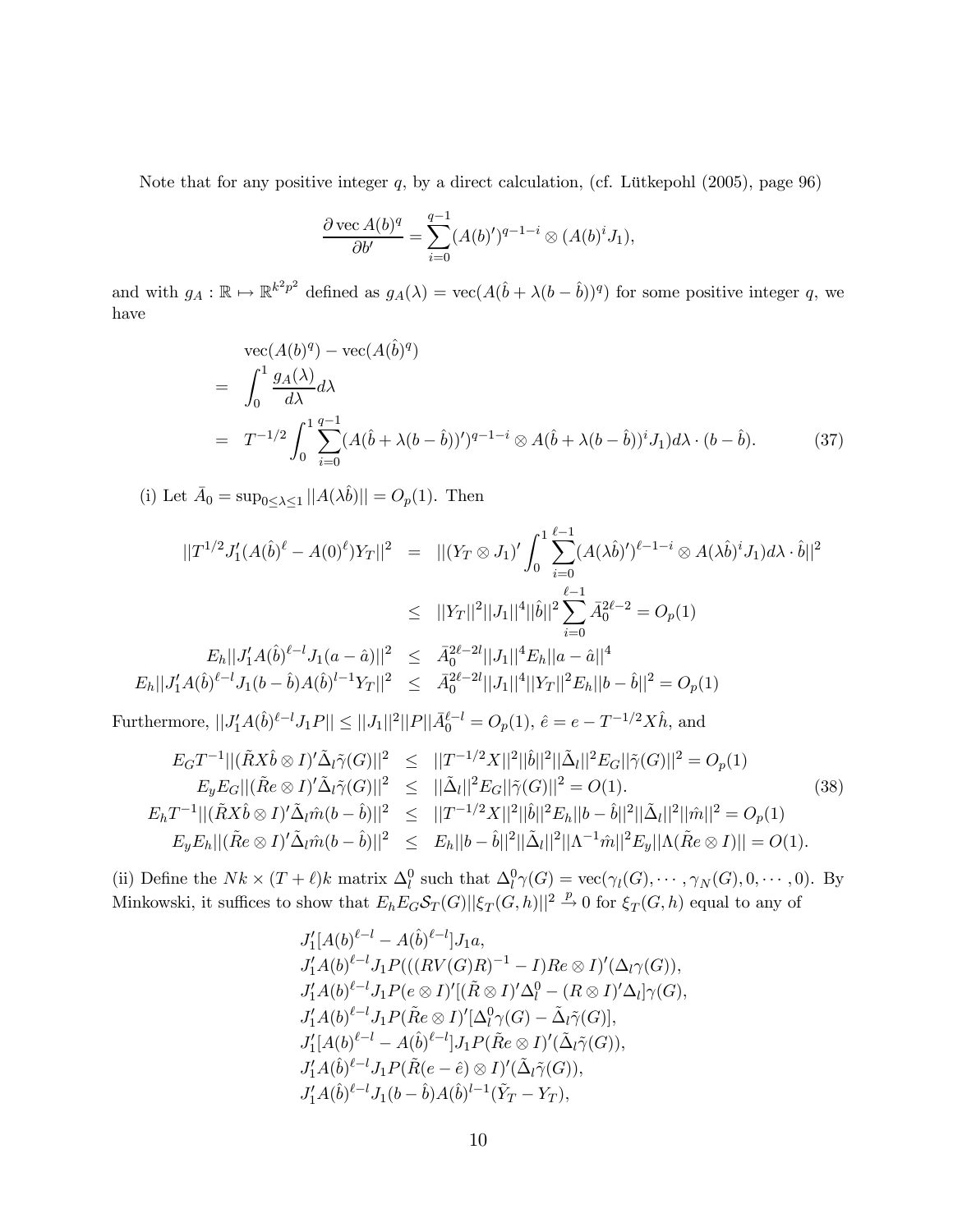Note that for any positive integer $q$, by a direct calculation, (cf. Lütkepohl (2005), page 96)

$$\frac{\partial \operatorname{vec} A(b)^q}{\partial b'} = \sum_{i=0}^{q-1} (A(b)')^{q-1-i} \otimes (A(b)^i J_1),$$

and with $g_A : \mathbb{R} \mapsto \mathbb{R}^{k^2p^2}$ defined as $g_A(\lambda) = \operatorname{vec}(A(\hat{b} + \lambda(b - \hat{b}))^q)$ for some positive integer $q$, we have

$$\begin{aligned}
&\operatorname{vec}(A(b)^q) - \operatorname{vec}(A(\hat{b})^q) \\
= &\int_0^1 \frac{g_A(\lambda)}{d\lambda} d\lambda \\
= &T^{-1/2} \int_0^1 \sum_{i=0}^{q-1} (A(\hat{b} + \lambda(b - \hat{b}))')^{q-1-i} \otimes A(\hat{b} + \lambda(b - \hat{b}))^i J_1) d\lambda \cdot (b - \hat{b}). \qquad (37)
\end{aligned}$$

(i) Let $\bar{A}_0 = \sup_{0 \le \lambda \le 1} ||A(\lambda \hat{b})|| = O_p(1)$. Then

$$\begin{aligned}
||T^{1/2} J_1'(A(\hat{b})^\ell - A(0)^\ell) Y_T||^2 &= ||(Y_T \otimes J_1)' \int_0^1 \sum_{i=0}^{\ell-1} (A(\lambda \hat{b})')^{\ell-1-i} \otimes A(\lambda \hat{b})^i J_1) d\lambda \cdot \hat{b}||^2 \\
&\le ||Y_T||^2 ||J_1||^4 ||\hat{b}||^2 \sum_{i=0}^{\ell-1} \bar{A}_0^{2\ell-2} = O_p(1) \\
E_h ||J_1' A(\hat{b})^{\ell-l} J_1 (a - \hat{a})||^2 &\le \bar{A}_0^{2\ell-2l} ||J_1||^4 E_h ||a - \hat{a}||^4 \\
E_h ||J_1' A(\hat{b})^{\ell-l} J_1 (b - \hat{b}) A(\hat{b})^{l-1} Y_T||^2 &\le \bar{A}_0^{2\ell-2l} ||J_1||^4 ||Y_T||^2 E_h ||b - \hat{b}||^2 = O_p(1)
\end{aligned}$$

Furthermore, $||J_1' A(\hat{b})^{\ell-l} J_1 P|| \le ||J_1||^2 ||P|| \bar{A}_0^{\ell-l} = O_p(1)$, $\hat{e} = e - T^{-1/2} X \hat{h}$, and

$$\begin{aligned}
E_G T^{-1} ||(\tilde{R} X \hat{b} \otimes I)' \tilde{\Delta}_l \tilde{\gamma}(G)||^2 &\le ||T^{-1/2} X||^2 ||\hat{b}||^2 ||\tilde{\Delta}_l||^2 E_G ||\tilde{\gamma}(G)||^2 = O_p(1) \\
E_y E_G ||(\tilde{R} e \otimes I)' \tilde{\Delta}_l \tilde{\gamma}(G)||^2 &\le ||\tilde{\Delta}_l||^2 E_G ||\tilde{\gamma}(G)||^2 = O(1). \qquad (38) \\
E_h T^{-1} ||(\tilde{R} X \hat{b} \otimes I)' \tilde{\Delta}_l \hat{m} (b - \hat{b})||^2 &\le ||T^{-1/2} X||^2 ||\hat{b}||^2 E_h ||b - \hat{b}||^2 ||\tilde{\Delta}_l||^2 ||\hat{m}||^2 = O_p(1) \\
E_y E_h ||(\tilde{R} e \otimes I)' \tilde{\Delta}_l \hat{m} (b - \hat{b})||^2 &\le E_h ||b - \hat{b}||^2 ||\tilde{\Delta}_l||^2 ||\Lambda^{-1} \hat{m}||^2 E_y ||\Lambda(\tilde{R} e \otimes I)|| = O(1).
\end{aligned}$$

(ii) Define the $Nk \times (T + \ell)k$ matrix $\Delta_l^0$ such that $\Delta_l^0 \gamma(G) = \operatorname{vec}(\gamma_l(G), \cdots, \gamma_N(G), 0, \cdots, 0)$. By Minkowski, it suffices to show that $E_h E_G \mathcal{S}_T(G) ||\xi_T(G, h)||^2 \xrightarrow{p} 0$ for $\xi_T(G, h)$ equal to any of

$$\begin{aligned}
&J_1'[A(b)^{\ell-l} - A(\hat{b})^{\ell-l}] J_1 a, \\
&J_1' A(b)^{\ell-l} J_1 P(((RV(G)R)^{-1} - I) Re \otimes I)'(\Delta_l \gamma(G)), \\
&J_1' A(b)^{\ell-l} J_1 P(e \otimes I)'[(\tilde{R} \otimes I)' \Delta_l^0 - (R \otimes I)' \Delta_l] \gamma(G), \\
&J_1' A(b)^{\ell-l} J_1 P(\tilde{R} e \otimes I)'[\Delta_l^0 \gamma(G) - \tilde{\Delta}_l \tilde{\gamma}(G)], \\
&J_1'[A(b)^{\ell-l} - A(\hat{b})^{\ell-l}] J_1 P(\tilde{R} e \otimes I)'(\tilde{\Delta}_l \tilde{\gamma}(G)), \\
&J_1' A(\hat{b})^{\ell-l} J_1 P(\tilde{R}(e - \hat{e}) \otimes I)'(\tilde{\Delta}_l \tilde{\gamma}(G)), \\
&J_1' A(\hat{b})^{\ell-l} J_1 (b - \hat{b}) A(\hat{b})^{l-1} (\tilde{Y}_T - Y_T),
\end{aligned}$$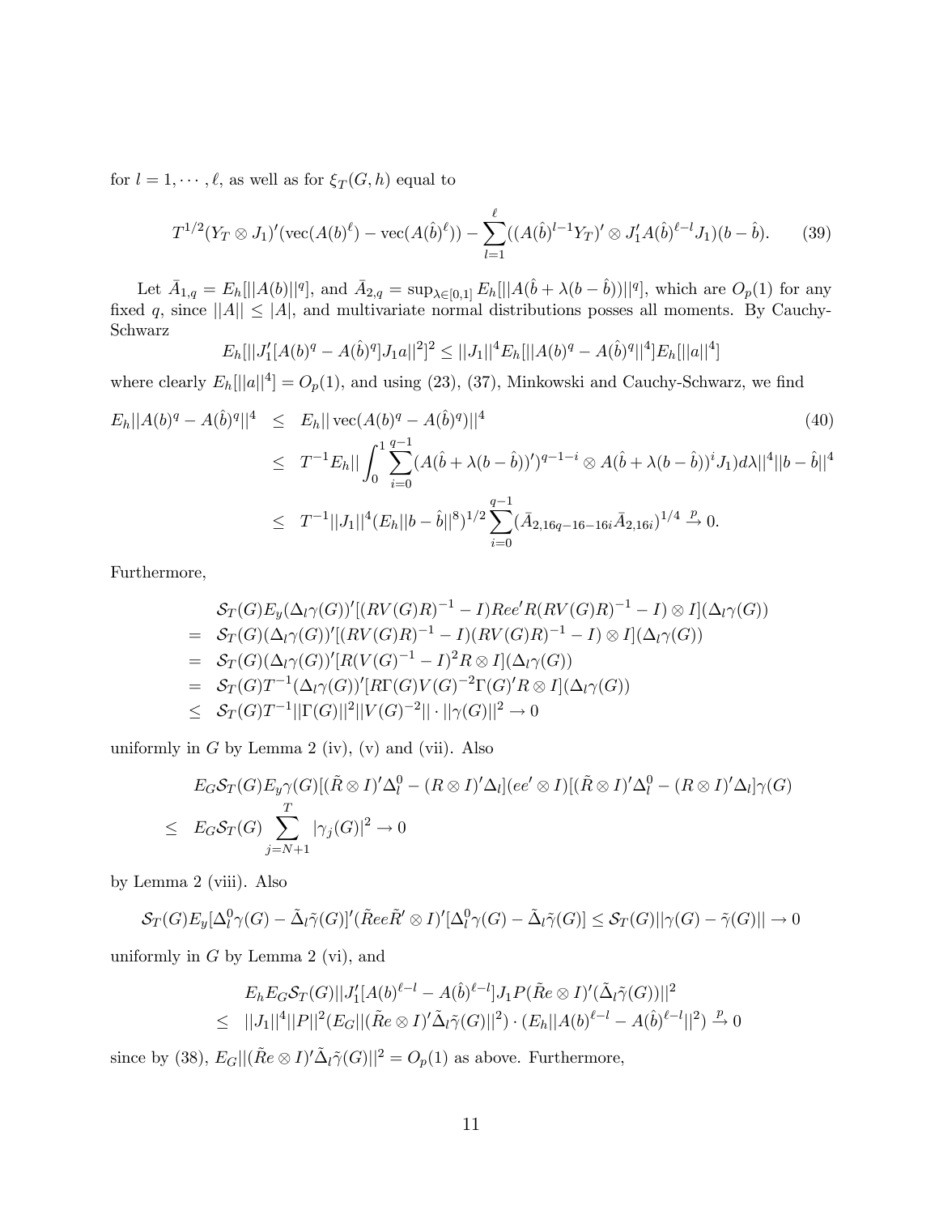for $l = 1, \cdots, \ell$, as well as for $\xi_T(G, h)$ equal to

$$T^{1/2}(Y_T \otimes J_1)'(\mathrm{vec}(A(b)^\ell) - \mathrm{vec}(A(\hat{b})^\ell)) - \sum_{l=1}^{\ell}((A(\hat{b})^{l-1}Y_T)' \otimes J_1'A(\hat{b})^{\ell-l}J_1)(b - \hat{b}). \qquad (39)$$

Let $\bar{A}_{1,q} = E_h[||A(b)||^q]$, and $\bar{A}_{2,q} = \sup_{\lambda \in [0,1]} E_h[||A(\hat{b} + \lambda(b - \hat{b}))||^q]$, which are $O_p(1)$ for any fixed $q$, since $||A|| \leq |A|$, and multivariate normal distributions posses all moments. By Cauchy-Schwarz

$$E_h[||J_1'[A(b)^q - A(\hat{b})^q]J_1 a||^2]^2 \leq ||J_1||^4 E_h[||A(b)^q - A(\hat{b})^q||^4] E_h[||a||^4]$$

where clearly $E_h[||a||^4] = O_p(1)$, and using (23), (37), Minkowski and Cauchy-Schwarz, we find

$$\begin{aligned}
E_h||A(b)^q - A(\hat{b})^q||^4 &\leq E_h||\mathrm{vec}(A(b)^q - A(\hat{b})^q)||^4 \qquad (40)\\
&\leq T^{-1}E_h||\int_0^1 \sum_{i=0}^{q-1}(A(\hat{b}+\lambda(b-\hat{b}))')^{q-1-i} \otimes A(\hat{b}+\lambda(b-\hat{b}))^i J_1 d\lambda||^4 ||b - \hat{b}||^4\\
&\leq T^{-1}||J_1||^4 (E_h||b - \hat{b}||^8)^{1/2} \sum_{i=0}^{q-1}(\bar{A}_{2,16q-16-16i}\bar{A}_{2,16i})^{1/4} \xrightarrow{p} 0.
\end{aligned}$$

Furthermore,

$$\begin{aligned}
& \mathcal{S}_T(G)E_y(\Delta_l\gamma(G))'[(RV(G)R)^{-1} - I)Ree'R(RV(G)R)^{-1} - I) \otimes I](\Delta_l\gamma(G))\\
= \ & \mathcal{S}_T(G)(\Delta_l\gamma(G))'[(RV(G)R)^{-1} - I)(RV(G)R)^{-1} - I) \otimes I](\Delta_l\gamma(G))\\
= \ & \mathcal{S}_T(G)(\Delta_l\gamma(G))'[R(V(G)^{-1} - I)^2 R \otimes I](\Delta_l\gamma(G))\\
= \ & \mathcal{S}_T(G)T^{-1}(\Delta_l\gamma(G))'[R\Gamma(G)V(G)^{-2}\Gamma(G)'R \otimes I](\Delta_l\gamma(G))\\
\leq \ & \mathcal{S}_T(G)T^{-1}||\Gamma(G)||^2||V(G)^{-2}|| \cdot ||\gamma(G)||^2 \to 0
\end{aligned}$$

uniformly in $G$ by Lemma 2 (iv), (v) and (vii). Also

$$\begin{aligned}
& E_G\mathcal{S}_T(G)E_y\gamma(G)[(\tilde{R} \otimes I)'\Delta_l^0 - (R \otimes I)'\Delta_l](ee' \otimes I)[(\tilde{R} \otimes I)'\Delta_l^0 - (R \otimes I)'\Delta_l]\gamma(G)\\
\leq \ & E_G\mathcal{S}_T(G)\sum_{j=N+1}^{T}|\gamma_j(G)|^2 \to 0
\end{aligned}$$

by Lemma 2 (viii). Also

$$\mathcal{S}_T(G)E_y[\Delta_l^0\gamma(G) - \tilde{\Delta}_l\tilde{\gamma}(G)]'(\tilde{R}ee\tilde{R}' \otimes I)'[\Delta_l^0\gamma(G) - \tilde{\Delta}_l\tilde{\gamma}(G)] \leq \mathcal{S}_T(G)||\gamma(G) - \tilde{\gamma}(G)|| \to 0$$

uniformly in $G$ by Lemma 2 (vi), and

$$\begin{aligned}
& E_hE_G\mathcal{S}_T(G)||J_1'[A(b)^{\ell-l} - A(\hat{b})^{\ell-l}]J_1 P(\tilde{R}e \otimes I)'(\tilde{\Delta}_l\tilde{\gamma}(G))||^2\\
\leq \ & ||J_1||^4||P||^2(E_G||(\tilde{R}e \otimes I)'\tilde{\Delta}_l\tilde{\gamma}(G)||^2) \cdot (E_h||A(b)^{\ell-l} - A(\hat{b})^{\ell-l}||^2) \xrightarrow{p} 0
\end{aligned}$$

since by (38), $E_G||(\tilde{R}e \otimes I)'\tilde{\Delta}_l\tilde{\gamma}(G)||^2 = O_p(1)$ as above. Furthermore,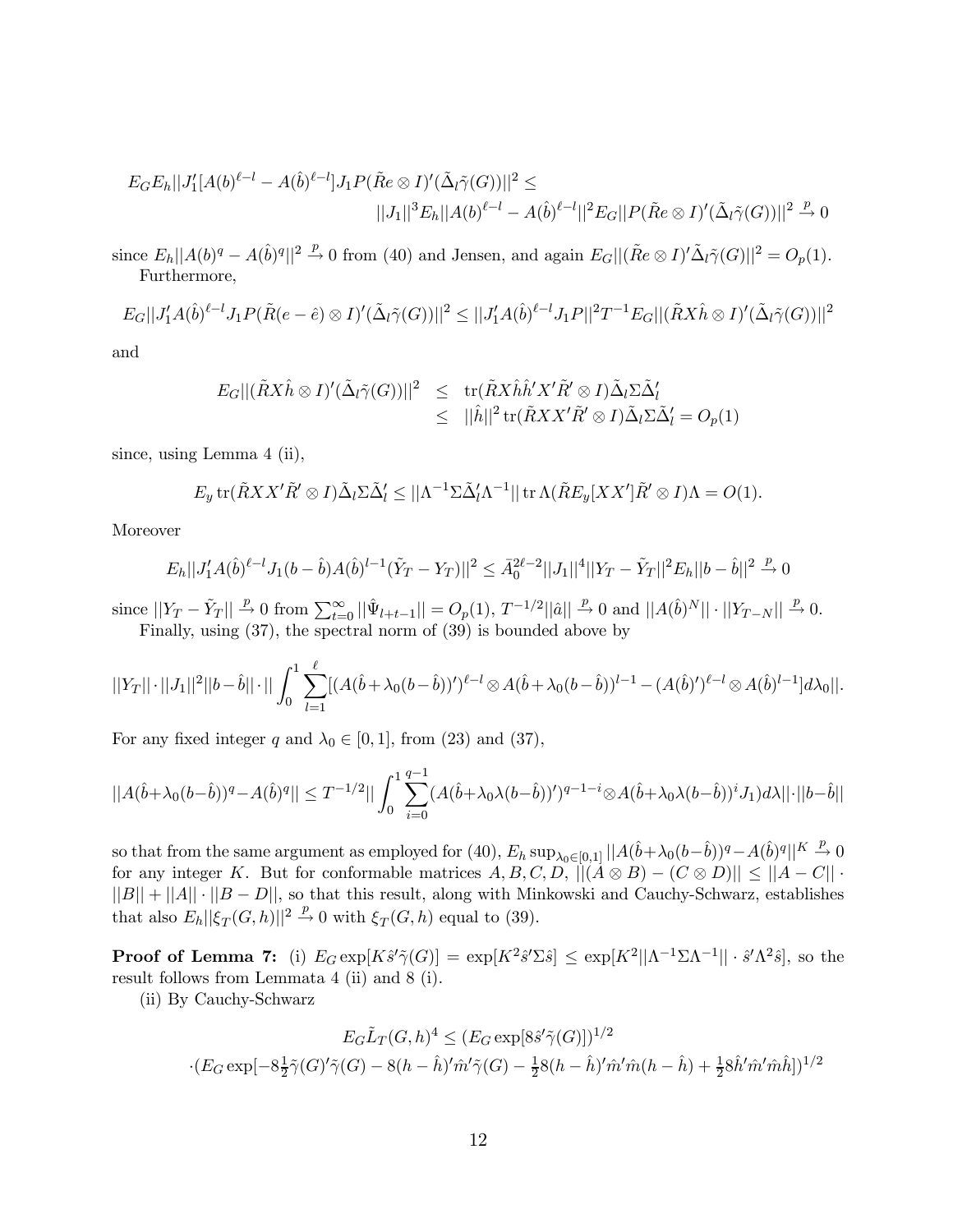$$E_G E_h ||J_1'[A(b)^{\ell-l} - A(\hat{b})^{\ell-l}]J_1 P(\tilde{R}e \otimes I)'(\tilde{\Delta}_l \tilde{\gamma}(G))||^2 \leq$$
$$||J_1||^3 E_h ||A(b)^{\ell-l} - A(\hat{b})^{\ell-l}||^2 E_G ||P(\tilde{R}e \otimes I)'(\tilde{\Delta}_l \tilde{\gamma}(G))||^2 \xrightarrow{p} 0$$

since $E_h ||A(b)^q - A(\hat{b})^q||^2 \xrightarrow{p} 0$ from (40) and Jensen, and again $E_G ||(\tilde{R}e \otimes I)' \tilde{\Delta}_l \tilde{\gamma}(G)||^2 = O_p(1)$.

Furthermore,

$$E_G ||J_1' A(\hat{b})^{\ell-l} J_1 P(\tilde{R}(e-\hat{e}) \otimes I)'(\tilde{\Delta}_l \tilde{\gamma}(G))||^2 \leq ||J_1' A(\hat{b})^{\ell-l} J_1 P||^2 T^{-1} E_G ||(\tilde{R}X\hat{h} \otimes I)'(\tilde{\Delta}_l \tilde{\gamma}(G))||^2$$

and

$$\begin{aligned} E_G ||(\tilde{R}X\hat{h} \otimes I)'(\tilde{\Delta}_l \tilde{\gamma}(G))||^2 &\leq \operatorname{tr}(\tilde{R}X\hat{h}\hat{h}'X'\tilde{R}' \otimes I)\tilde{\Delta}_l \Sigma \tilde{\Delta}_l' \\ &\leq ||\hat{h}||^2 \operatorname{tr}(\tilde{R}XX'\tilde{R}' \otimes I)\tilde{\Delta}_l \Sigma \tilde{\Delta}_l' = O_p(1) \end{aligned}$$

since, using Lemma 4 (ii),

$$E_y \operatorname{tr}(\tilde{R}XX'\tilde{R}' \otimes I)\tilde{\Delta}_l \Sigma \tilde{\Delta}_l' \leq ||\Lambda^{-1}\Sigma\tilde{\Delta}_l'\Lambda^{-1}|| \operatorname{tr} \Lambda(\tilde{R}E_y[XX']\tilde{R}' \otimes I)\Lambda = O(1).$$

Moreover

$$E_h ||J_1' A(\hat{b})^{\ell-l} J_1 (b-\hat{b}) A(\hat{b})^{l-1}(\tilde{Y}_T - Y_T)||^2 \leq \bar{A}_0^{2\ell-2} ||J_1||^4 ||Y_T - \tilde{Y}_T||^2 E_h ||b-\hat{b}||^2 \xrightarrow{p} 0$$

since $||Y_T - \tilde{Y}_T|| \xrightarrow{p} 0$ from $\sum_{t=0}^{\infty} ||\hat{\Psi}_{l+t-1}|| = O_p(1)$, $T^{-1/2}||\hat{a}|| \xrightarrow{p} 0$ and $||A(\hat{b})^N|| \cdot ||Y_{T-N}|| \xrightarrow{p} 0$.

Finally, using (37), the spectral norm of (39) is bounded above by

$$||Y_T|| \cdot ||J_1||^2 ||b-\hat{b}|| \cdot || \int_0^1 \sum_{l=1}^{\ell} [(A(\hat{b}+\lambda_0(b-\hat{b}))')^{\ell-l} \otimes A(\hat{b}+\lambda_0(b-\hat{b}))^{l-1} - (A(\hat{b})')^{\ell-l} \otimes A(\hat{b})^{l-1}] d\lambda_0 ||.$$

For any fixed integer $q$ and $\lambda_0 \in [0,1]$, from (23) and (37),

$$||A(\hat{b}+\lambda_0(b-\hat{b}))^q - A(\hat{b})^q|| \leq T^{-1/2} || \int_0^1 \sum_{i=0}^{q-1} (A(\hat{b}+\lambda_0\lambda(b-\hat{b}))')^{q-1-i} \otimes A(\hat{b}+\lambda_0\lambda(b-\hat{b}))^i J_1) d\lambda || \cdot ||b-\hat{b}||$$

so that from the same argument as employed for (40), $E_h \sup_{\lambda_0 \in [0,1]} ||A(\hat{b}+\lambda_0(b-\hat{b}))^q - A(\hat{b})^q||^K \xrightarrow{p} 0$ for any integer $K$. But for conformable matrices $A, B, C, D$, $||(A \otimes B) - (C \otimes D)|| \leq ||A - C|| \cdot ||B|| + ||A|| \cdot ||B - D||$, so that this result, along with Minkowski and Cauchy-Schwarz, establishes that also $E_h ||\xi_T(G,h)||^2 \xrightarrow{p} 0$ with $\xi_T(G,h)$ equal to (39).

**Proof of Lemma 7:** (i) $E_G \exp[K\hat{s}'\tilde{\gamma}(G)] = \exp[K^2 \hat{s}'\Sigma\hat{s}] \leq \exp[K^2 ||\Lambda^{-1}\Sigma\Lambda^{-1}|| \cdot \hat{s}'\Lambda^2\hat{s}]$, so the result follows from Lemmata 4 (ii) and 8 (i).

(ii) By Cauchy-Schwarz

$$E_G \tilde{L}_T(G,h)^4 \leq (E_G \exp[8\hat{s}'\tilde{\gamma}(G)])^{1/2}$$
$$\cdot (E_G \exp[-8\tfrac{1}{2}\tilde{\gamma}(G)'\tilde{\gamma}(G) - 8(h-\hat{h})'\hat{m}'\tilde{\gamma}(G) - \tfrac{1}{2}8(h-\hat{h})'\hat{m}'\hat{m}(h-\hat{h}) + \tfrac{1}{2}8\hat{h}'\hat{m}'\hat{m}\hat{h}])^{1/2}$$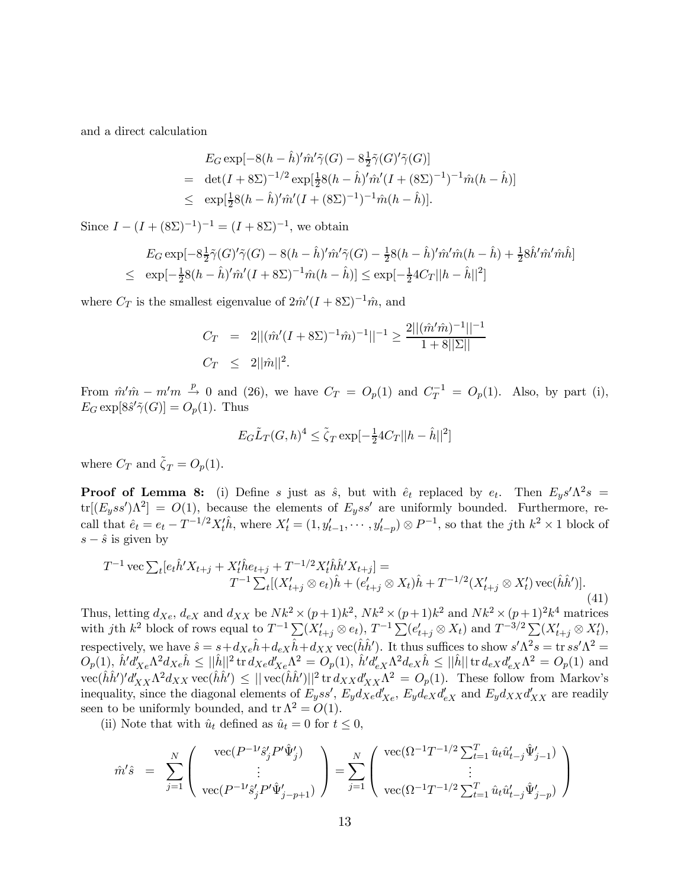and a direct calculation

$$
\begin{aligned}
& E_G \exp[-8(h-\hat{h})'\hat{m}'\tilde{\gamma}(G) - 8\tfrac{1}{2}\tilde{\gamma}(G)'\tilde{\gamma}(G)] \\
= \;& \det(I+8\Sigma)^{-1/2}\exp[\tfrac{1}{2}8(h-\hat{h})'\hat{m}'(I+(8\Sigma)^{-1})^{-1}\hat{m}(h-\hat{h})] \\
\leq \;& \exp[\tfrac{1}{2}8(h-\hat{h})'\hat{m}'(I+(8\Sigma)^{-1})^{-1}\hat{m}(h-\hat{h})].
\end{aligned}
$$

Since $I-(I+(8\Sigma)^{-1})^{-1}=(I+8\Sigma)^{-1}$, we obtain

$$
\begin{aligned}
& E_G \exp[-8\tfrac{1}{2}\tilde{\gamma}(G)'\tilde{\gamma}(G) - 8(h-\hat{h})'\hat{m}'\tilde{\gamma}(G) - \tfrac{1}{2}8(h-\hat{h})'\hat{m}'\hat{m}(h-\hat{h}) + \tfrac{1}{2}8\hat{h}'\hat{m}'\hat{m}\hat{h}] \\
\leq \;& \exp[-\tfrac{1}{2}8(h-\hat{h})'\hat{m}'(I+8\Sigma)^{-1}\hat{m}(h-\hat{h})] \leq \exp[-\tfrac{1}{2}4C_T||h-\hat{h}||^2]
\end{aligned}
$$

where $C_T$ is the smallest eigenvalue of $2\hat{m}'(I+8\Sigma)^{-1}\hat{m}$, and

$$
\begin{aligned}
C_T &= 2||(\hat{m}'(I+8\Sigma)^{-1}\hat{m})^{-1}||^{-1} \geq \frac{2||(\hat{m}'\hat{m})^{-1}||^{-1}}{1+8||\Sigma||} \\
C_T &\leq 2||\hat{m}||^2.
\end{aligned}
$$

From $\hat{m}'\hat{m}-m'm \xrightarrow{p} 0$ and (26), we have $C_T=O_p(1)$ and $C_T^{-1}=O_p(1)$. Also, by part (i), $E_G\exp[8\hat{s}'\tilde{\gamma}(G)]=O_p(1)$. Thus

$$
E_G\tilde{L}_T(G,h)^4 \leq \tilde{\zeta}_T \exp[-\tfrac{1}{2}4C_T||h-\hat{h}||^2]
$$

where $C_T$ and $\tilde{\zeta}_T=O_p(1)$.

**Proof of Lemma 8:** (i) Define $s$ just as $\hat{s}$, but with $\hat{e}_t$ replaced by $e_t$. Then $E_y s'\Lambda^2 s = \operatorname{tr}[(E_y ss')\Lambda^2]=O(1)$, because the elements of $E_y ss'$ are uniformly bounded. Furthermore, recall that $\hat{e}_t = e_t - T^{-1/2}X_t'\hat{h}$, where $X_t'=(1,y_{t-1}',\cdots,y_{t-p}')\otimes P^{-1}$, so that the $j$th $k^2\times 1$ block of $s-\hat{s}$ is given by

$$
\begin{aligned}
T^{-1}\operatorname{vec}\textstyle\sum_t[e_t\hat{h}'X_{t+j}+X_t'\hat{h}e_{t+j}+T^{-1/2}X_t'\hat{h}\hat{h}'X_{t+j}] &= \\
T^{-1}\textstyle\sum_t[(X_{t+j}'\otimes e_t)\hat{h}+(e_{t+j}'\otimes X_t)\hat{h}&+T^{-1/2}(X_{t+j}'\otimes X_t')\operatorname{vec}(\hat{h}\hat{h}')].
\end{aligned} \tag{41}
$$

Thus, letting $d_{Xe}$, $d_{eX}$ and $d_{XX}$ be $Nk^2\times(p+1)k^2$, $Nk^2\times(p+1)k^2$ and $Nk^2\times(p+1)^2k^4$ matrices with $j$th $k^2$ block of rows equal to $T^{-1}\sum(X_{t+j}'\otimes e_t)$, $T^{-1}\sum(e_{t+j}'\otimes X_t)$ and $T^{-3/2}\sum(X_{t+j}'\otimes X_t')$, respectively, we have $\hat{s}=s+d_{Xe}\hat{h}+d_{eX}\hat{h}+d_{XX}\operatorname{vec}(\hat{h}\hat{h}')$. It thus suffices to show $s'\Lambda^2 s=\operatorname{tr}ss'\Lambda^2=O_p(1)$, $\hat{h}'d_{Xe}'\Lambda^2 d_{Xe}\hat{h}\leq||\hat{h}||^2\operatorname{tr}d_{Xe}d_{Xe}'\Lambda^2=O_p(1)$, $\hat{h}'d_{eX}'\Lambda^2 d_{eX}\hat{h}\leq||\hat{h}||\operatorname{tr}d_{eX}d_{eX}'\Lambda^2=O_p(1)$ and $\operatorname{vec}(\hat{h}\hat{h}')'d_{XX}'\Lambda^2 d_{XX}\operatorname{vec}(\hat{h}\hat{h}')\leq||\operatorname{vec}(\hat{h}\hat{h}')||^2\operatorname{tr}d_{XX}d_{XX}'\Lambda^2=O_p(1)$. These follow from Markov's inequality, since the diagonal elements of $E_y ss'$, $E_y d_{Xe}d_{Xe}'$, $E_y d_{eX}d_{eX}'$ and $E_y d_{XX}d_{XX}'$ are readily seen to be uniformly bounded, and $\operatorname{tr}\Lambda^2=O(1)$.

(ii) Note that with $\hat{u}_t$ defined as $\hat{u}_t=0$ for $t\leq 0$,

$$
\hat{m}'\hat{s} = \sum_{j=1}^N\begin{pmatrix}\operatorname{vec}(P^{-1\prime}\hat{s}_j'P'\hat{\Psi}_j') \\ \vdots \\ \operatorname{vec}(P^{-1\prime}\hat{s}_j'P'\hat{\Psi}_{j-p+1}')\end{pmatrix} = \sum_{j=1}^N\begin{pmatrix}\operatorname{vec}(\Omega^{-1}T^{-1/2}\sum_{t=1}^T\hat{u}_t\hat{u}_{t-j}'\hat{\Psi}_{j-1}') \\ \vdots \\ \operatorname{vec}(\Omega^{-1}T^{-1/2}\sum_{t=1}^T\hat{u}_t\hat{u}_{t-j}'\hat{\Psi}_{j-p}')\end{pmatrix}
$$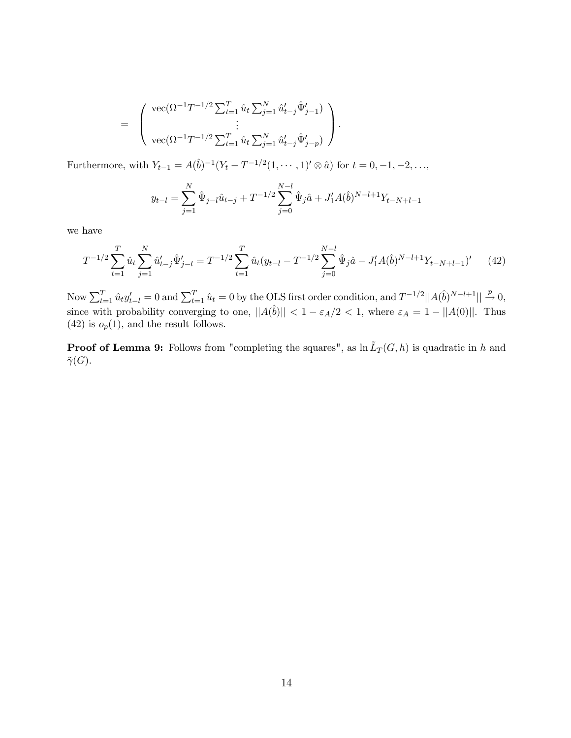$$= \left( \begin{array}{c} \mathrm{vec}(\Omega^{-1} T^{-1/2} \sum_{t=1}^{T} \hat{u}_t \sum_{j=1}^{N} \hat{u}'_{t-j} \hat{\Psi}'_{j-1}) \\ \vdots \\ \mathrm{vec}(\Omega^{-1} T^{-1/2} \sum_{t=1}^{T} \hat{u}_t \sum_{j=1}^{N} \hat{u}'_{t-j} \hat{\Psi}'_{j-p}) \end{array} \right).$$

Furthermore, with $Y_{t-1} = A(\hat{b})^{-1}(Y_t - T^{-1/2}(1, \cdots, 1)' \otimes \hat{a})$ for $t = 0, -1, -2, \ldots$,

$$y_{t-l} = \sum_{j=1}^{N} \hat{\Psi}_{j-l} \hat{u}_{t-j} + T^{-1/2} \sum_{j=0}^{N-l} \hat{\Psi}_j \hat{a} + J'_1 A(\hat{b})^{N-l+1} Y_{t-N+l-1}$$

we have

$$T^{-1/2} \sum_{t=1}^{T} \hat{u}_t \sum_{j=1}^{N} \hat{u}'_{t-j} \hat{\Psi}'_{j-l} = T^{-1/2} \sum_{t=1}^{T} \hat{u}_t (y_{t-l} - T^{-1/2} \sum_{j=0}^{N-l} \hat{\Psi}_j \hat{a} - J'_1 A(\hat{b})^{N-l+1} Y_{t-N+l-1})' \qquad (42)$$

Now $\sum_{t=1}^{T} \hat{u}_t y'_{t-l} = 0$ and $\sum_{t=1}^{T} \hat{u}_t = 0$ by the OLS first order condition, and $T^{-1/2} ||A(\hat{b})^{N-l+1}|| \xrightarrow{p} 0$, since with probability converging to one, $||A(\hat{b})|| < 1 - \varepsilon_A/2 < 1$, where $\varepsilon_A = 1 - ||A(0)||$. Thus (42) is $o_p(1)$, and the result follows.

**Proof of Lemma 9:** Follows from "completing the squares", as $\ln \tilde{L}_T(G, h)$ is quadratic in $h$ and $\tilde{\gamma}(G)$.